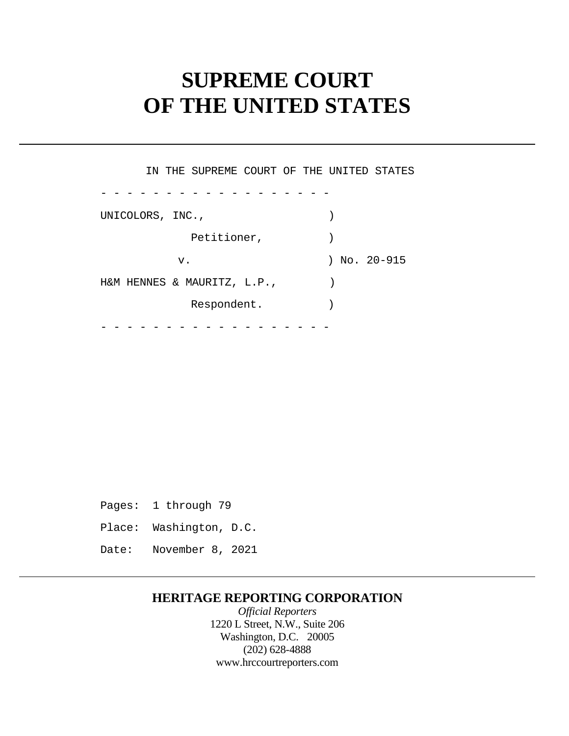# SUPREME COURT
# OF THE UNITED STATES

---

IN THE SUPREME COURT OF THE UNITED STATES

\- - - - - - - - - - - - - - - - - -

UNICOLORS, INC., )

Petitioner, )

v. ) No. 20-915

H&M HENNES & MAURITZ, L.P., )

Respondent. )

\- - - - - - - - - - - - - - - - - -

Pages: 1 through 79

Place: Washington, D.C.

Date: November 8, 2021

---

**HERITAGE REPORTING CORPORATION**

*Official Reporters*

1220 L Street, N.W., Suite 206

Washington, D.C. 20005

(202) 628-4888

www.hrccourtreporters.com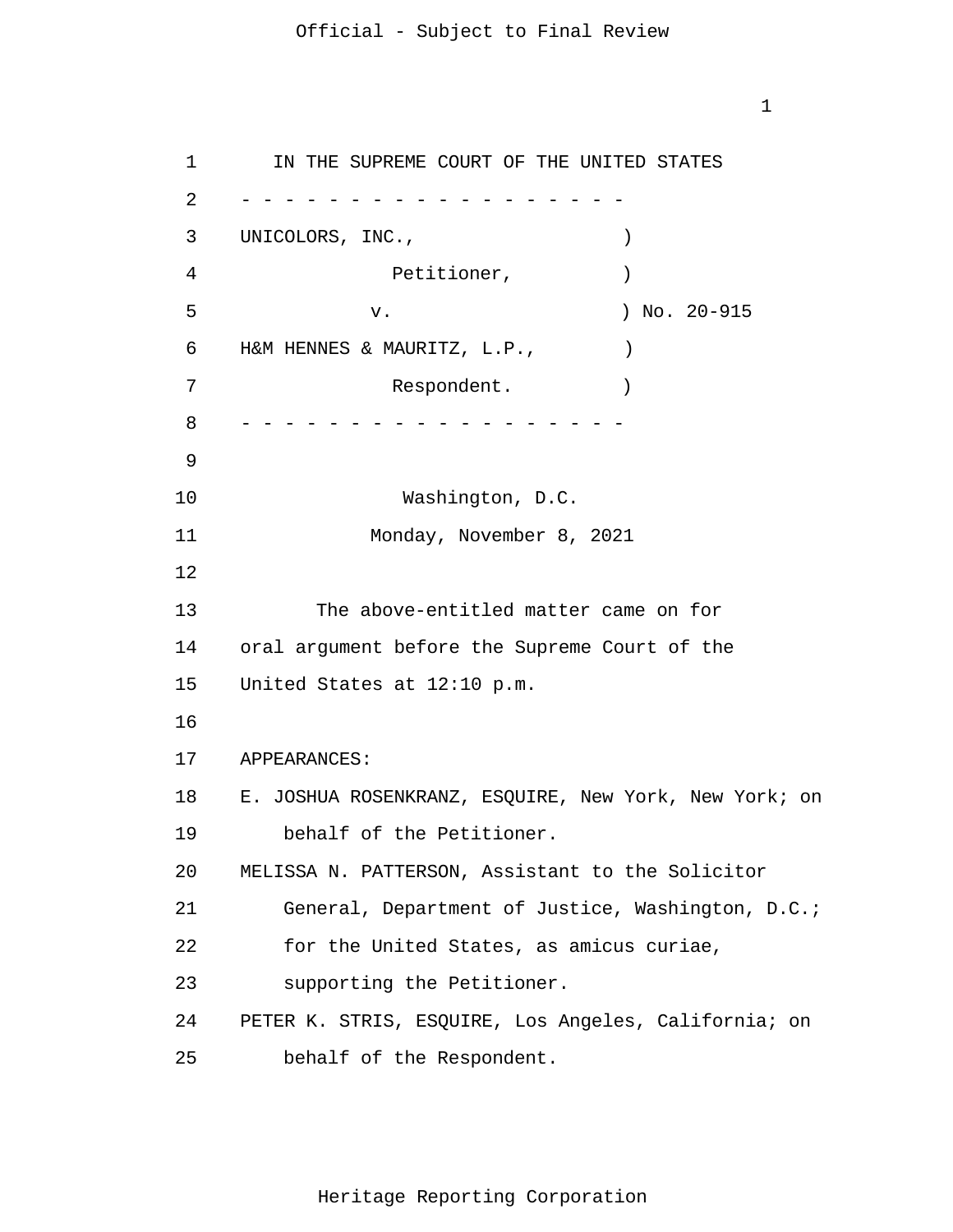IN THE SUPREME COURT OF THE UNITED STATES

\- - - - - - - - - - - - - - - - - - -

UNICOLORS, INC., )
Petitioner, )
v. ) No. 20-915
H&M HENNES & MAURITZ, L.P., )
Respondent. )

\- - - - - - - - - - - - - - - - - - -

Washington, D.C.

Monday, November 8, 2021

The above-entitled matter came on for oral argument before the Supreme Court of the United States at 12:10 p.m.

APPEARANCES:

E. JOSHUA ROSENKRANZ, ESQUIRE, New York, New York; on behalf of the Petitioner.

MELISSA N. PATTERSON, Assistant to the Solicitor General, Department of Justice, Washington, D.C.; for the United States, as amicus curiae, supporting the Petitioner.

PETER K. STRIS, ESQUIRE, Los Angeles, California; on behalf of the Respondent.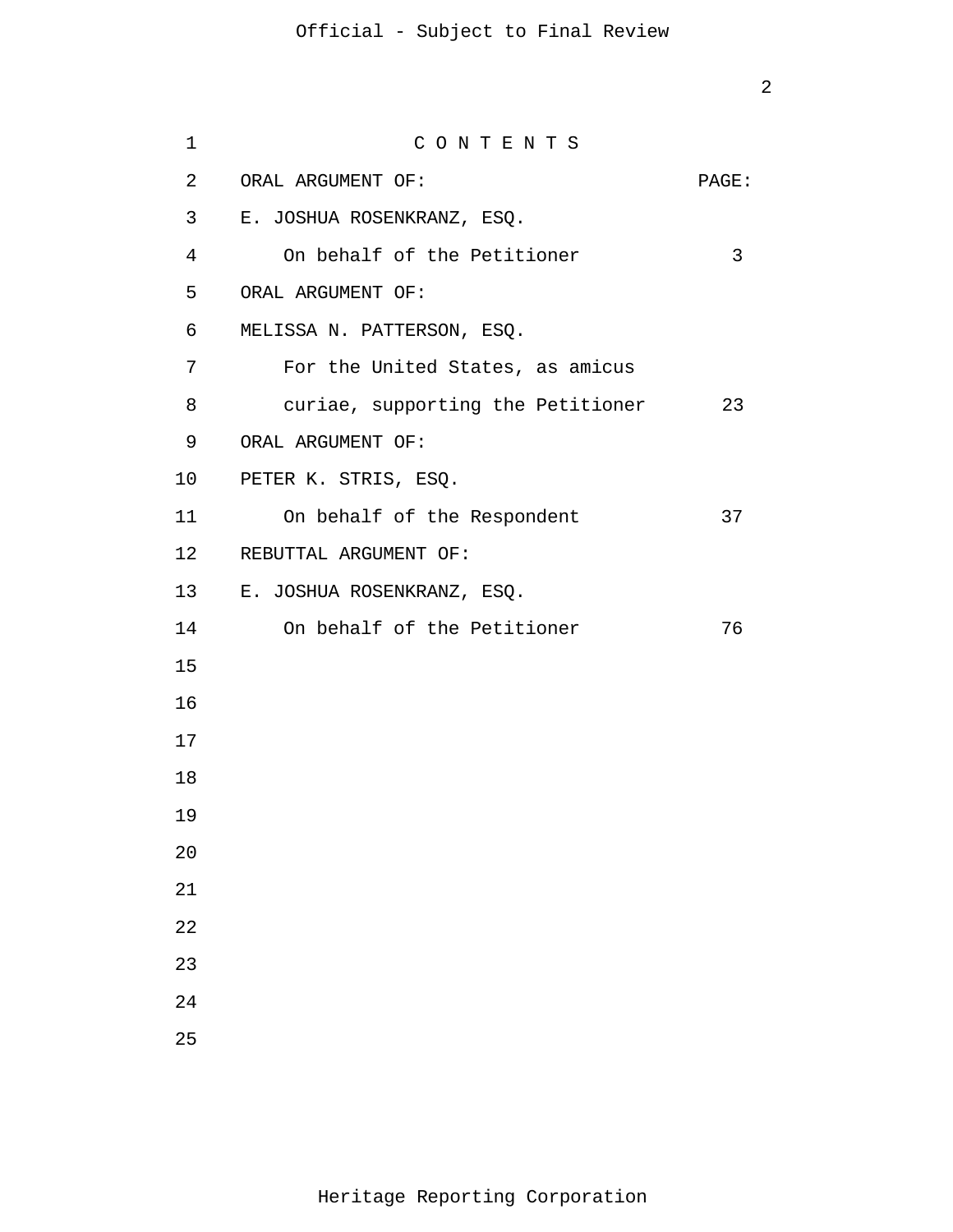C O N T E N T S

| ORAL ARGUMENT OF: | PAGE: |
|---|---|
| E. JOSHUA ROSENKRANZ, ESQ. | |
| On behalf of the Petitioner | 3 |
| ORAL ARGUMENT OF: | |
| MELISSA N. PATTERSON, ESQ. | |
| For the United States, as amicus curiae, supporting the Petitioner | 23 |
| ORAL ARGUMENT OF: | |
| PETER K. STRIS, ESQ. | |
| On behalf of the Respondent | 37 |
| REBUTTAL ARGUMENT OF: | |
| E. JOSHUA ROSENKRANZ, ESQ. | |
| On behalf of the Petitioner | 76 |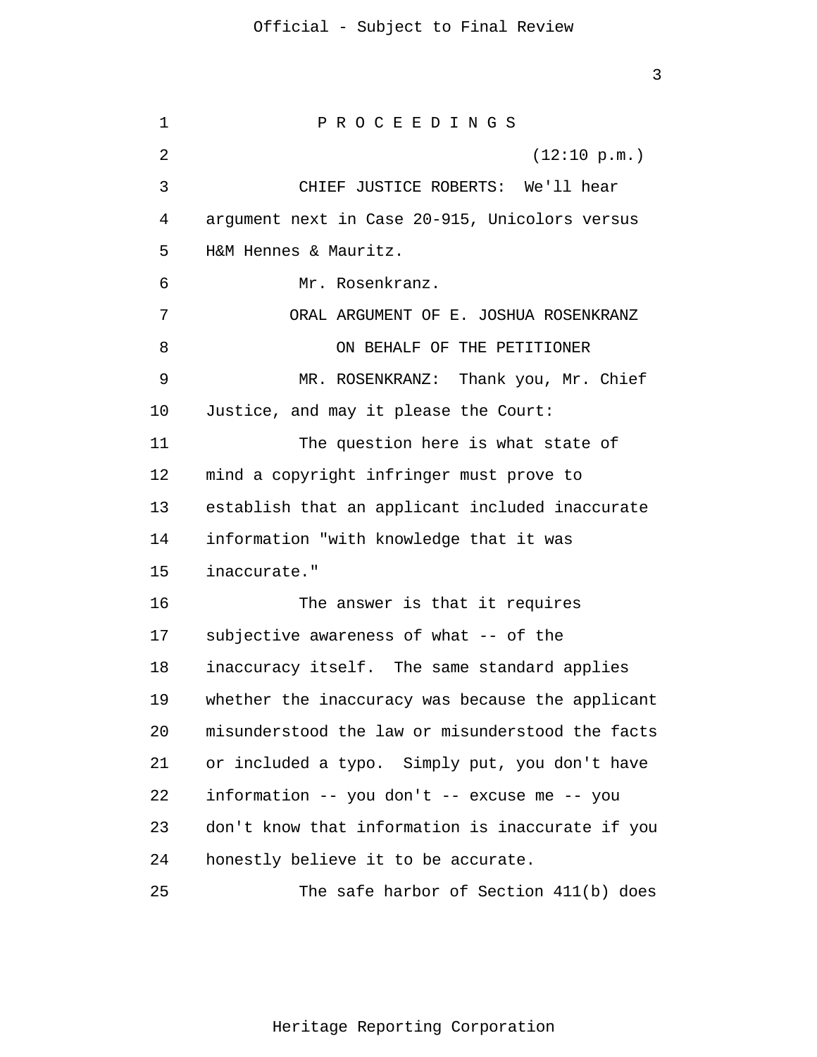P R O C E E D I N G S

(12:10 p.m.)

CHIEF JUSTICE ROBERTS: We'll hear argument next in Case 20-915, Unicolors versus H&M Hennes & Mauritz.

Mr. Rosenkranz.

ORAL ARGUMENT OF E. JOSHUA ROSENKRANZ

ON BEHALF OF THE PETITIONER

MR. ROSENKRANZ: Thank you, Mr. Chief Justice, and may it please the Court:

The question here is what state of mind a copyright infringer must prove to establish that an applicant included inaccurate information "with knowledge that it was inaccurate."

The answer is that it requires subjective awareness of what -- of the inaccuracy itself. The same standard applies whether the inaccuracy was because the applicant misunderstood the law or misunderstood the facts or included a typo. Simply put, you don't have information -- you don't -- excuse me -- you don't know that information is inaccurate if you honestly believe it to be accurate.

The safe harbor of Section 411(b) does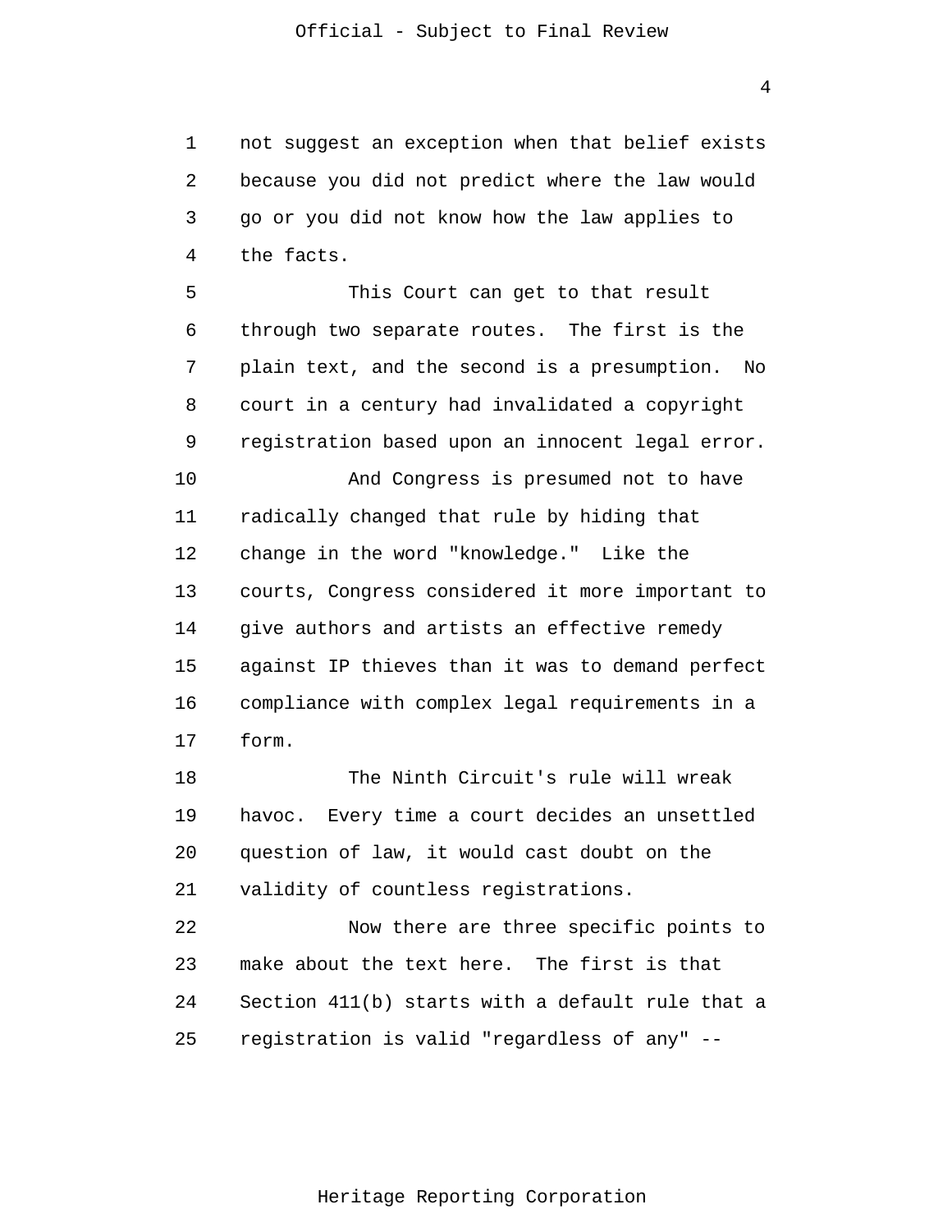not suggest an exception when that belief exists because you did not predict where the law would go or you did not know how the law applies to the facts.

This Court can get to that result through two separate routes. The first is the plain text, and the second is a presumption. No court in a century had invalidated a copyright registration based upon an innocent legal error.

And Congress is presumed not to have radically changed that rule by hiding that change in the word "knowledge." Like the courts, Congress considered it more important to give authors and artists an effective remedy against IP thieves than it was to demand perfect compliance with complex legal requirements in a form.

The Ninth Circuit's rule will wreak havoc. Every time a court decides an unsettled question of law, it would cast doubt on the validity of countless registrations.

Now there are three specific points to make about the text here. The first is that Section 411(b) starts with a default rule that a registration is valid "regardless of any" --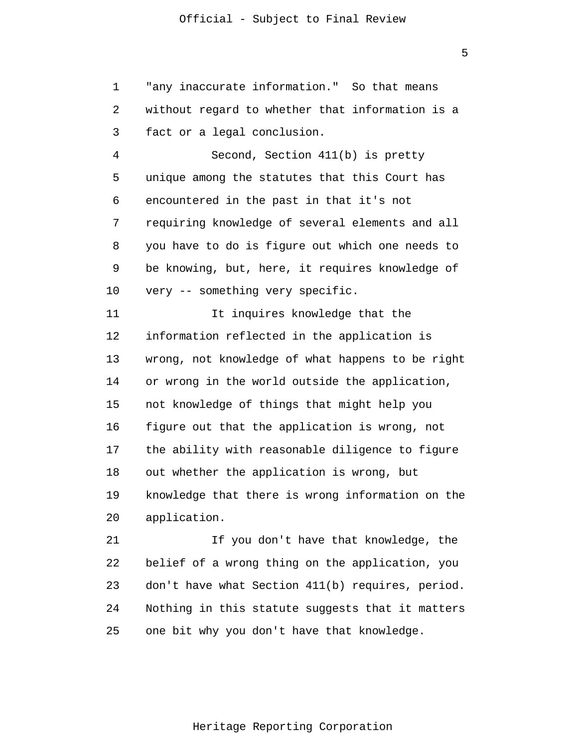"any inaccurate information." So that means without regard to whether that information is a fact or a legal conclusion.

Second, Section 411(b) is pretty unique among the statutes that this Court has encountered in the past in that it's not requiring knowledge of several elements and all you have to do is figure out which one needs to be knowing, but, here, it requires knowledge of very -- something very specific.

It inquires knowledge that the information reflected in the application is wrong, not knowledge of what happens to be right or wrong in the world outside the application, not knowledge of things that might help you figure out that the application is wrong, not the ability with reasonable diligence to figure out whether the application is wrong, but knowledge that there is wrong information on the application.

If you don't have that knowledge, the belief of a wrong thing on the application, you don't have what Section 411(b) requires, period. Nothing in this statute suggests that it matters one bit why you don't have that knowledge.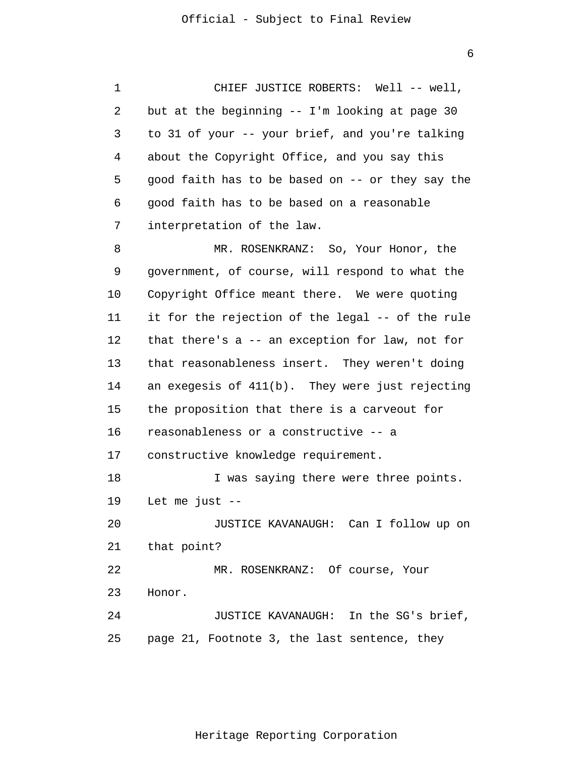CHIEF JUSTICE ROBERTS: Well -- well, but at the beginning -- I'm looking at page 30 to 31 of your -- your brief, and you're talking about the Copyright Office, and you say this good faith has to be based on -- or they say the good faith has to be based on a reasonable interpretation of the law.

MR. ROSENKRANZ: So, Your Honor, the government, of course, will respond to what the Copyright Office meant there. We were quoting it for the rejection of the legal -- of the rule that there's a -- an exception for law, not for that reasonableness insert. They weren't doing an exegesis of 411(b). They were just rejecting the proposition that there is a carveout for reasonableness or a constructive -- a constructive knowledge requirement.

I was saying there were three points. Let me just --

JUSTICE KAVANAUGH: Can I follow up on that point?

MR. ROSENKRANZ: Of course, Your Honor.

JUSTICE KAVANAUGH: In the SG's brief, page 21, Footnote 3, the last sentence, they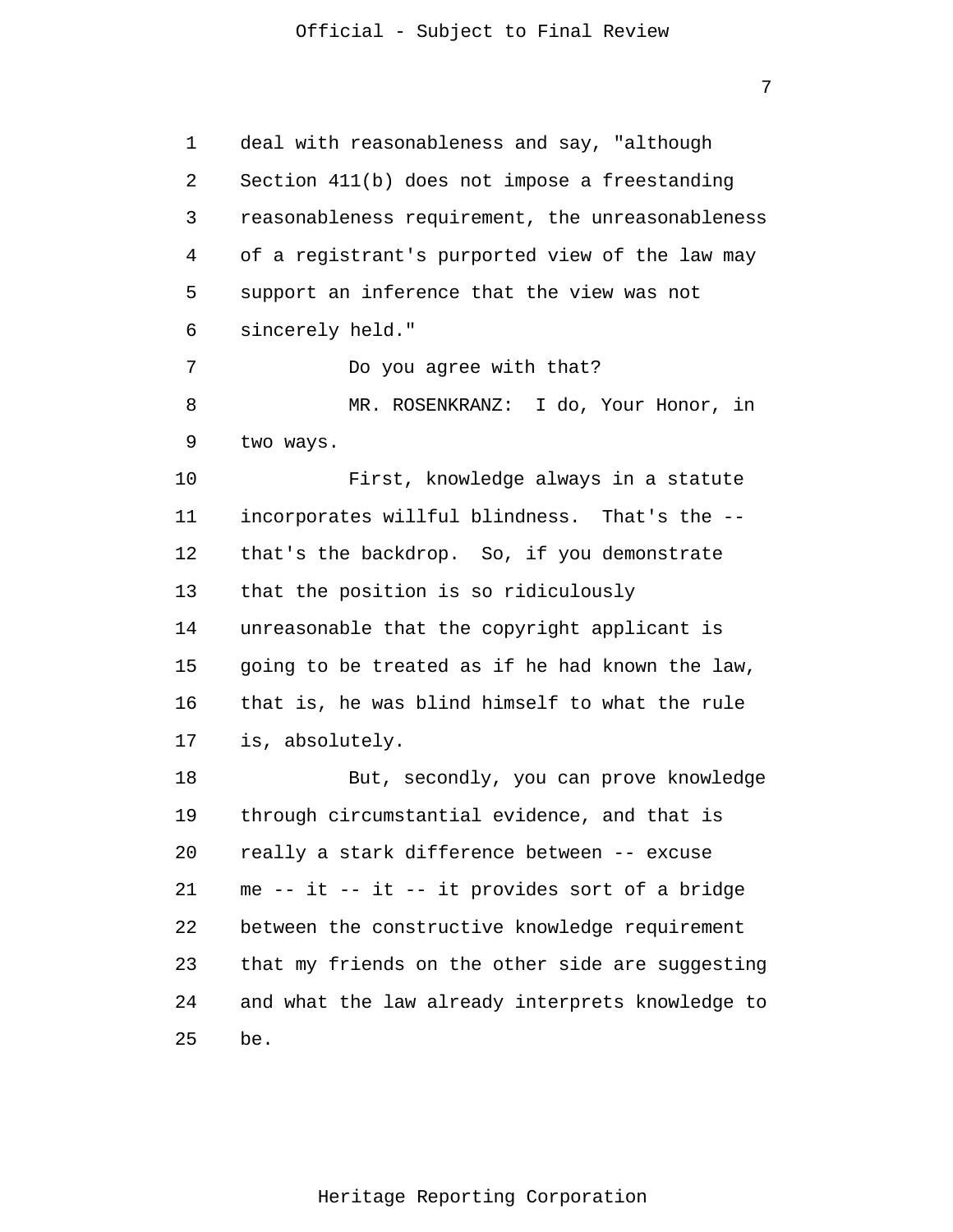deal with reasonableness and say, "although Section 411(b) does not impose a freestanding reasonableness requirement, the unreasonableness of a registrant's purported view of the law may support an inference that the view was not sincerely held."

Do you agree with that?

MR. ROSENKRANZ: I do, Your Honor, in two ways.

First, knowledge always in a statute incorporates willful blindness. That's the -- that's the backdrop. So, if you demonstrate that the position is so ridiculously unreasonable that the copyright applicant is going to be treated as if he had known the law, that is, he was blind himself to what the rule is, absolutely.

But, secondly, you can prove knowledge through circumstantial evidence, and that is really a stark difference between -- excuse me -- it -- it -- it provides sort of a bridge between the constructive knowledge requirement that my friends on the other side are suggesting and what the law already interprets knowledge to be.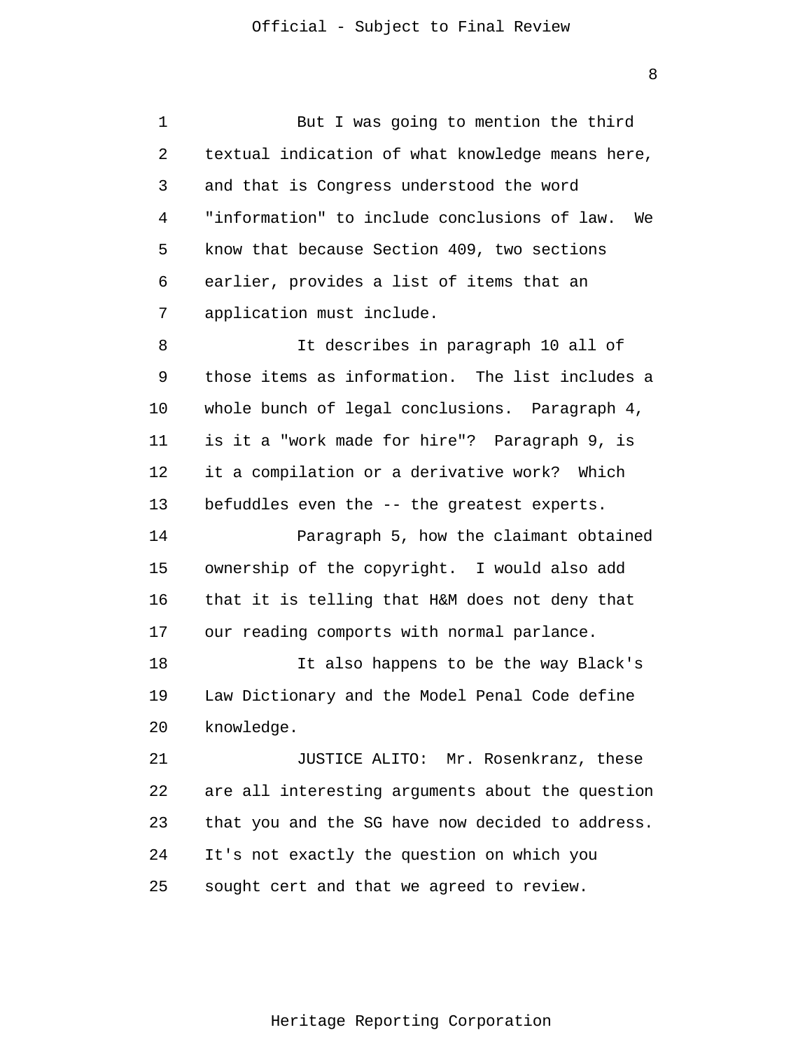But I was going to mention the third textual indication of what knowledge means here, and that is Congress understood the word "information" to include conclusions of law. We know that because Section 409, two sections earlier, provides a list of items that an application must include.

It describes in paragraph 10 all of those items as information. The list includes a whole bunch of legal conclusions. Paragraph 4, is it a "work made for hire"? Paragraph 9, is it a compilation or a derivative work? Which befuddles even the -- the greatest experts.

Paragraph 5, how the claimant obtained ownership of the copyright. I would also add that it is telling that H&M does not deny that our reading comports with normal parlance.

It also happens to be the way Black's Law Dictionary and the Model Penal Code define knowledge.

JUSTICE ALITO: Mr. Rosenkranz, these are all interesting arguments about the question that you and the SG have now decided to address. It's not exactly the question on which you sought cert and that we agreed to review.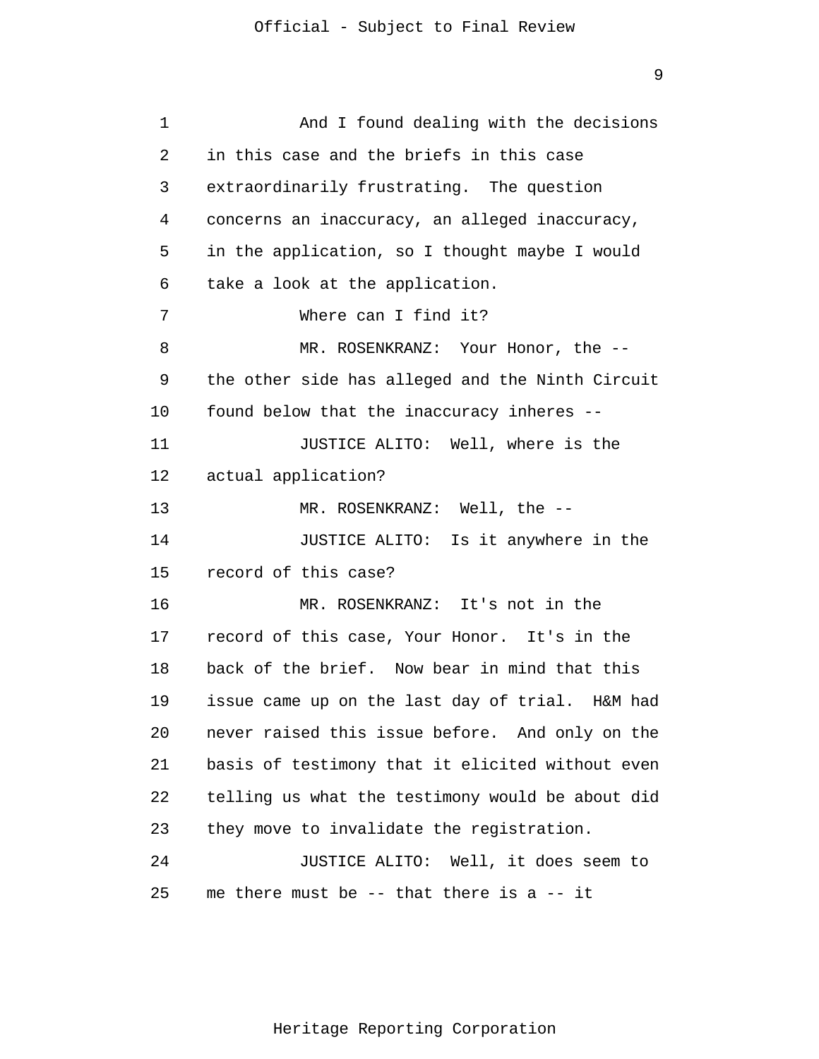And I found dealing with the decisions in this case and the briefs in this case extraordinarily frustrating. The question concerns an inaccuracy, an alleged inaccuracy, in the application, so I thought maybe I would take a look at the application.

Where can I find it?

MR. ROSENKRANZ: Your Honor, the -- the other side has alleged and the Ninth Circuit found below that the inaccuracy inheres --

JUSTICE ALITO: Well, where is the actual application?

MR. ROSENKRANZ: Well, the --

JUSTICE ALITO: Is it anywhere in the record of this case?

MR. ROSENKRANZ: It's not in the record of this case, Your Honor. It's in the back of the brief. Now bear in mind that this issue came up on the last day of trial. H&M had never raised this issue before. And only on the basis of testimony that it elicited without even telling us what the testimony would be about did they move to invalidate the registration.

JUSTICE ALITO: Well, it does seem to me there must be -- that there is a -- it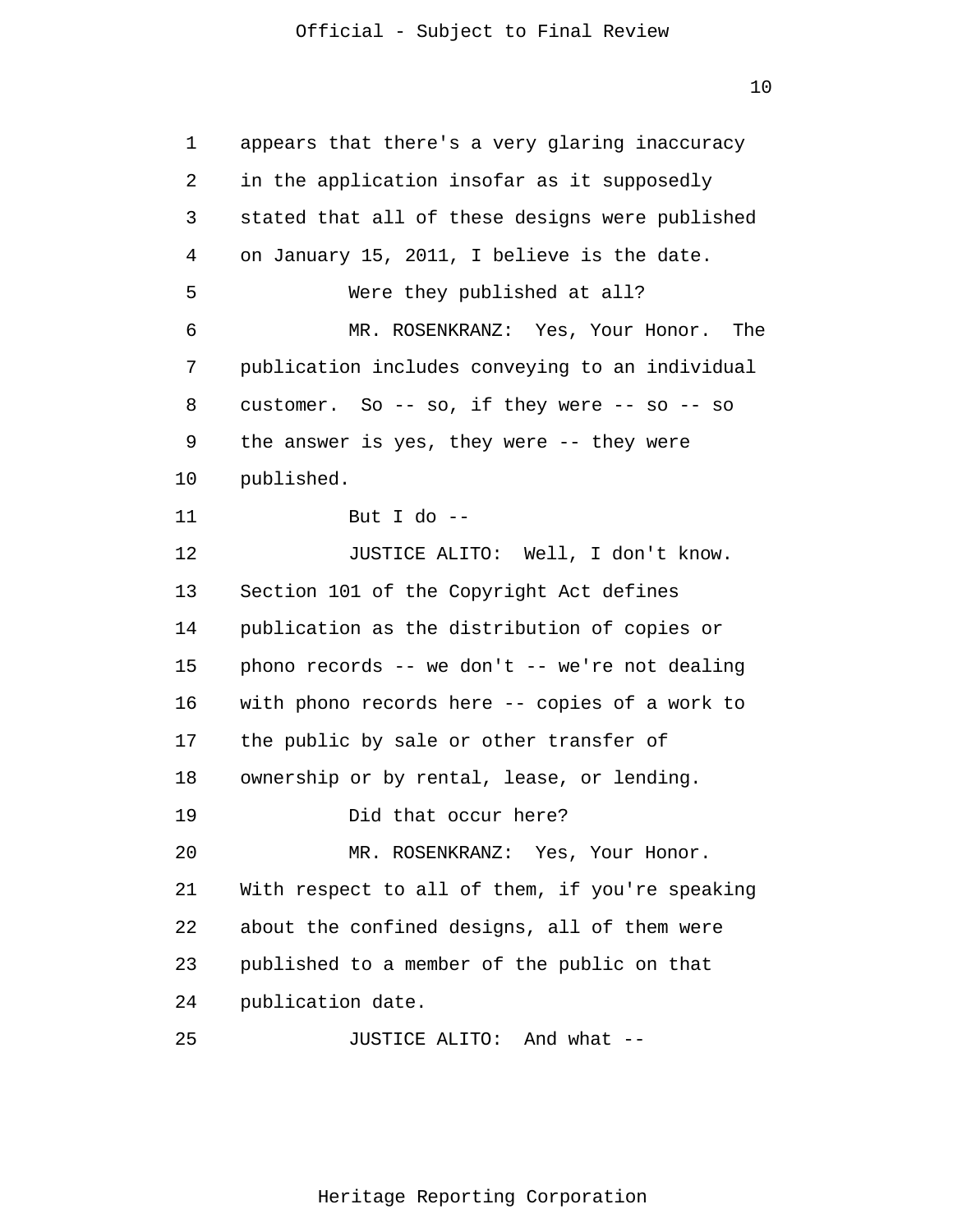appears that there's a very glaring inaccuracy in the application insofar as it supposedly stated that all of these designs were published on January 15, 2011, I believe is the date.

Were they published at all?

MR. ROSENKRANZ: Yes, Your Honor. The publication includes conveying to an individual customer. So -- so, if they were -- so -- so the answer is yes, they were -- they were published.

But I do --

JUSTICE ALITO: Well, I don't know. Section 101 of the Copyright Act defines publication as the distribution of copies or phono records -- we don't -- we're not dealing with phono records here -- copies of a work to the public by sale or other transfer of ownership or by rental, lease, or lending.

Did that occur here?

MR. ROSENKRANZ: Yes, Your Honor. With respect to all of them, if you're speaking about the confined designs, all of them were published to a member of the public on that publication date.

JUSTICE ALITO: And what --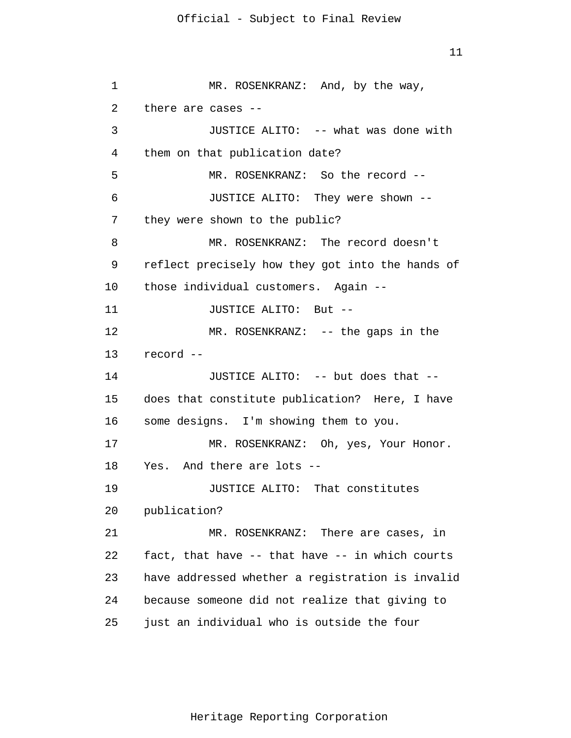MR. ROSENKRANZ: And, by the way, there are cases --

JUSTICE ALITO: -- what was done with them on that publication date?

MR. ROSENKRANZ: So the record --

JUSTICE ALITO: They were shown -- they were shown to the public?

MR. ROSENKRANZ: The record doesn't reflect precisely how they got into the hands of those individual customers. Again --

JUSTICE ALITO: But --

MR. ROSENKRANZ: -- the gaps in the record --

JUSTICE ALITO: -- but does that -- does that constitute publication? Here, I have some designs. I'm showing them to you.

MR. ROSENKRANZ: Oh, yes, Your Honor. Yes. And there are lots --

JUSTICE ALITO: That constitutes publication?

MR. ROSENKRANZ: There are cases, in fact, that have -- that have -- in which courts have addressed whether a registration is invalid because someone did not realize that giving to just an individual who is outside the four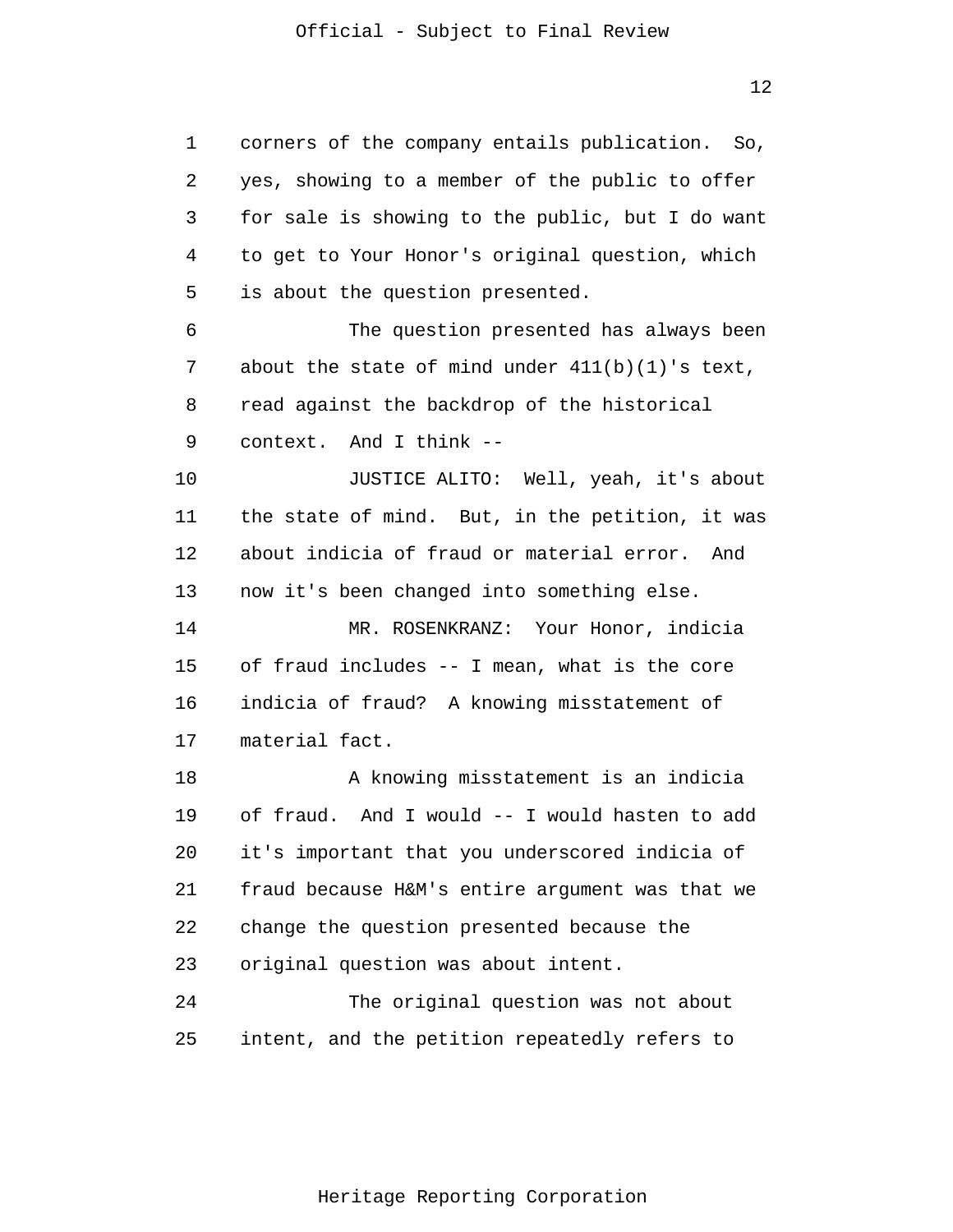corners of the company entails publication. So, yes, showing to a member of the public to offer for sale is showing to the public, but I do want to get to Your Honor's original question, which is about the question presented.

The question presented has always been about the state of mind under 411(b)(1)'s text, read against the backdrop of the historical context. And I think --

JUSTICE ALITO: Well, yeah, it's about the state of mind. But, in the petition, it was about indicia of fraud or material error. And now it's been changed into something else.

MR. ROSENKRANZ: Your Honor, indicia of fraud includes -- I mean, what is the core indicia of fraud? A knowing misstatement of material fact.

A knowing misstatement is an indicia of fraud. And I would -- I would hasten to add it's important that you underscored indicia of fraud because H&M's entire argument was that we change the question presented because the original question was about intent.

The original question was not about intent, and the petition repeatedly refers to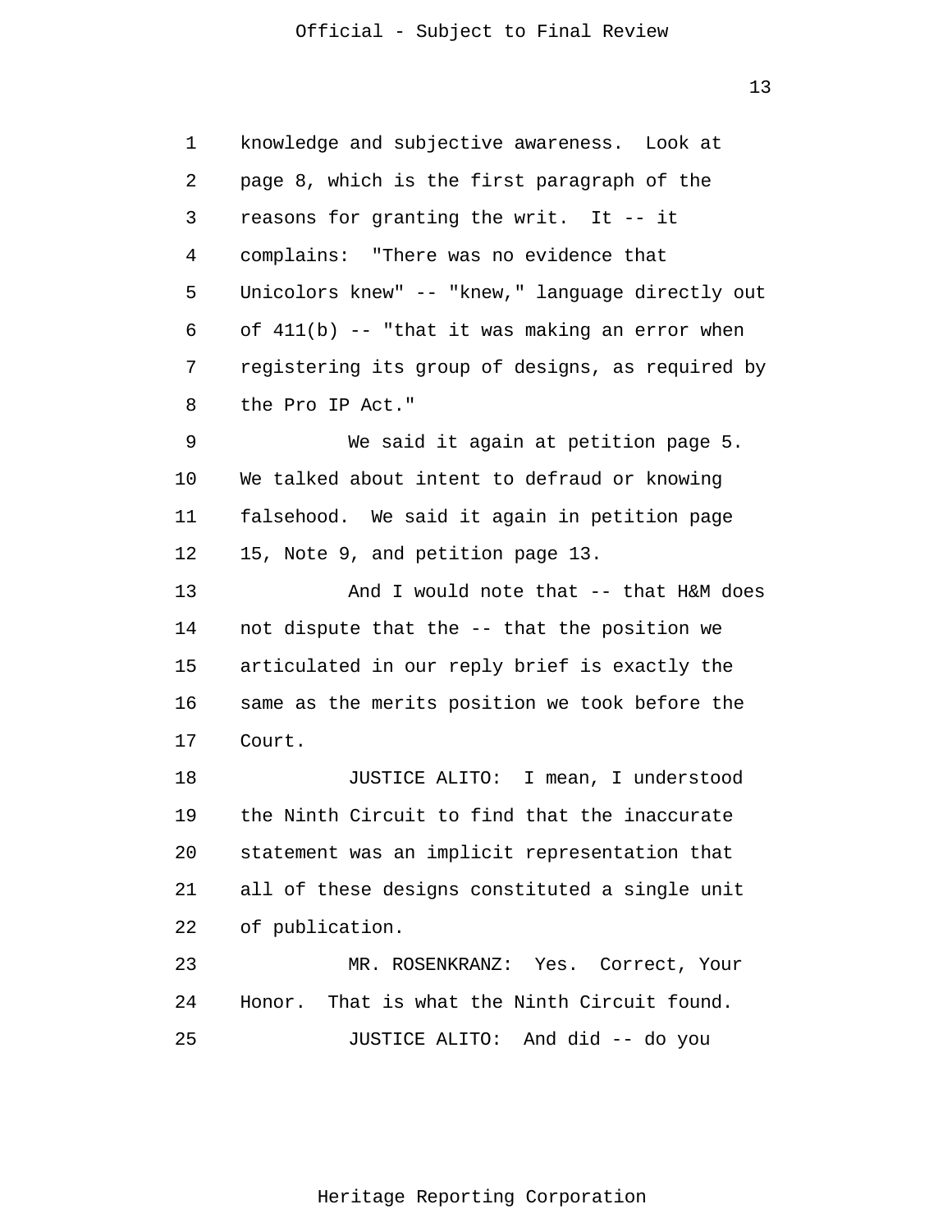knowledge and subjective awareness. Look at page 8, which is the first paragraph of the reasons for granting the writ. It -- it complains: "There was no evidence that Unicolors knew" -- "knew," language directly out of 411(b) -- "that it was making an error when registering its group of designs, as required by the Pro IP Act."

We said it again at petition page 5. We talked about intent to defraud or knowing falsehood. We said it again in petition page 15, Note 9, and petition page 13.

And I would note that -- that H&M does not dispute that the -- that the position we articulated in our reply brief is exactly the same as the merits position we took before the Court.

JUSTICE ALITO: I mean, I understood the Ninth Circuit to find that the inaccurate statement was an implicit representation that all of these designs constituted a single unit of publication.

MR. ROSENKRANZ: Yes. Correct, Your Honor. That is what the Ninth Circuit found.

JUSTICE ALITO: And did -- do you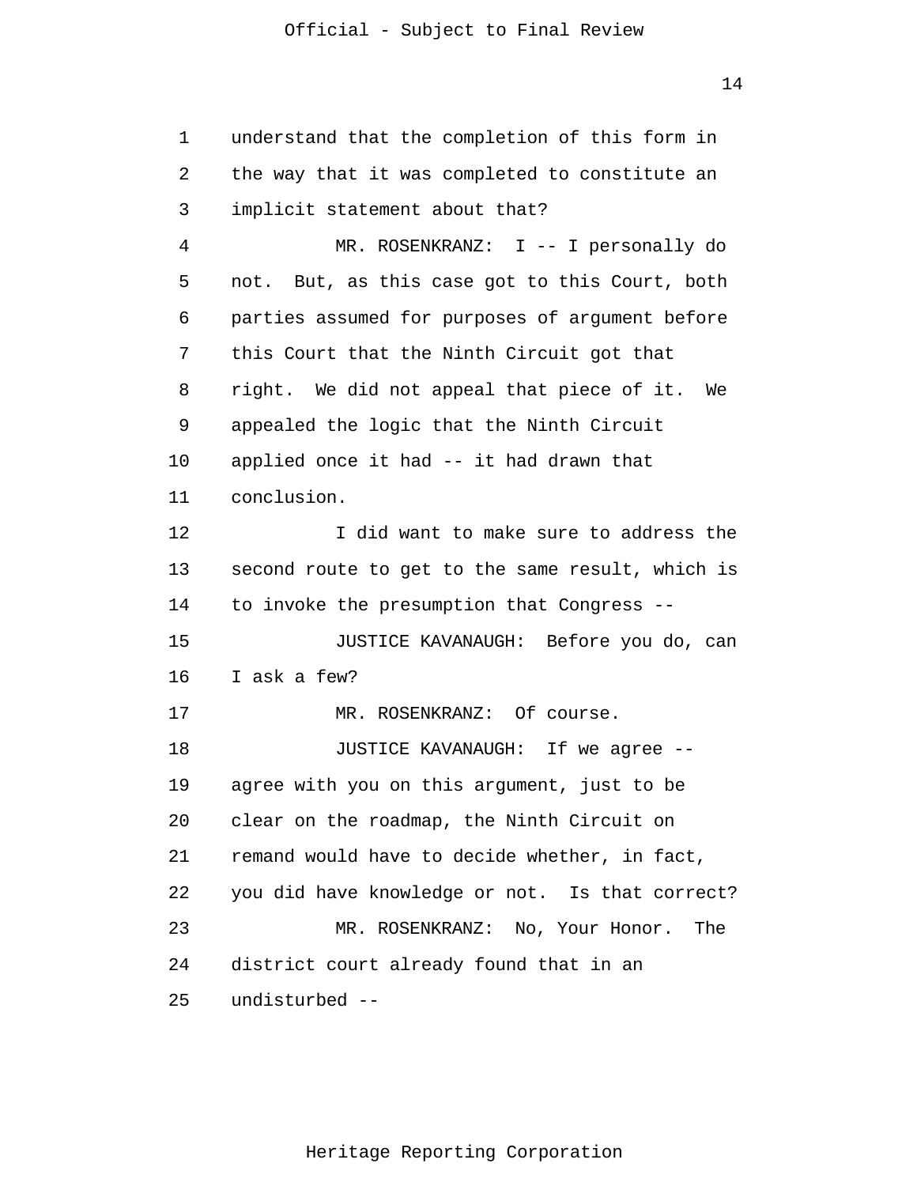understand that the completion of this form in the way that it was completed to constitute an implicit statement about that?

MR. ROSENKRANZ: I -- I personally do not. But, as this case got to this Court, both parties assumed for purposes of argument before this Court that the Ninth Circuit got that right. We did not appeal that piece of it. We appealed the logic that the Ninth Circuit applied once it had -- it had drawn that conclusion.

I did want to make sure to address the second route to get to the same result, which is to invoke the presumption that Congress --

JUSTICE KAVANAUGH: Before you do, can I ask a few?

MR. ROSENKRANZ: Of course.

JUSTICE KAVANAUGH: If we agree -- agree with you on this argument, just to be clear on the roadmap, the Ninth Circuit on remand would have to decide whether, in fact, you did have knowledge or not. Is that correct?

MR. ROSENKRANZ: No, Your Honor. The district court already found that in an undisturbed --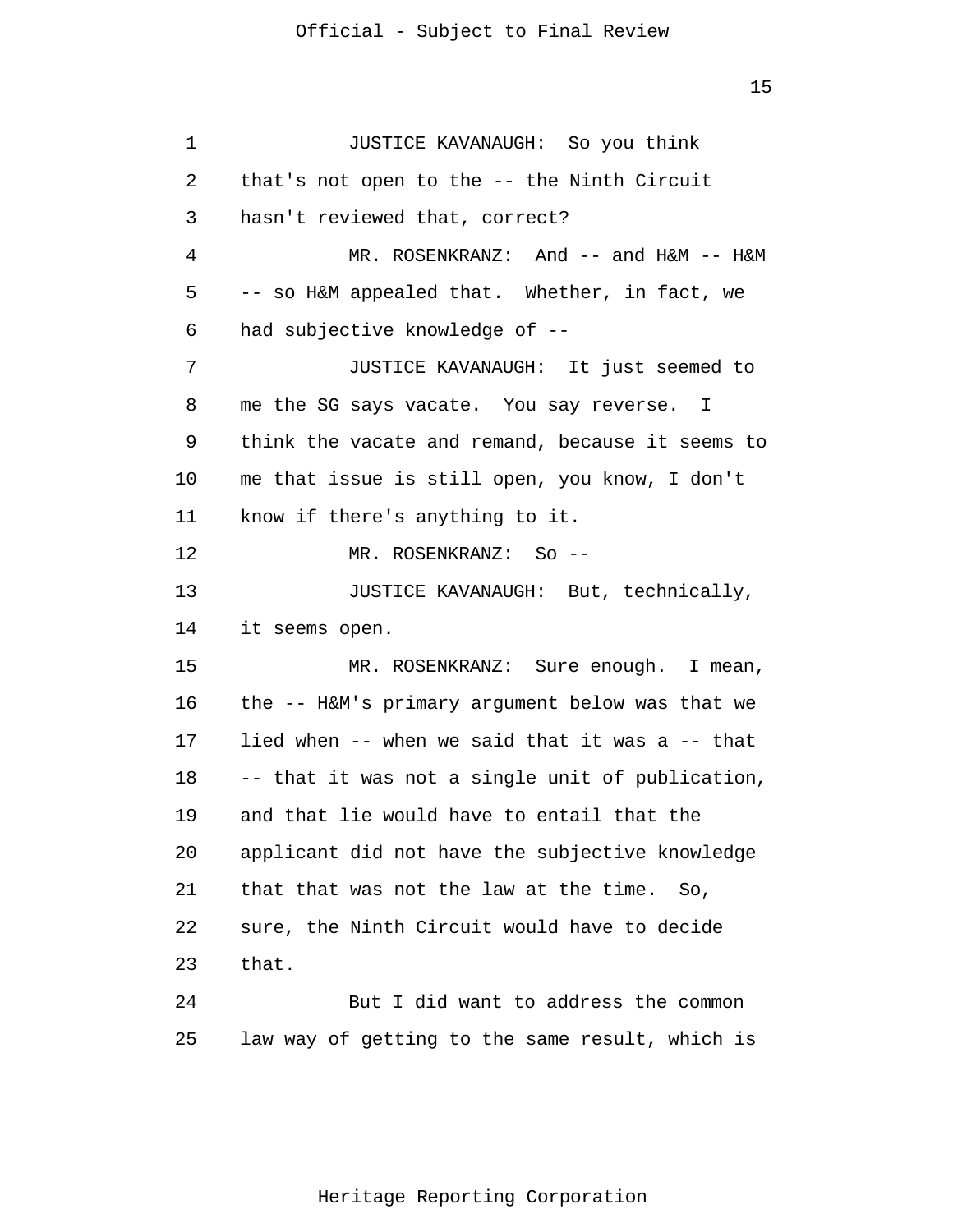JUSTICE KAVANAUGH: So you think that's not open to the -- the Ninth Circuit hasn't reviewed that, correct?

MR. ROSENKRANZ: And -- and H&M -- H&M -- so H&M appealed that. Whether, in fact, we had subjective knowledge of --

JUSTICE KAVANAUGH: It just seemed to me the SG says vacate. You say reverse. I think the vacate and remand, because it seems to me that issue is still open, you know, I don't know if there's anything to it.

MR. ROSENKRANZ: So --

JUSTICE KAVANAUGH: But, technically, it seems open.

MR. ROSENKRANZ: Sure enough. I mean, the -- H&M's primary argument below was that we lied when -- when we said that it was a -- that -- that it was not a single unit of publication, and that lie would have to entail that the applicant did not have the subjective knowledge that that was not the law at the time. So, sure, the Ninth Circuit would have to decide that.

But I did want to address the common law way of getting to the same result, which is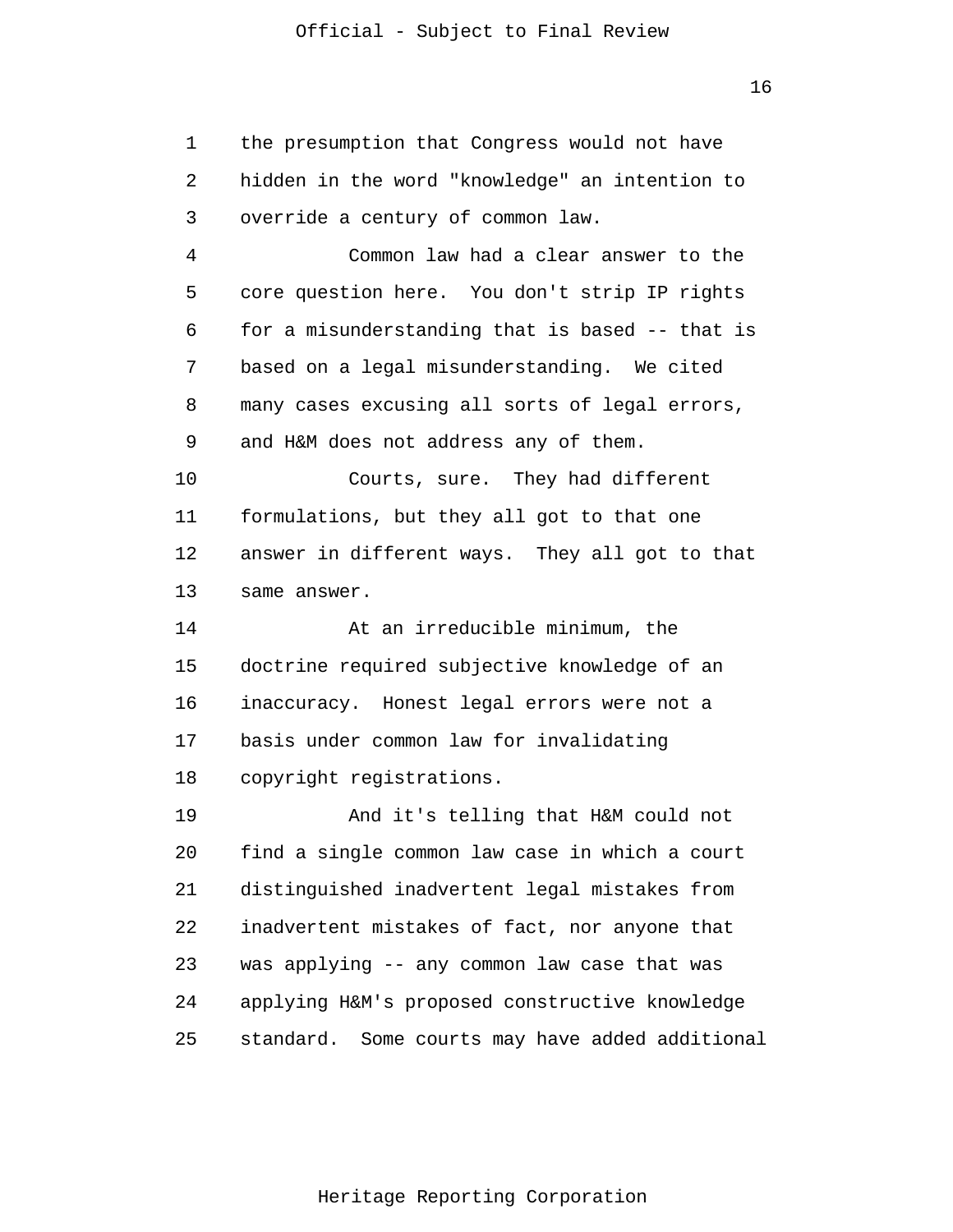the presumption that Congress would not have hidden in the word "knowledge" an intention to override a century of common law.

Common law had a clear answer to the core question here. You don't strip IP rights for a misunderstanding that is based -- that is based on a legal misunderstanding. We cited many cases excusing all sorts of legal errors, and H&M does not address any of them.

Courts, sure. They had different formulations, but they all got to that one answer in different ways. They all got to that same answer.

At an irreducible minimum, the doctrine required subjective knowledge of an inaccuracy. Honest legal errors were not a basis under common law for invalidating copyright registrations.

And it's telling that H&M could not find a single common law case in which a court distinguished inadvertent legal mistakes from inadvertent mistakes of fact, nor anyone that was applying -- any common law case that was applying H&M's proposed constructive knowledge standard. Some courts may have added additional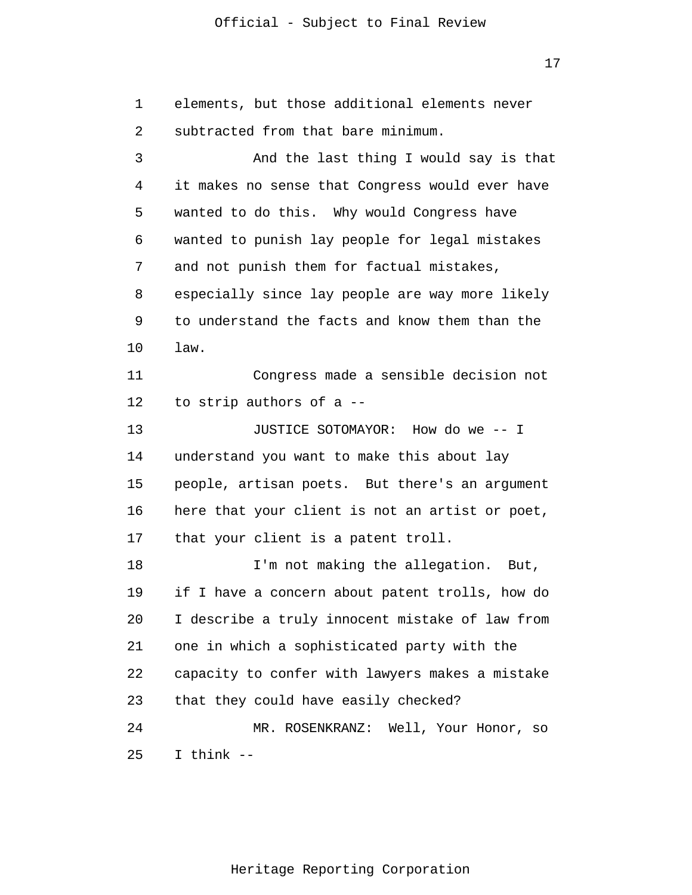elements, but those additional elements never subtracted from that bare minimum.

And the last thing I would say is that it makes no sense that Congress would ever have wanted to do this. Why would Congress have wanted to punish lay people for legal mistakes and not punish them for factual mistakes, especially since lay people are way more likely to understand the facts and know them than the law.

Congress made a sensible decision not to strip authors of a --

JUSTICE SOTOMAYOR: How do we -- I understand you want to make this about lay people, artisan poets. But there's an argument here that your client is not an artist or poet, that your client is a patent troll.

I'm not making the allegation. But, if I have a concern about patent trolls, how do I describe a truly innocent mistake of law from one in which a sophisticated party with the capacity to confer with lawyers makes a mistake that they could have easily checked?

MR. ROSENKRANZ: Well, Your Honor, so I think --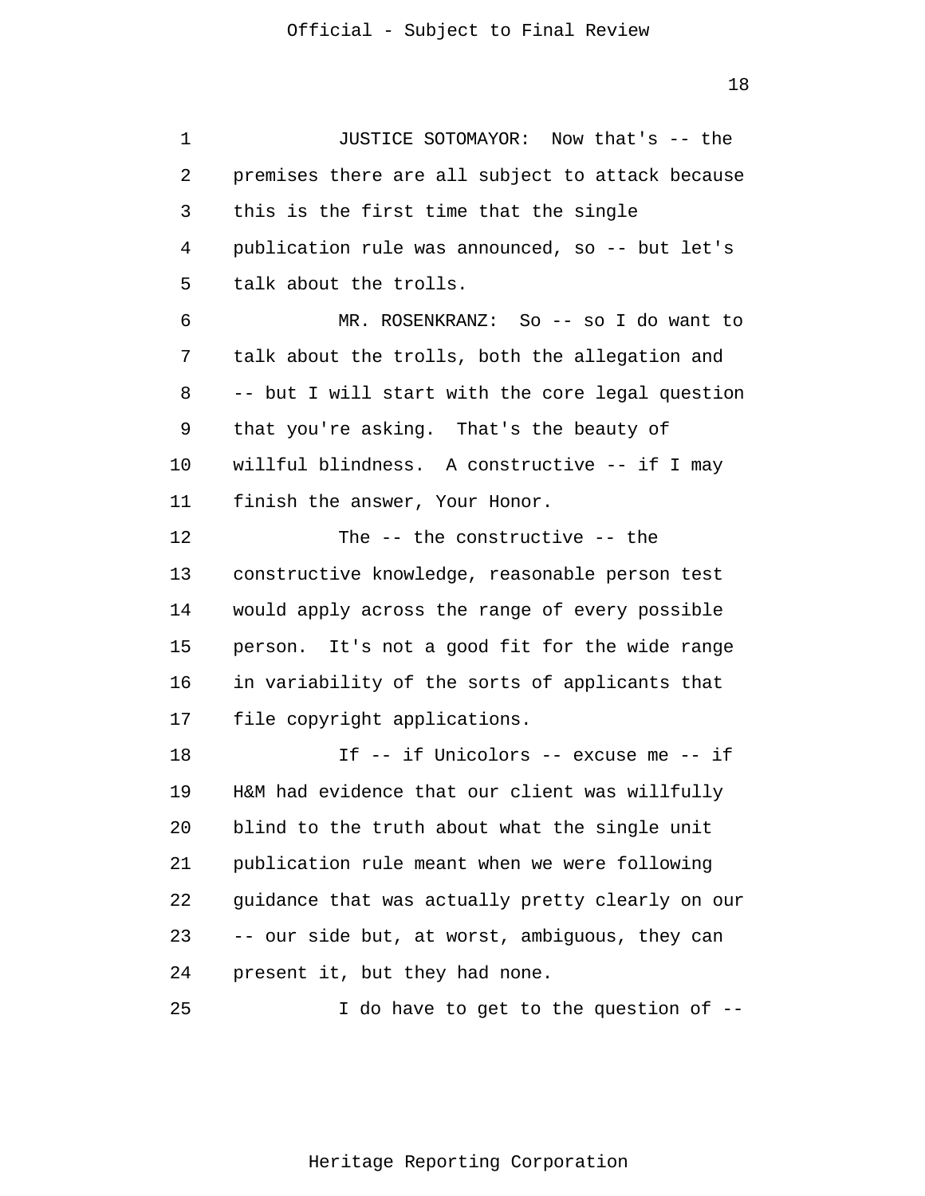JUSTICE SOTOMAYOR: Now that's -- the premises there are all subject to attack because this is the first time that the single publication rule was announced, so -- but let's talk about the trolls.

MR. ROSENKRANZ: So -- so I do want to talk about the trolls, both the allegation and -- but I will start with the core legal question that you're asking. That's the beauty of willful blindness. A constructive -- if I may finish the answer, Your Honor.

The -- the constructive -- the constructive knowledge, reasonable person test would apply across the range of every possible person. It's not a good fit for the wide range in variability of the sorts of applicants that file copyright applications.

If -- if Unicolors -- excuse me -- if H&M had evidence that our client was willfully blind to the truth about what the single unit publication rule meant when we were following guidance that was actually pretty clearly on our -- our side but, at worst, ambiguous, they can present it, but they had none.

I do have to get to the question of --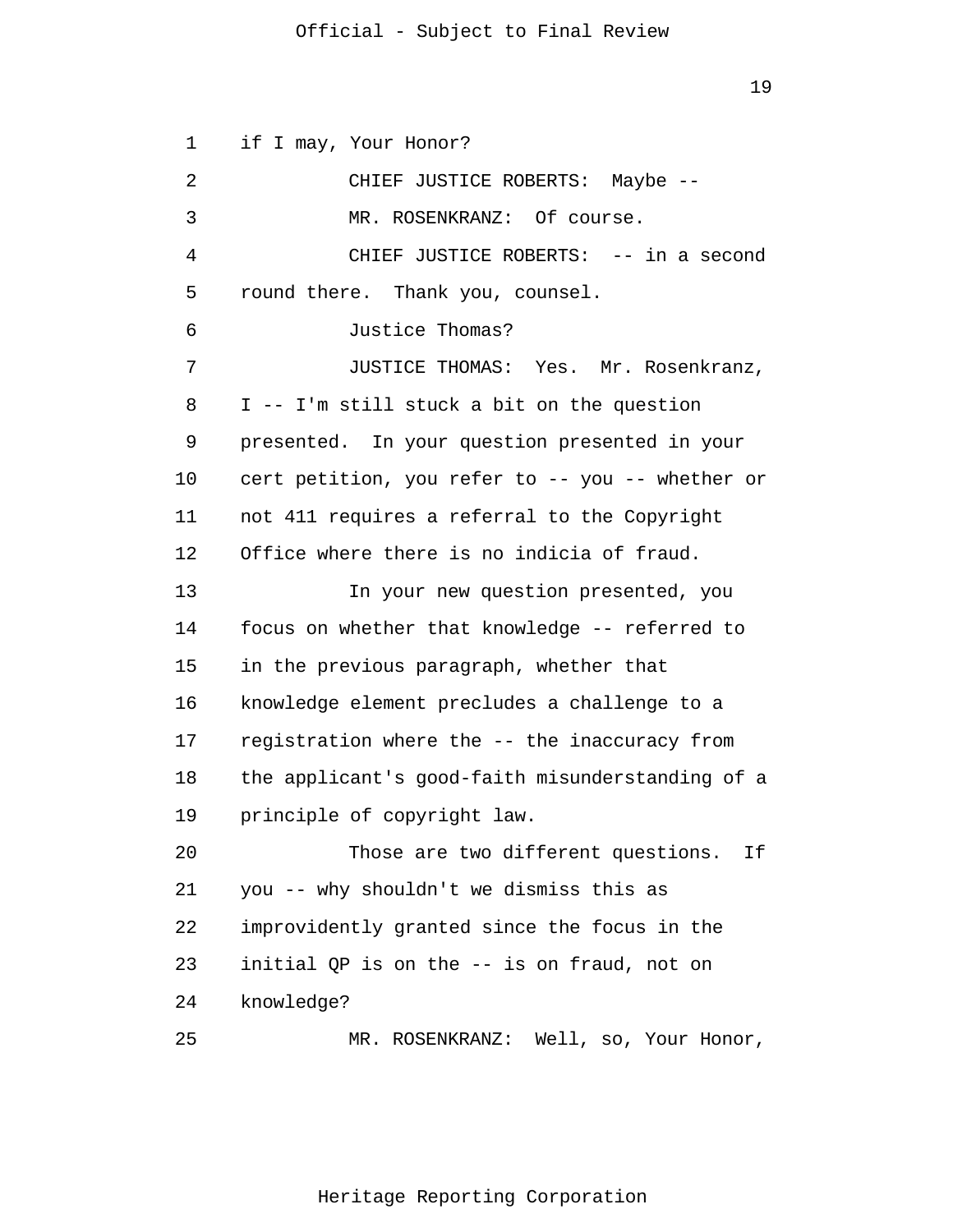if I may, Your Honor?

CHIEF JUSTICE ROBERTS: Maybe --

MR. ROSENKRANZ: Of course.

CHIEF JUSTICE ROBERTS: -- in a second round there. Thank you, counsel.

Justice Thomas?

JUSTICE THOMAS: Yes. Mr. Rosenkranz, I -- I'm still stuck a bit on the question presented. In your question presented in your cert petition, you refer to -- you -- whether or not 411 requires a referral to the Copyright Office where there is no indicia of fraud.

In your new question presented, you focus on whether that knowledge -- referred to in the previous paragraph, whether that knowledge element precludes a challenge to a registration where the -- the inaccuracy from the applicant's good-faith misunderstanding of a principle of copyright law.

Those are two different questions. If you -- why shouldn't we dismiss this as improvidently granted since the focus in the initial QP is on the -- is on fraud, not on knowledge?

MR. ROSENKRANZ: Well, so, Your Honor,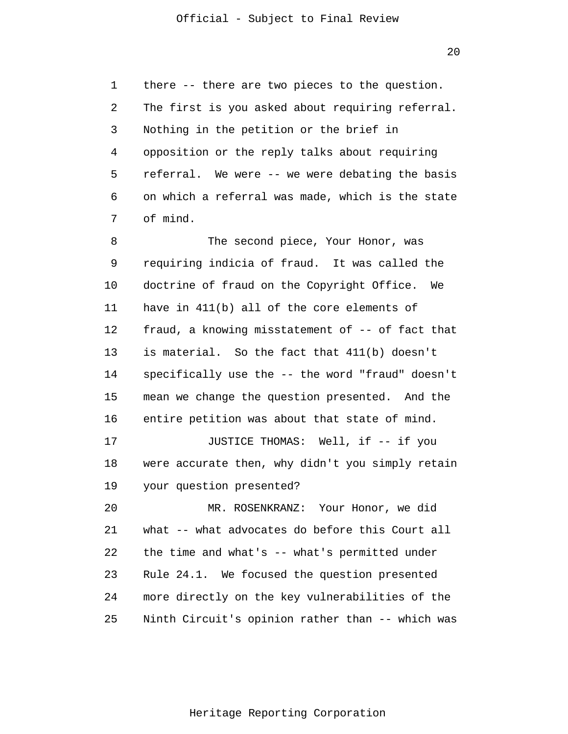there -- there are two pieces to the question. The first is you asked about requiring referral. Nothing in the petition or the brief in opposition or the reply talks about requiring referral. We were -- we were debating the basis on which a referral was made, which is the state of mind.

The second piece, Your Honor, was requiring indicia of fraud. It was called the doctrine of fraud on the Copyright Office. We have in 411(b) all of the core elements of fraud, a knowing misstatement of -- of fact that is material. So the fact that 411(b) doesn't specifically use the -- the word "fraud" doesn't mean we change the question presented. And the entire petition was about that state of mind.

JUSTICE THOMAS: Well, if -- if you were accurate then, why didn't you simply retain your question presented?

MR. ROSENKRANZ: Your Honor, we did what -- what advocates do before this Court all the time and what's -- what's permitted under Rule 24.1. We focused the question presented more directly on the key vulnerabilities of the Ninth Circuit's opinion rather than -- which was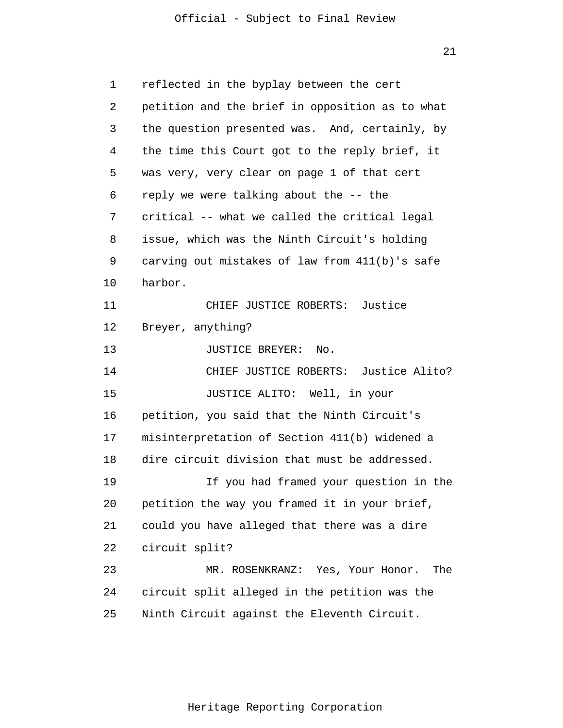reflected in the byplay between the cert petition and the brief in opposition as to what the question presented was. And, certainly, by the time this Court got to the reply brief, it was very, very clear on page 1 of that cert reply we were talking about the -- the critical -- what we called the critical legal issue, which was the Ninth Circuit's holding carving out mistakes of law from 411(b)'s safe harbor.

CHIEF JUSTICE ROBERTS: Justice Breyer, anything?

JUSTICE BREYER: No.

CHIEF JUSTICE ROBERTS: Justice Alito?

JUSTICE ALITO: Well, in your petition, you said that the Ninth Circuit's misinterpretation of Section 411(b) widened a dire circuit division that must be addressed.

If you had framed your question in the petition the way you framed it in your brief, could you have alleged that there was a dire circuit split?

MR. ROSENKRANZ: Yes, Your Honor. The circuit split alleged in the petition was the Ninth Circuit against the Eleventh Circuit.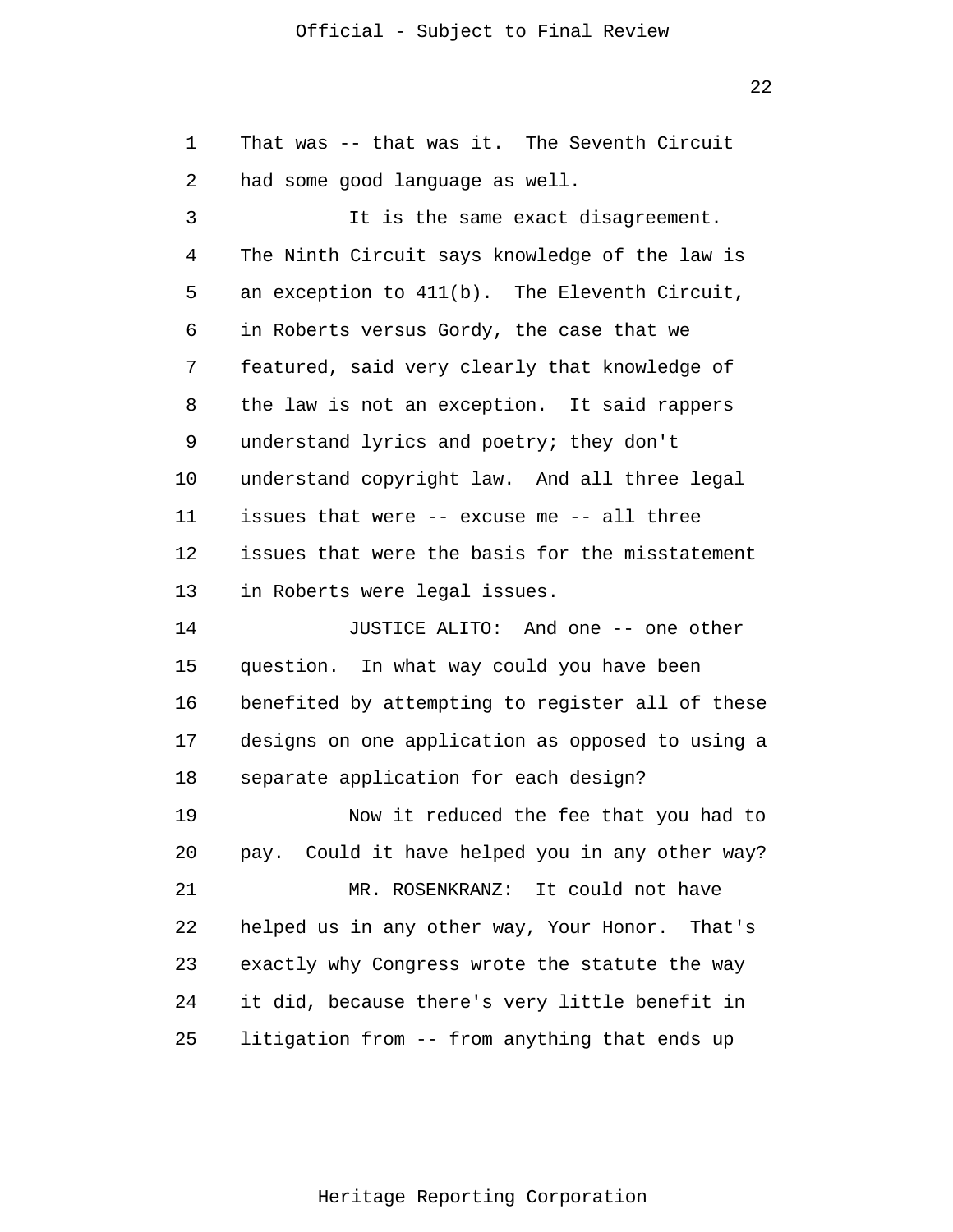That was -- that was it. The Seventh Circuit had some good language as well.

It is the same exact disagreement. The Ninth Circuit says knowledge of the law is an exception to 411(b). The Eleventh Circuit, in Roberts versus Gordy, the case that we featured, said very clearly that knowledge of the law is not an exception. It said rappers understand lyrics and poetry; they don't understand copyright law. And all three legal issues that were -- excuse me -- all three issues that were the basis for the misstatement in Roberts were legal issues.

JUSTICE ALITO: And one -- one other question. In what way could you have been benefited by attempting to register all of these designs on one application as opposed to using a separate application for each design?

Now it reduced the fee that you had to pay. Could it have helped you in any other way?

MR. ROSENKRANZ: It could not have helped us in any other way, Your Honor. That's exactly why Congress wrote the statute the way it did, because there's very little benefit in litigation from -- from anything that ends up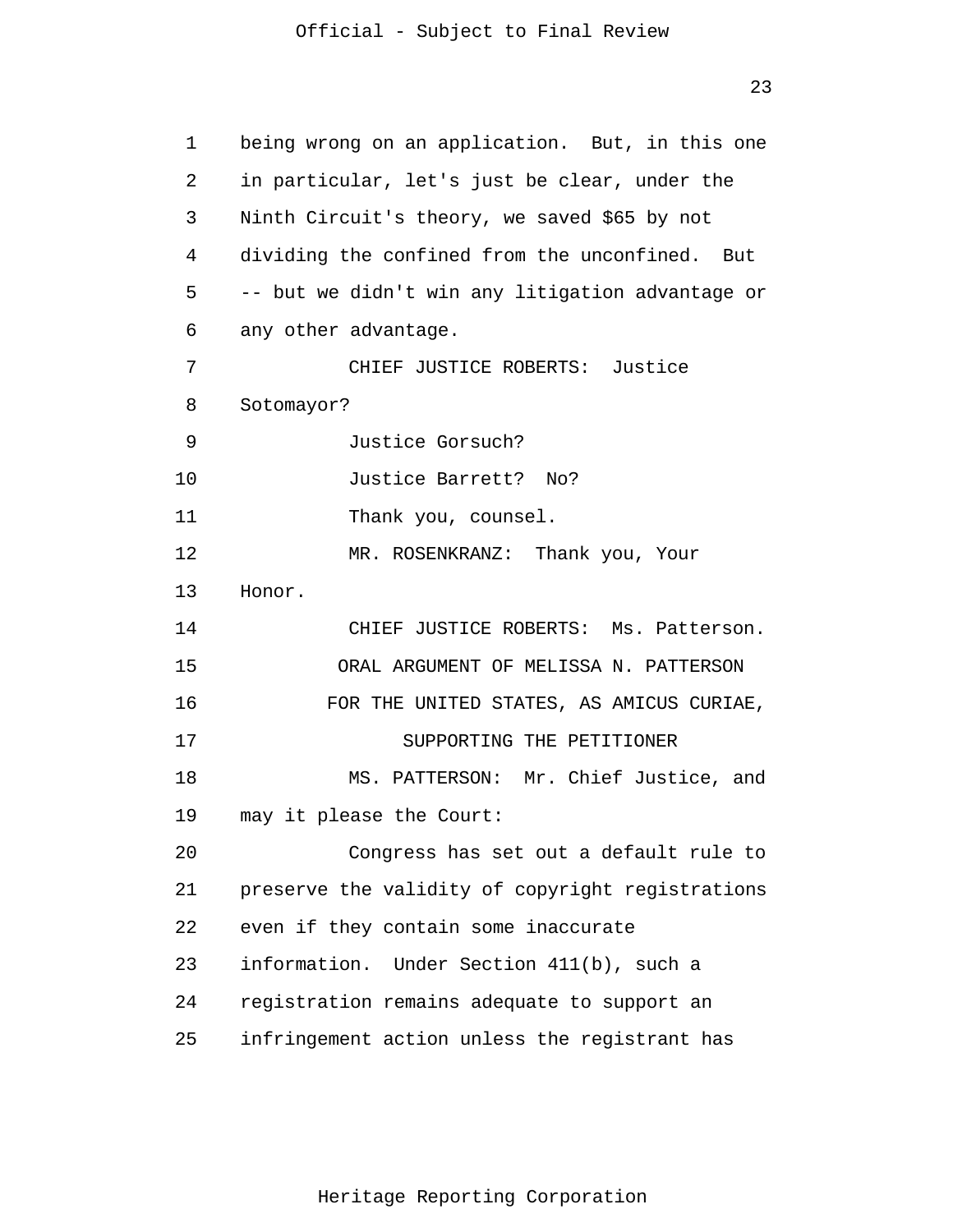being wrong on an application. But, in this one in particular, let's just be clear, under the Ninth Circuit's theory, we saved $65 by not dividing the confined from the unconfined. But -- but we didn't win any litigation advantage or any other advantage.

CHIEF JUSTICE ROBERTS: Justice Sotomayor?

Justice Gorsuch?

Justice Barrett? No?

Thank you, counsel.

MR. ROSENKRANZ: Thank you, Your Honor.

CHIEF JUSTICE ROBERTS: Ms. Patterson.

ORAL ARGUMENT OF MELISSA N. PATTERSON
FOR THE UNITED STATES, AS AMICUS CURIAE,
SUPPORTING THE PETITIONER

MS. PATTERSON: Mr. Chief Justice, and may it please the Court:

Congress has set out a default rule to preserve the validity of copyright registrations even if they contain some inaccurate information. Under Section 411(b), such a registration remains adequate to support an infringement action unless the registrant has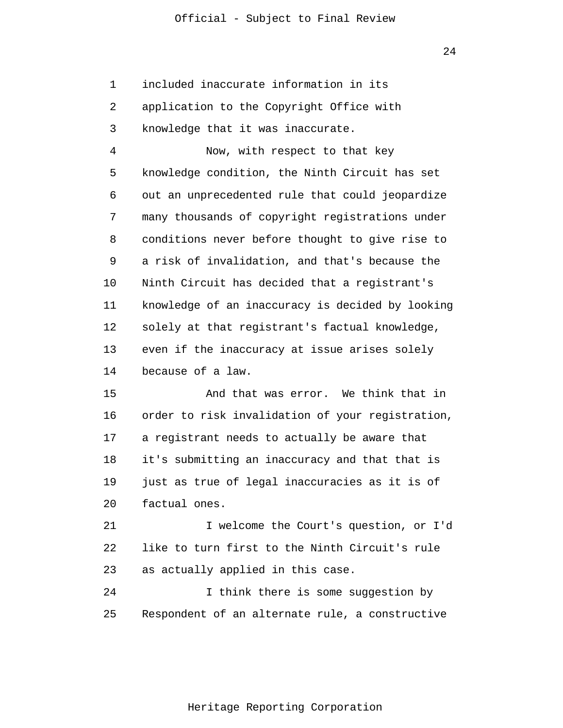included inaccurate information in its application to the Copyright Office with knowledge that it was inaccurate.

Now, with respect to that key knowledge condition, the Ninth Circuit has set out an unprecedented rule that could jeopardize many thousands of copyright registrations under conditions never before thought to give rise to a risk of invalidation, and that's because the Ninth Circuit has decided that a registrant's knowledge of an inaccuracy is decided by looking solely at that registrant's factual knowledge, even if the inaccuracy at issue arises solely because of a law.

And that was error. We think that in order to risk invalidation of your registration, a registrant needs to actually be aware that it's submitting an inaccuracy and that that is just as true of legal inaccuracies as it is of factual ones.

I welcome the Court's question, or I'd like to turn first to the Ninth Circuit's rule as actually applied in this case.

I think there is some suggestion by Respondent of an alternate rule, a constructive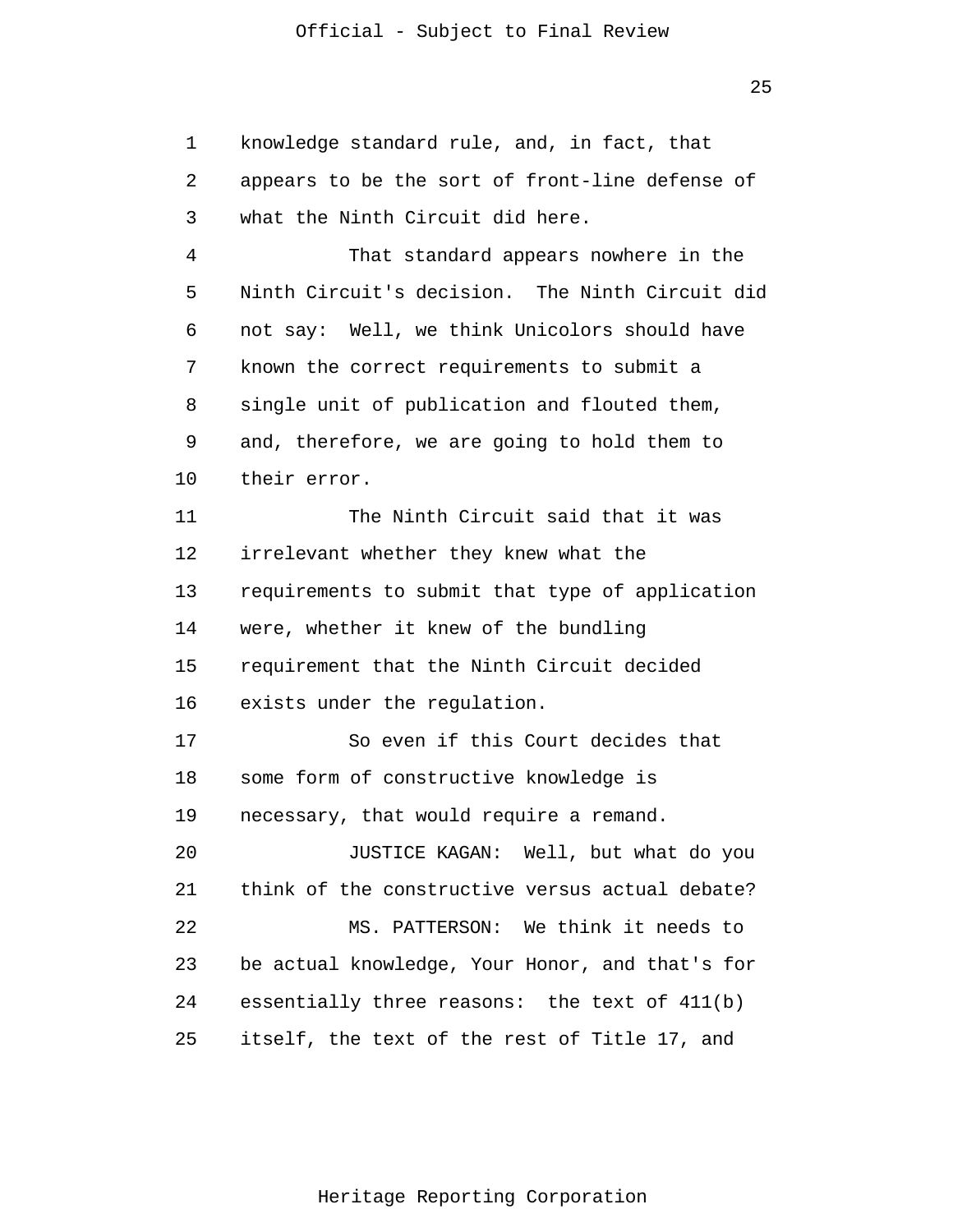knowledge standard rule, and, in fact, that appears to be the sort of front-line defense of what the Ninth Circuit did here.

That standard appears nowhere in the Ninth Circuit's decision. The Ninth Circuit did not say: Well, we think Unicolors should have known the correct requirements to submit a single unit of publication and flouted them, and, therefore, we are going to hold them to their error.

The Ninth Circuit said that it was irrelevant whether they knew what the requirements to submit that type of application were, whether it knew of the bundling requirement that the Ninth Circuit decided exists under the regulation.

So even if this Court decides that some form of constructive knowledge is necessary, that would require a remand.

JUSTICE KAGAN: Well, but what do you think of the constructive versus actual debate?

MS. PATTERSON: We think it needs to be actual knowledge, Your Honor, and that's for essentially three reasons: the text of 411(b) itself, the text of the rest of Title 17, and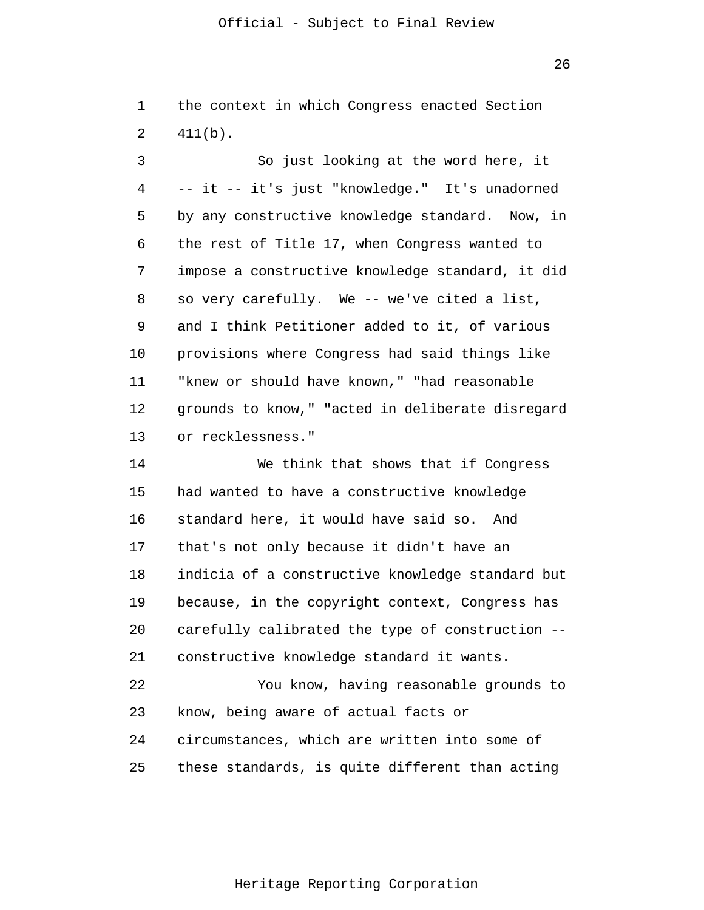the context in which Congress enacted Section 411(b).

So just looking at the word here, it -- it -- it's just "knowledge." It's unadorned by any constructive knowledge standard. Now, in the rest of Title 17, when Congress wanted to impose a constructive knowledge standard, it did so very carefully. We -- we've cited a list, and I think Petitioner added to it, of various provisions where Congress had said things like "knew or should have known," "had reasonable grounds to know," "acted in deliberate disregard or recklessness."

We think that shows that if Congress had wanted to have a constructive knowledge standard here, it would have said so. And that's not only because it didn't have an indicia of a constructive knowledge standard but because, in the copyright context, Congress has carefully calibrated the type of construction -- constructive knowledge standard it wants.

You know, having reasonable grounds to know, being aware of actual facts or circumstances, which are written into some of these standards, is quite different than acting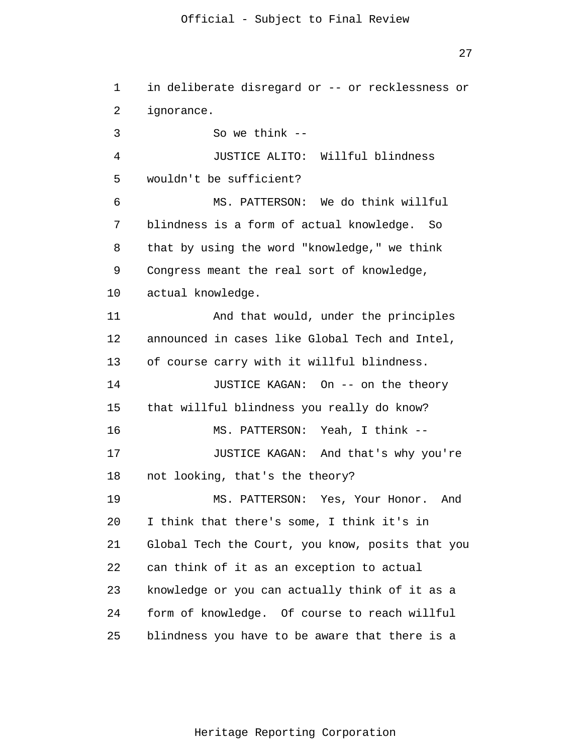in deliberate disregard or -- or recklessness or ignorance.

So we think --

JUSTICE ALITO: Willful blindness wouldn't be sufficient?

MS. PATTERSON: We do think willful blindness is a form of actual knowledge. So that by using the word "knowledge," we think Congress meant the real sort of knowledge, actual knowledge.

And that would, under the principles announced in cases like Global Tech and Intel, of course carry with it willful blindness.

JUSTICE KAGAN: On -- on the theory that willful blindness you really do know?

MS. PATTERSON: Yeah, I think --

JUSTICE KAGAN: And that's why you're not looking, that's the theory?

MS. PATTERSON: Yes, Your Honor. And I think that there's some, I think it's in Global Tech the Court, you know, posits that you can think of it as an exception to actual knowledge or you can actually think of it as a form of knowledge. Of course to reach willful blindness you have to be aware that there is a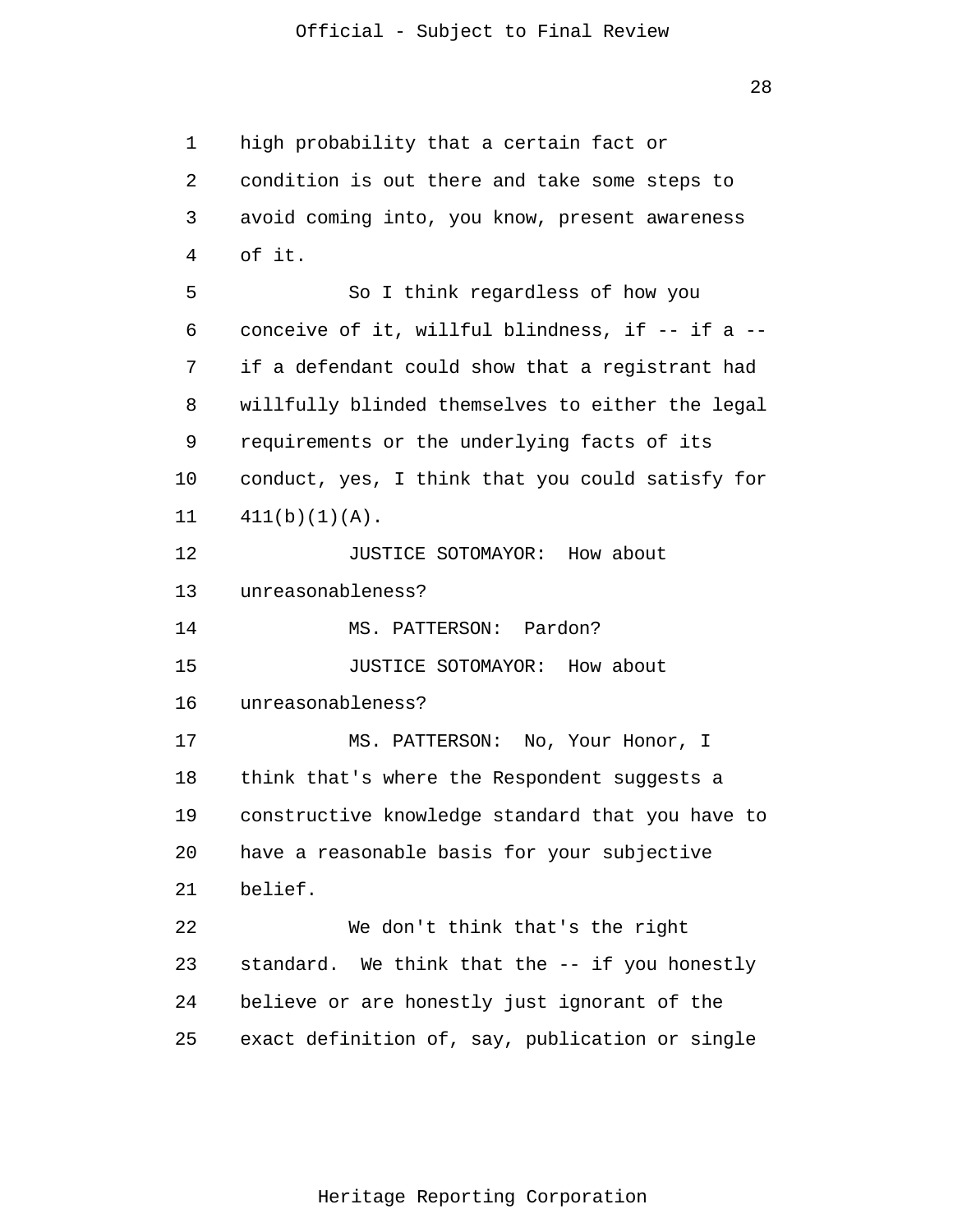high probability that a certain fact or condition is out there and take some steps to avoid coming into, you know, present awareness of it.

So I think regardless of how you conceive of it, willful blindness, if -- if a -- if a defendant could show that a registrant had willfully blinded themselves to either the legal requirements or the underlying facts of its conduct, yes, I think that you could satisfy for 411(b)(1)(A).

JUSTICE SOTOMAYOR: How about unreasonableness?

MS. PATTERSON: Pardon?

JUSTICE SOTOMAYOR: How about unreasonableness?

MS. PATTERSON: No, Your Honor, I think that's where the Respondent suggests a constructive knowledge standard that you have to have a reasonable basis for your subjective belief.

We don't think that's the right standard. We think that the -- if you honestly believe or are honestly just ignorant of the exact definition of, say, publication or single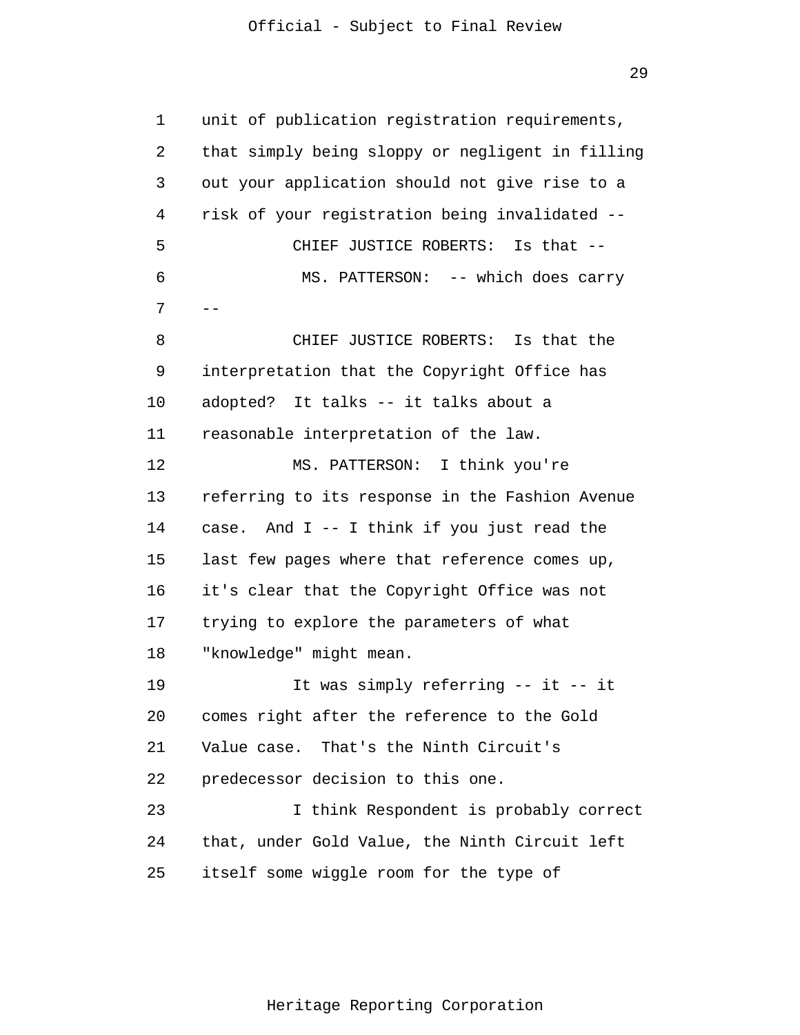unit of publication registration requirements, that simply being sloppy or negligent in filling out your application should not give rise to a risk of your registration being invalidated --

CHIEF JUSTICE ROBERTS: Is that --

MS. PATTERSON: -- which does carry --

CHIEF JUSTICE ROBERTS: Is that the interpretation that the Copyright Office has adopted? It talks -- it talks about a reasonable interpretation of the law.

MS. PATTERSON: I think you're referring to its response in the Fashion Avenue case. And I -- I think if you just read the last few pages where that reference comes up, it's clear that the Copyright Office was not trying to explore the parameters of what "knowledge" might mean.

It was simply referring -- it -- it comes right after the reference to the Gold Value case. That's the Ninth Circuit's predecessor decision to this one.

I think Respondent is probably correct that, under Gold Value, the Ninth Circuit left itself some wiggle room for the type of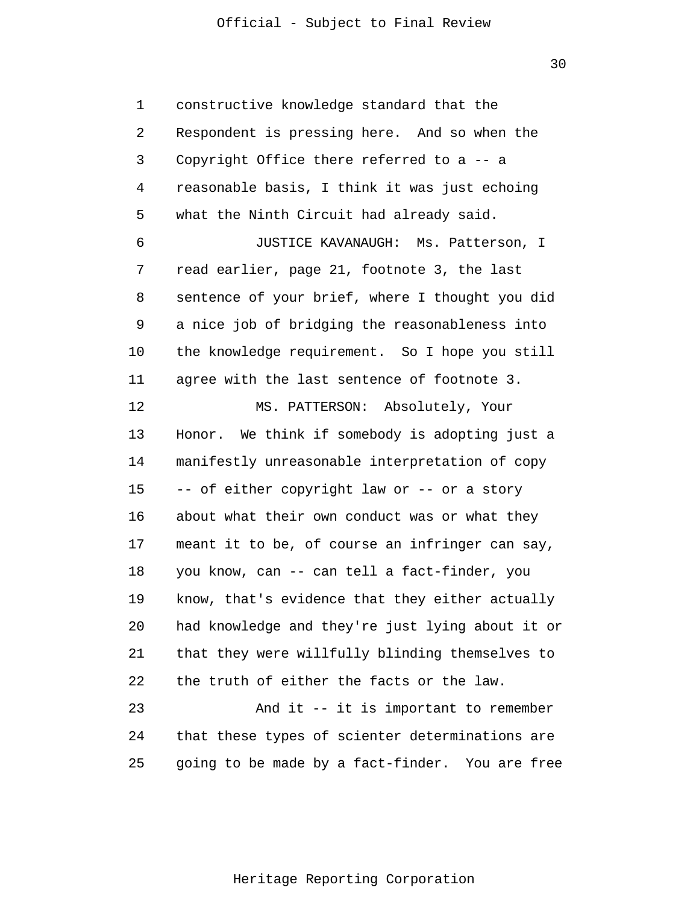constructive knowledge standard that the Respondent is pressing here. And so when the Copyright Office there referred to a -- a reasonable basis, I think it was just echoing what the Ninth Circuit had already said.

JUSTICE KAVANAUGH: Ms. Patterson, I read earlier, page 21, footnote 3, the last sentence of your brief, where I thought you did a nice job of bridging the reasonableness into the knowledge requirement. So I hope you still agree with the last sentence of footnote 3.

MS. PATTERSON: Absolutely, Your Honor. We think if somebody is adopting just a manifestly unreasonable interpretation of copy -- of either copyright law or -- or a story about what their own conduct was or what they meant it to be, of course an infringer can say, you know, can -- can tell a fact-finder, you know, that's evidence that they either actually had knowledge and they're just lying about it or that they were willfully blinding themselves to the truth of either the facts or the law.

And it -- it is important to remember that these types of scienter determinations are going to be made by a fact-finder. You are free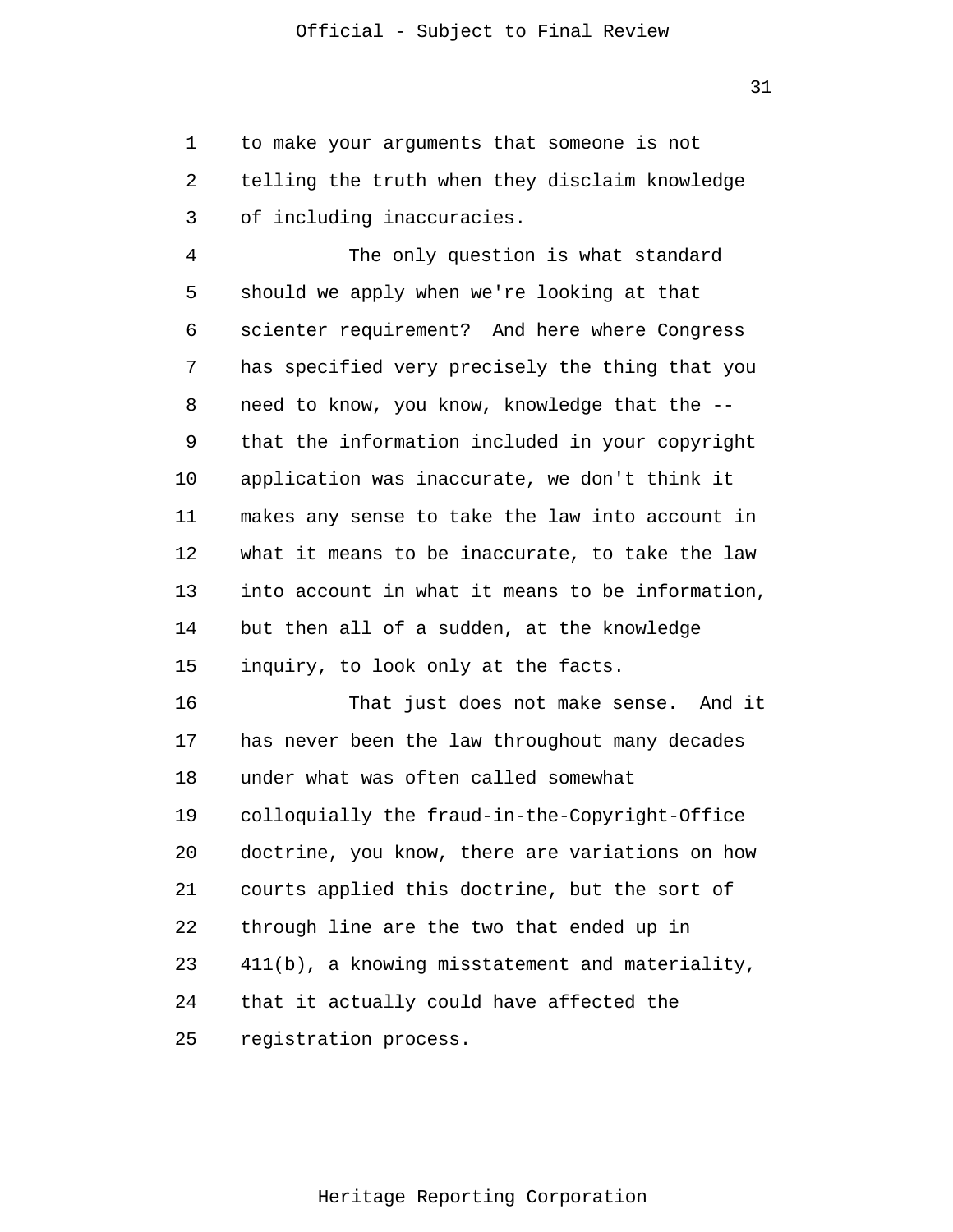to make your arguments that someone is not telling the truth when they disclaim knowledge of including inaccuracies.

The only question is what standard should we apply when we're looking at that scienter requirement? And here where Congress has specified very precisely the thing that you need to know, you know, knowledge that the -- that the information included in your copyright application was inaccurate, we don't think it makes any sense to take the law into account in what it means to be inaccurate, to take the law into account in what it means to be information, but then all of a sudden, at the knowledge inquiry, to look only at the facts.

That just does not make sense. And it has never been the law throughout many decades under what was often called somewhat colloquially the fraud-in-the-Copyright-Office doctrine, you know, there are variations on how courts applied this doctrine, but the sort of through line are the two that ended up in 411(b), a knowing misstatement and materiality, that it actually could have affected the registration process.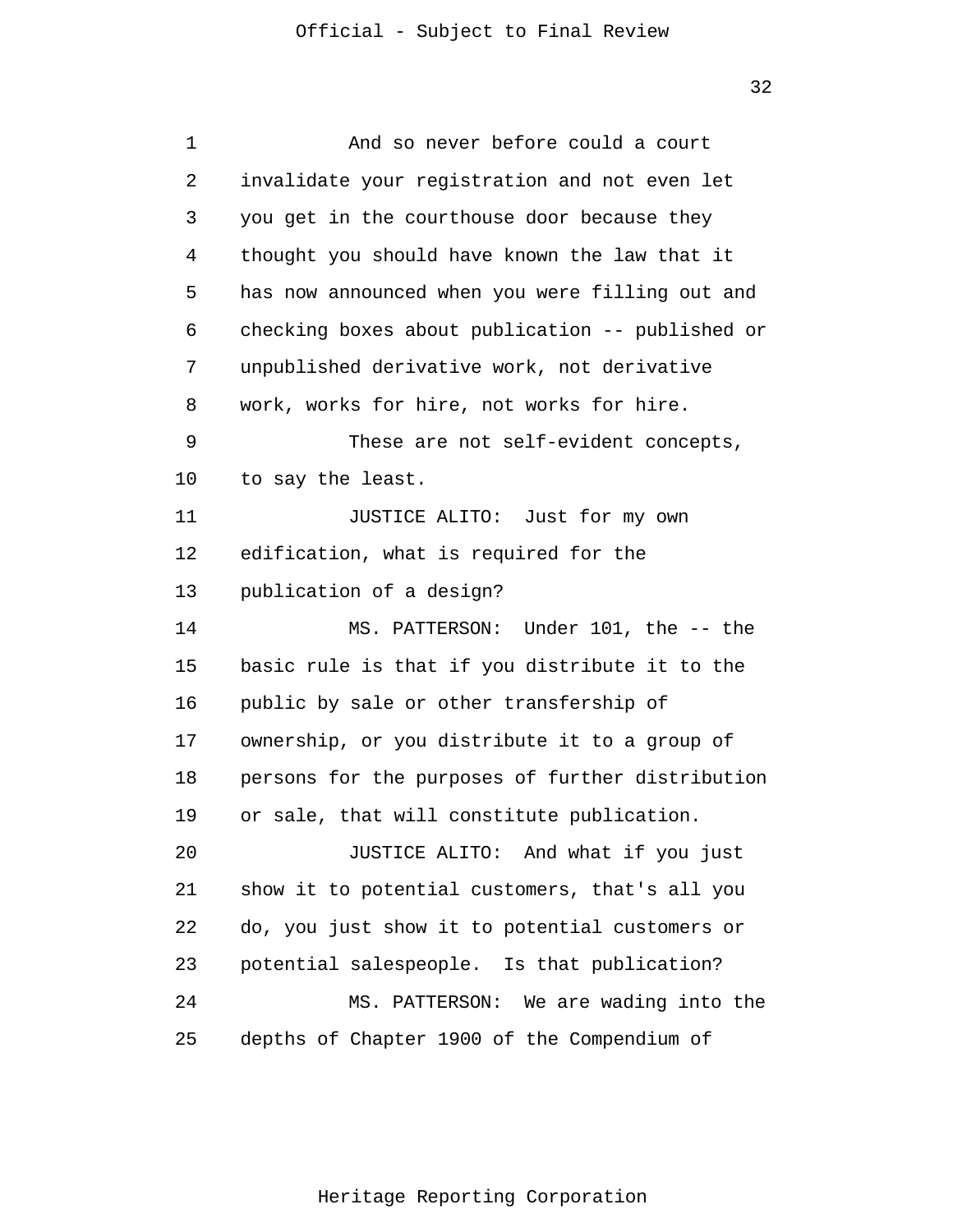And so never before could a court invalidate your registration and not even let you get in the courthouse door because they thought you should have known the law that it has now announced when you were filling out and checking boxes about publication -- published or unpublished derivative work, not derivative work, works for hire, not works for hire.

These are not self-evident concepts, to say the least.

JUSTICE ALITO: Just for my own edification, what is required for the publication of a design?

MS. PATTERSON: Under 101, the -- the basic rule is that if you distribute it to the public by sale or other transfership of ownership, or you distribute it to a group of persons for the purposes of further distribution or sale, that will constitute publication.

JUSTICE ALITO: And what if you just show it to potential customers, that's all you do, you just show it to potential customers or potential salespeople. Is that publication?

MS. PATTERSON: We are wading into the depths of Chapter 1900 of the Compendium of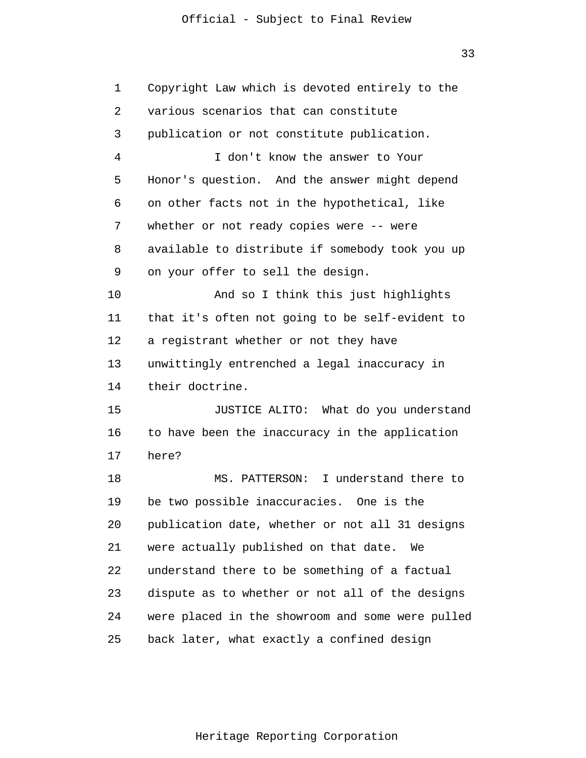Copyright Law which is devoted entirely to the various scenarios that can constitute publication or not constitute publication.

I don't know the answer to Your Honor's question. And the answer might depend on other facts not in the hypothetical, like whether or not ready copies were -- were available to distribute if somebody took you up on your offer to sell the design.

And so I think this just highlights that it's often not going to be self-evident to a registrant whether or not they have unwittingly entrenched a legal inaccuracy in their doctrine.

JUSTICE ALITO: What do you understand to have been the inaccuracy in the application here?

MS. PATTERSON: I understand there to be two possible inaccuracies. One is the publication date, whether or not all 31 designs were actually published on that date. We understand there to be something of a factual dispute as to whether or not all of the designs were placed in the showroom and some were pulled back later, what exactly a confined design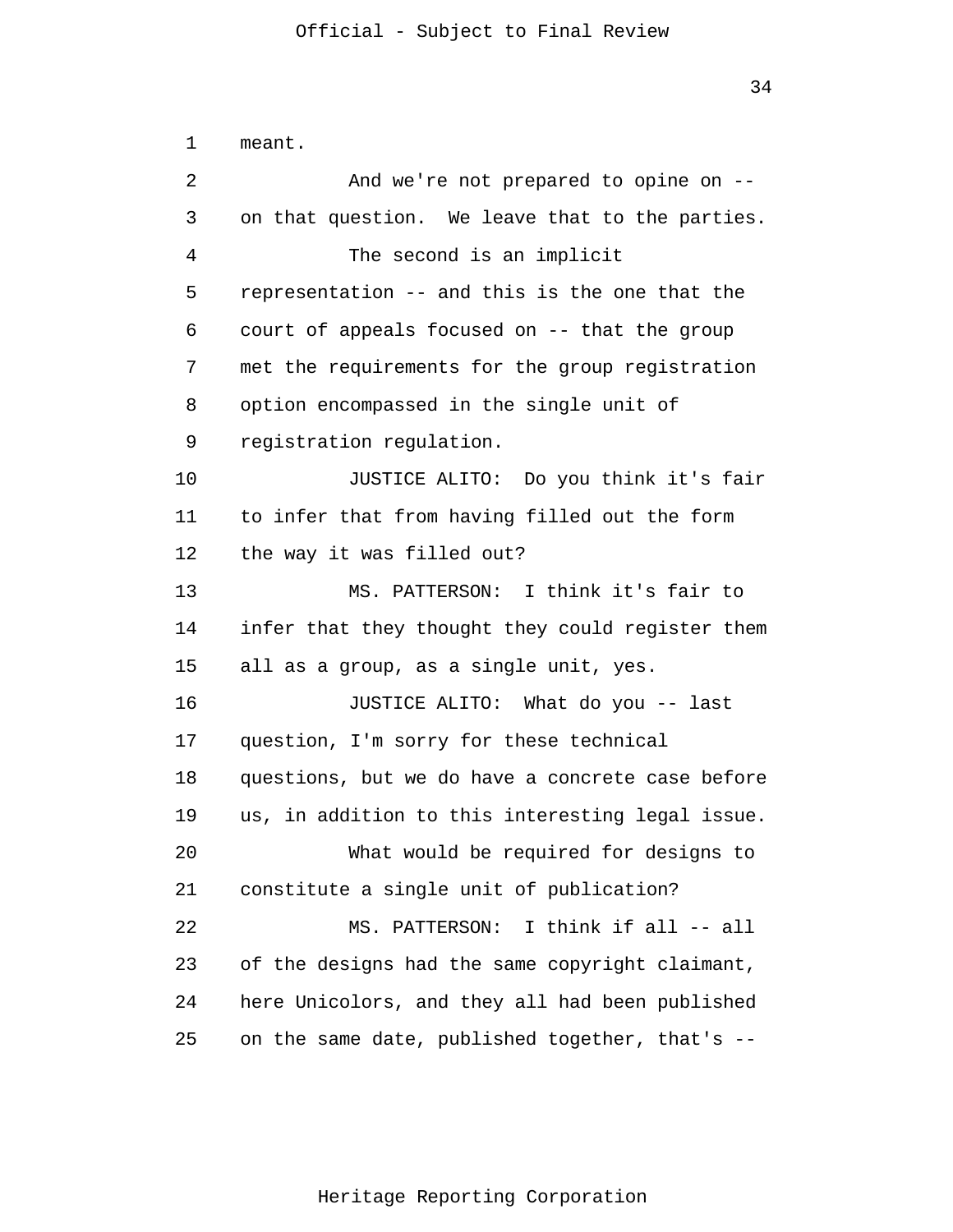meant.

And we're not prepared to opine on -- on that question. We leave that to the parties.

The second is an implicit representation -- and this is the one that the court of appeals focused on -- that the group met the requirements for the group registration option encompassed in the single unit of registration regulation.

JUSTICE ALITO: Do you think it's fair to infer that from having filled out the form the way it was filled out?

MS. PATTERSON: I think it's fair to infer that they thought they could register them all as a group, as a single unit, yes.

JUSTICE ALITO: What do you -- last question, I'm sorry for these technical questions, but we do have a concrete case before us, in addition to this interesting legal issue.

What would be required for designs to constitute a single unit of publication?

MS. PATTERSON: I think if all -- all of the designs had the same copyright claimant, here Unicolors, and they all had been published on the same date, published together, that's --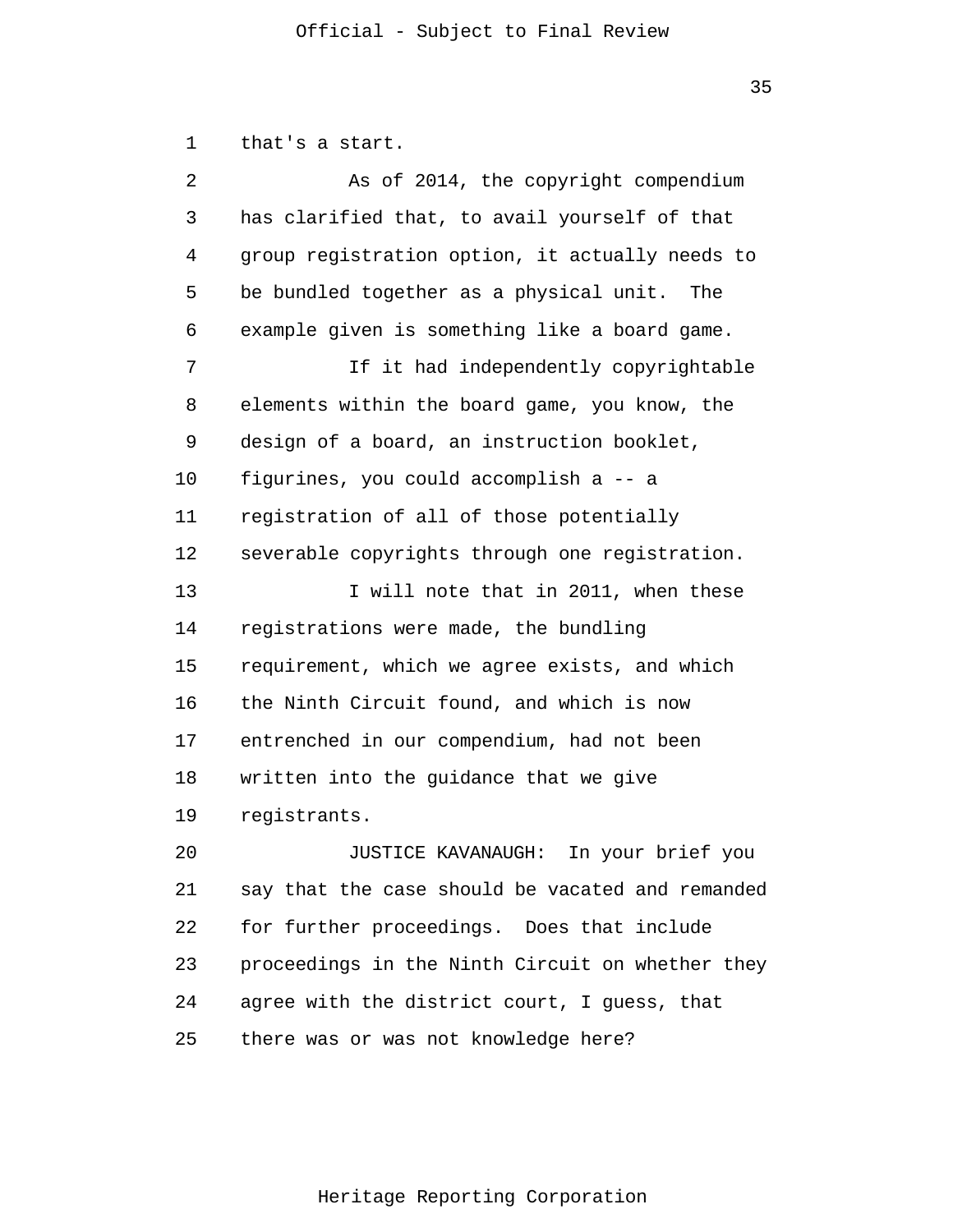that's a start.

As of 2014, the copyright compendium has clarified that, to avail yourself of that group registration option, it actually needs to be bundled together as a physical unit. The example given is something like a board game.

If it had independently copyrightable elements within the board game, you know, the design of a board, an instruction booklet, figurines, you could accomplish a -- a registration of all of those potentially severable copyrights through one registration.

I will note that in 2011, when these registrations were made, the bundling requirement, which we agree exists, and which the Ninth Circuit found, and which is now entrenched in our compendium, had not been written into the guidance that we give registrants.

JUSTICE KAVANAUGH: In your brief you say that the case should be vacated and remanded for further proceedings. Does that include proceedings in the Ninth Circuit on whether they agree with the district court, I guess, that there was or was not knowledge here?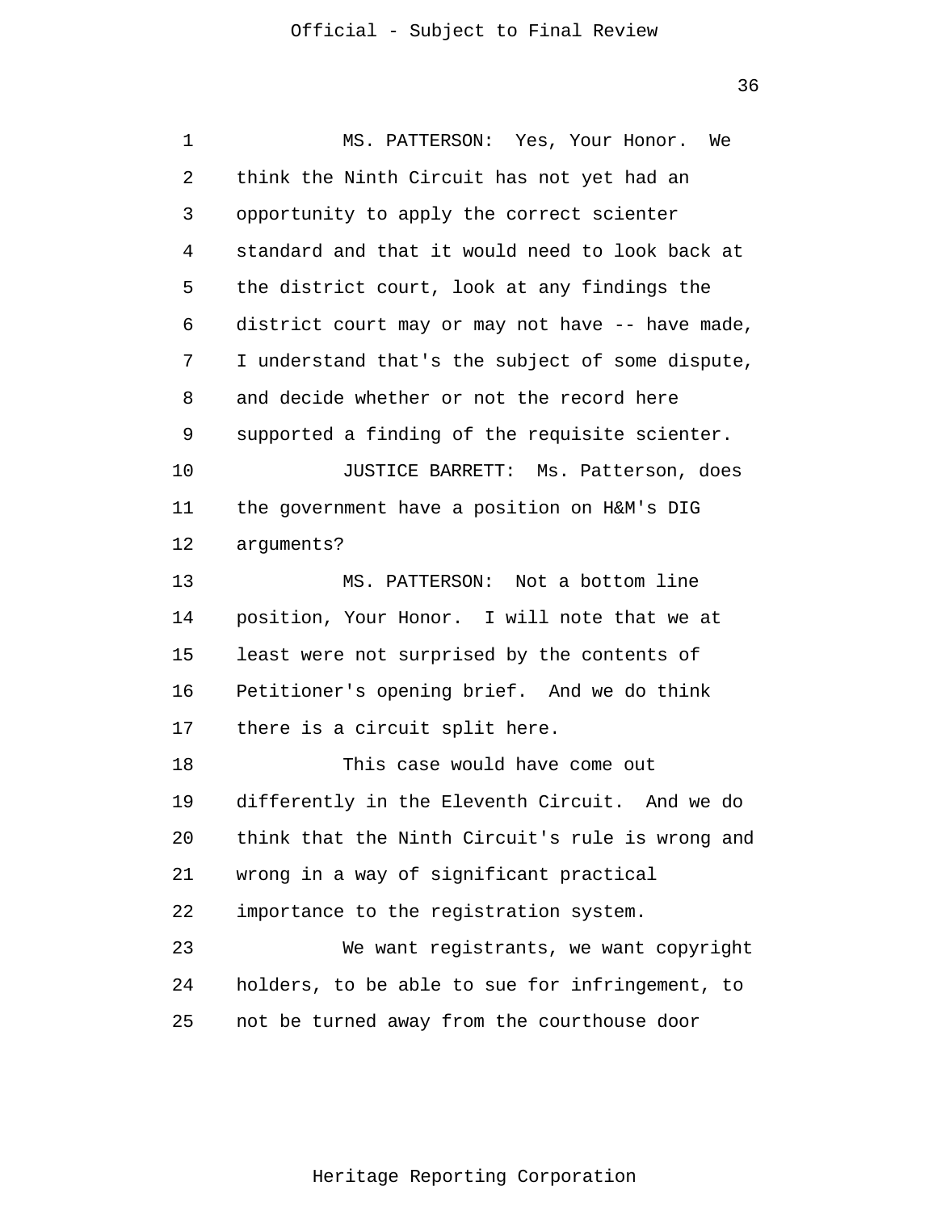MS. PATTERSON: Yes, Your Honor. We think the Ninth Circuit has not yet had an opportunity to apply the correct scienter standard and that it would need to look back at the district court, look at any findings the district court may or may not have -- have made, I understand that's the subject of some dispute, and decide whether or not the record here supported a finding of the requisite scienter.

JUSTICE BARRETT: Ms. Patterson, does the government have a position on H&M's DIG arguments?

MS. PATTERSON: Not a bottom line position, Your Honor. I will note that we at least were not surprised by the contents of Petitioner's opening brief. And we do think there is a circuit split here.

This case would have come out differently in the Eleventh Circuit. And we do think that the Ninth Circuit's rule is wrong and wrong in a way of significant practical importance to the registration system.

We want registrants, we want copyright holders, to be able to sue for infringement, to not be turned away from the courthouse door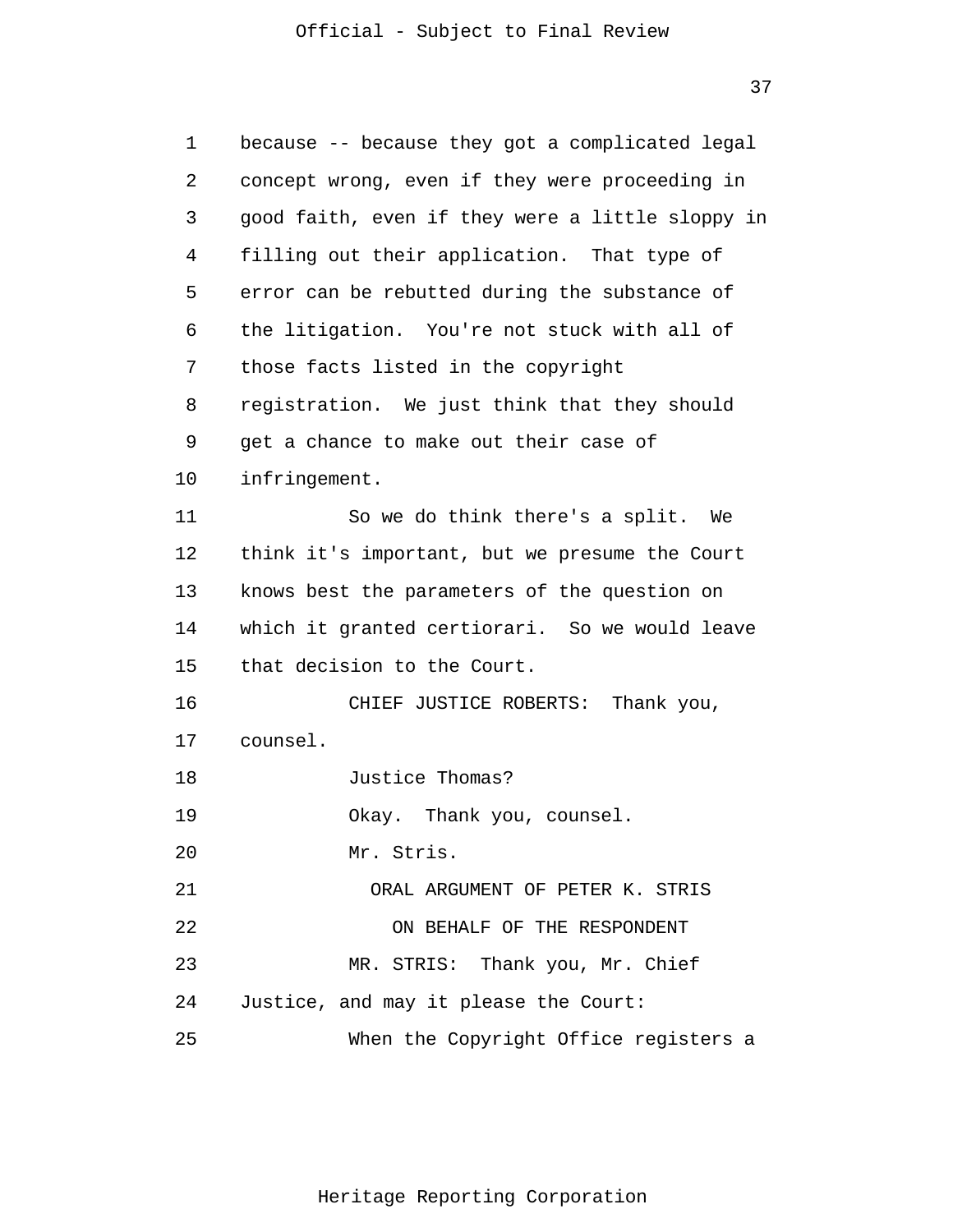because -- because they got a complicated legal concept wrong, even if they were proceeding in good faith, even if they were a little sloppy in filling out their application. That type of error can be rebutted during the substance of the litigation. You're not stuck with all of those facts listed in the copyright registration. We just think that they should get a chance to make out their case of infringement.

So we do think there's a split. We think it's important, but we presume the Court knows best the parameters of the question on which it granted certiorari. So we would leave that decision to the Court.

CHIEF JUSTICE ROBERTS: Thank you, counsel.

Justice Thomas?

Okay. Thank you, counsel.

Mr. Stris.

ORAL ARGUMENT OF PETER K. STRIS

ON BEHALF OF THE RESPONDENT

MR. STRIS: Thank you, Mr. Chief Justice, and may it please the Court:

When the Copyright Office registers a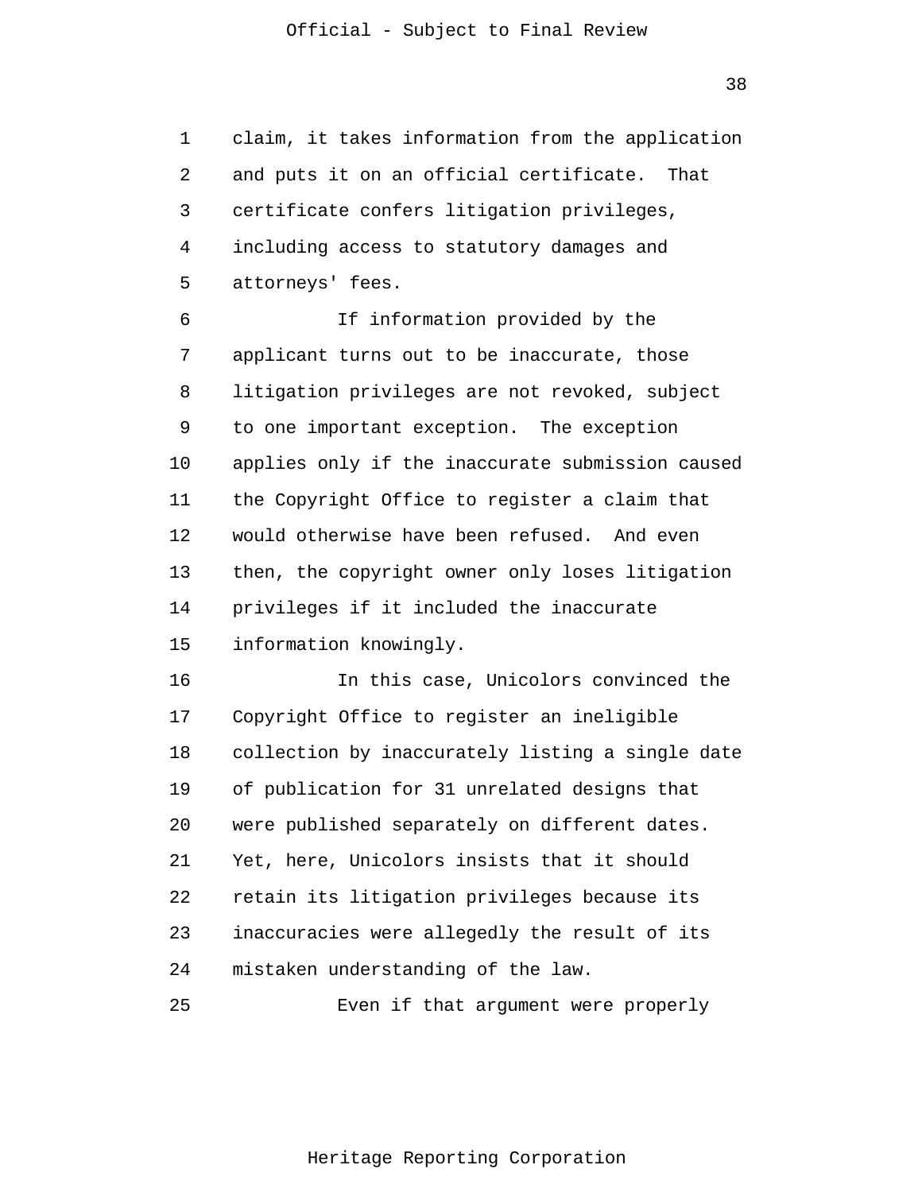claim, it takes information from the application and puts it on an official certificate. That certificate confers litigation privileges, including access to statutory damages and attorneys' fees.

If information provided by the applicant turns out to be inaccurate, those litigation privileges are not revoked, subject to one important exception. The exception applies only if the inaccurate submission caused the Copyright Office to register a claim that would otherwise have been refused. And even then, the copyright owner only loses litigation privileges if it included the inaccurate information knowingly.

In this case, Unicolors convinced the Copyright Office to register an ineligible collection by inaccurately listing a single date of publication for 31 unrelated designs that were published separately on different dates. Yet, here, Unicolors insists that it should retain its litigation privileges because its inaccuracies were allegedly the result of its mistaken understanding of the law.

Even if that argument were properly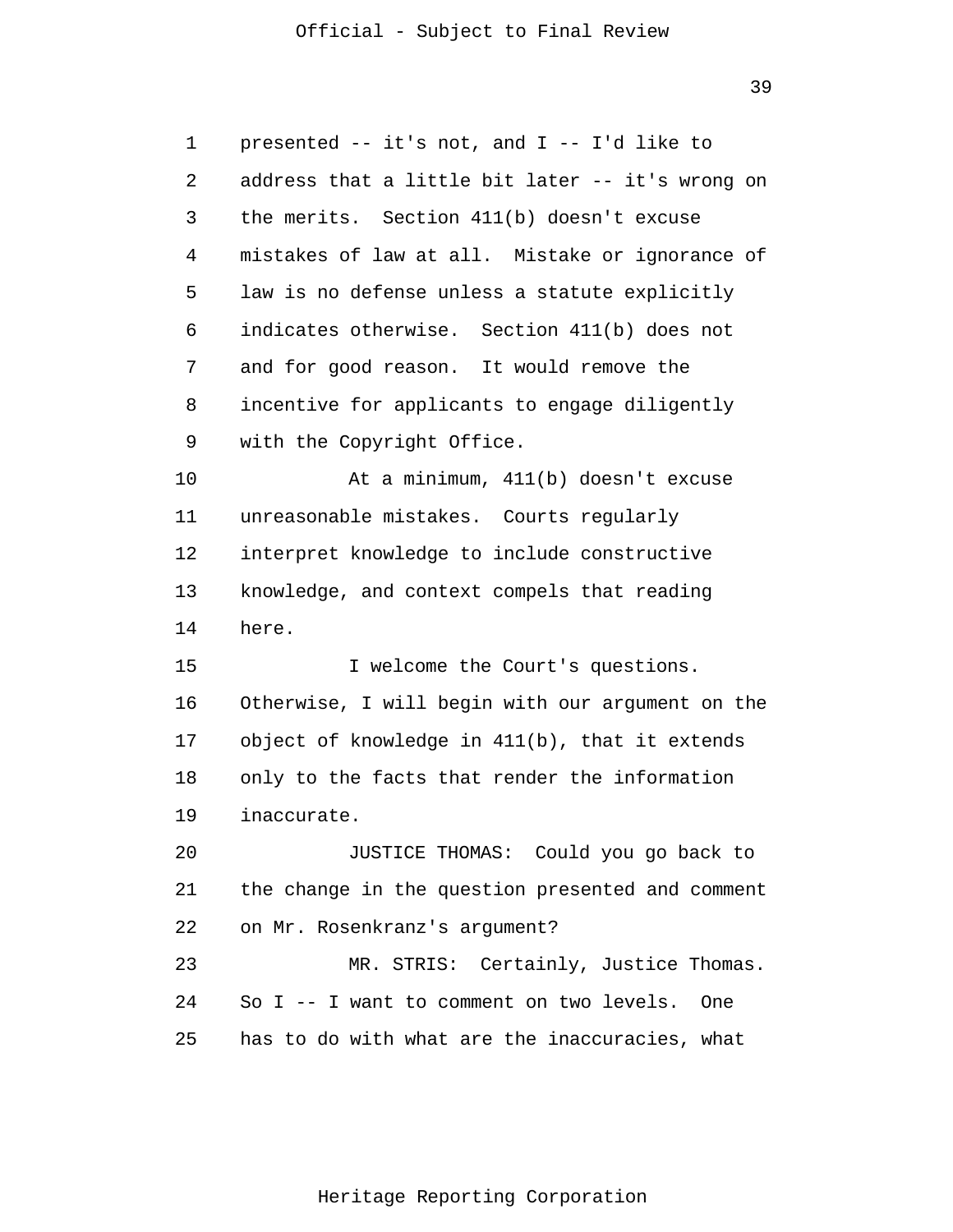presented -- it's not, and I -- I'd like to address that a little bit later -- it's wrong on the merits. Section 411(b) doesn't excuse mistakes of law at all. Mistake or ignorance of law is no defense unless a statute explicitly indicates otherwise. Section 411(b) does not and for good reason. It would remove the incentive for applicants to engage diligently with the Copyright Office.

At a minimum, 411(b) doesn't excuse unreasonable mistakes. Courts regularly interpret knowledge to include constructive knowledge, and context compels that reading here.

I welcome the Court's questions. Otherwise, I will begin with our argument on the object of knowledge in 411(b), that it extends only to the facts that render the information inaccurate.

JUSTICE THOMAS: Could you go back to the change in the question presented and comment on Mr. Rosenkranz's argument?

MR. STRIS: Certainly, Justice Thomas. So I -- I want to comment on two levels. One has to do with what are the inaccuracies, what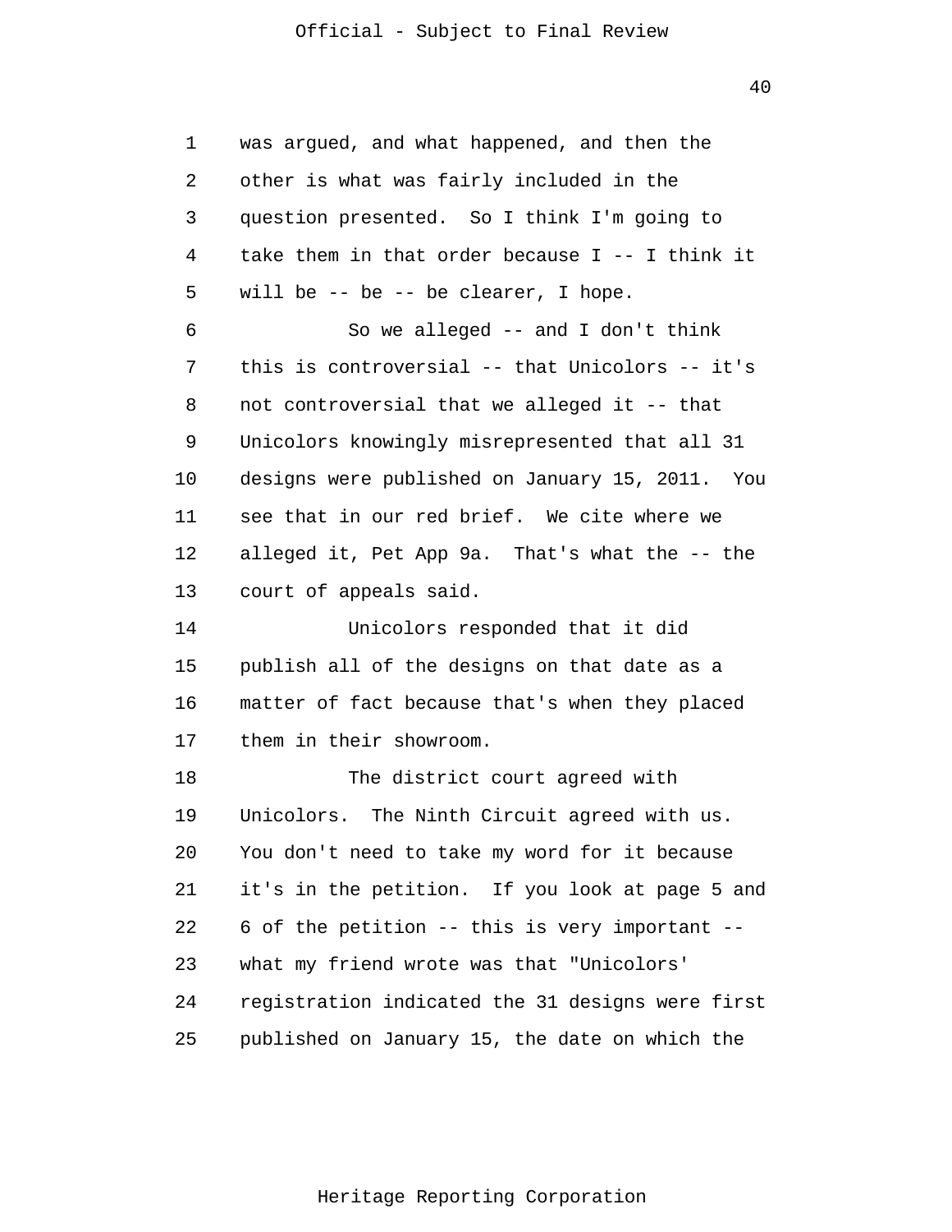was argued, and what happened, and then the other is what was fairly included in the question presented. So I think I'm going to take them in that order because I -- I think it will be -- be -- be clearer, I hope.

So we alleged -- and I don't think this is controversial -- that Unicolors -- it's not controversial that we alleged it -- that Unicolors knowingly misrepresented that all 31 designs were published on January 15, 2011. You see that in our red brief. We cite where we alleged it, Pet App 9a. That's what the -- the court of appeals said.

Unicolors responded that it did publish all of the designs on that date as a matter of fact because that's when they placed them in their showroom.

The district court agreed with Unicolors. The Ninth Circuit agreed with us. You don't need to take my word for it because it's in the petition. If you look at page 5 and 6 of the petition -- this is very important -- what my friend wrote was that "Unicolors' registration indicated the 31 designs were first published on January 15, the date on which the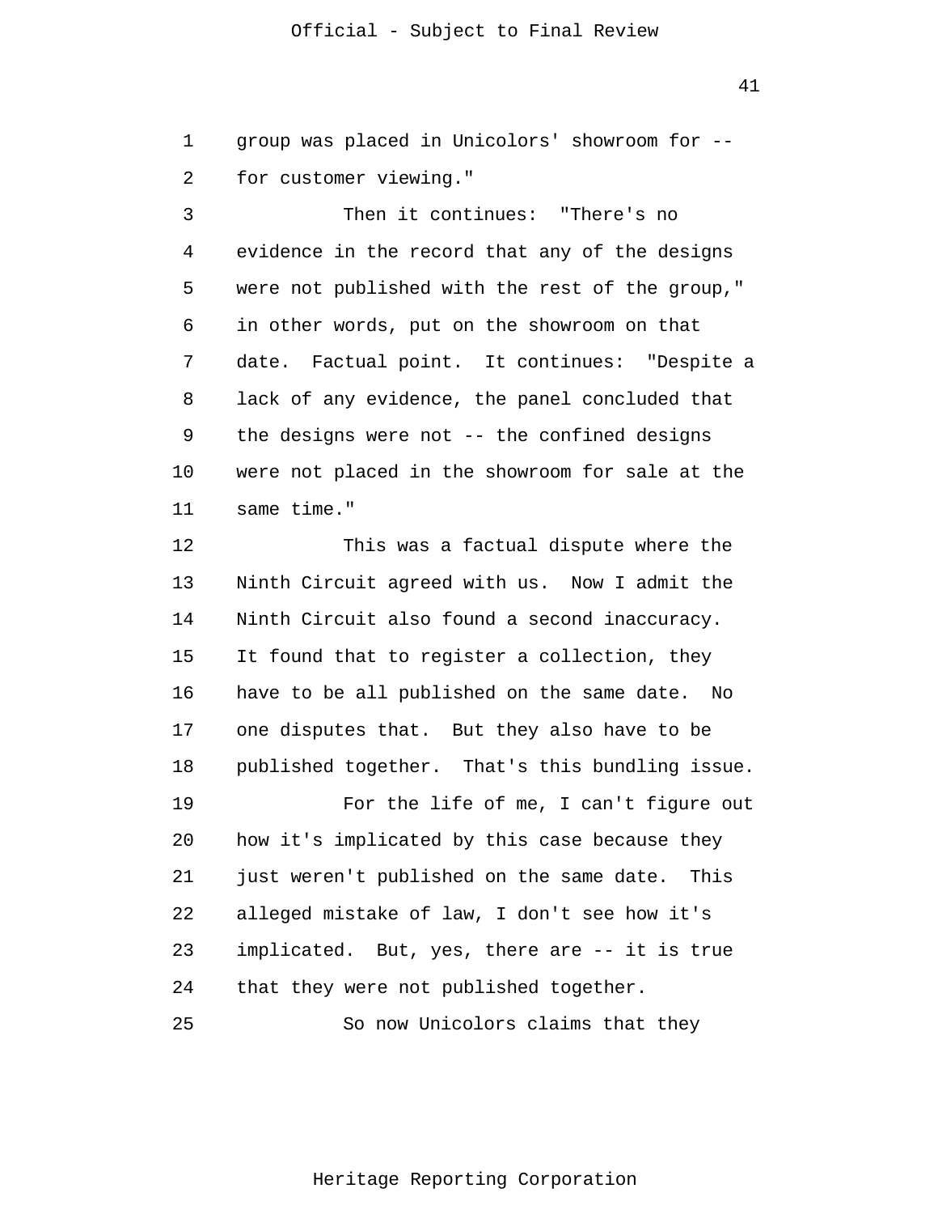group was placed in Unicolors' showroom for -- for customer viewing."

Then it continues: "There's no evidence in the record that any of the designs were not published with the rest of the group," in other words, put on the showroom on that date. Factual point. It continues: "Despite a lack of any evidence, the panel concluded that the designs were not -- the confined designs were not placed in the showroom for sale at the same time."

This was a factual dispute where the Ninth Circuit agreed with us. Now I admit the Ninth Circuit also found a second inaccuracy. It found that to register a collection, they have to be all published on the same date. No one disputes that. But they also have to be published together. That's this bundling issue.

For the life of me, I can't figure out how it's implicated by this case because they just weren't published on the same date. This alleged mistake of law, I don't see how it's implicated. But, yes, there are -- it is true that they were not published together.

So now Unicolors claims that they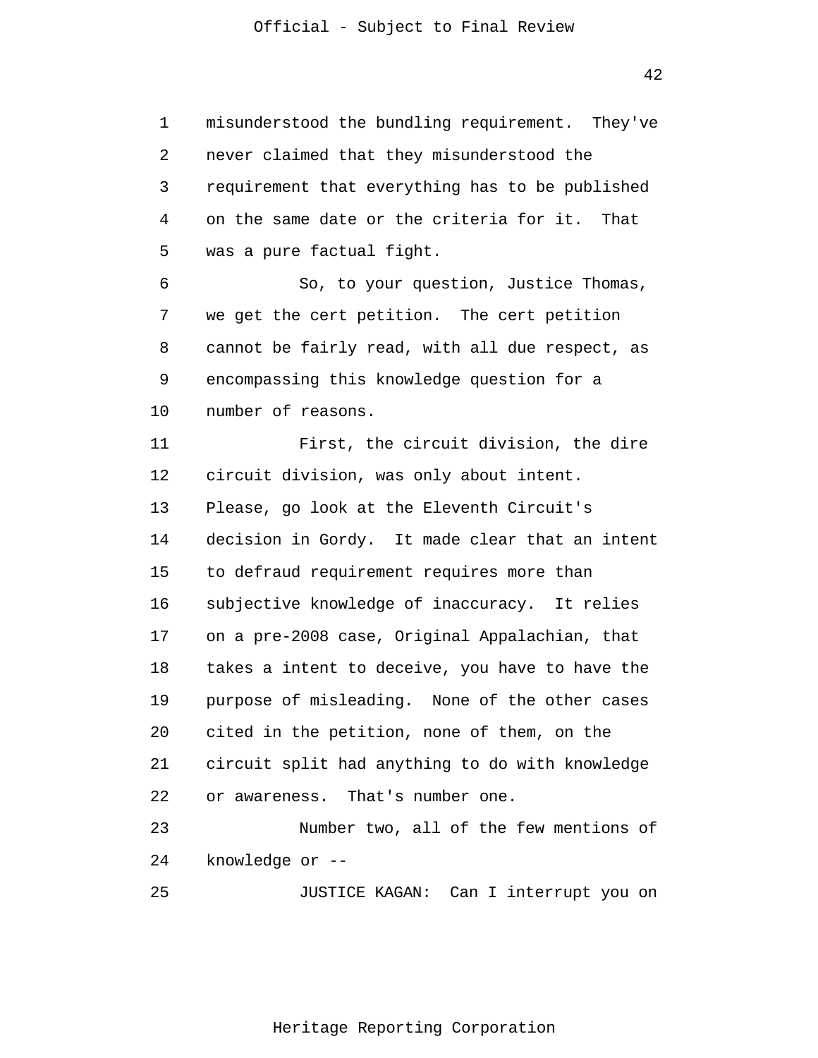misunderstood the bundling requirement. They've never claimed that they misunderstood the requirement that everything has to be published on the same date or the criteria for it. That was a pure factual fight.

So, to your question, Justice Thomas, we get the cert petition. The cert petition cannot be fairly read, with all due respect, as encompassing this knowledge question for a number of reasons.

First, the circuit division, the dire circuit division, was only about intent. Please, go look at the Eleventh Circuit's decision in Gordy. It made clear that an intent to defraud requirement requires more than subjective knowledge of inaccuracy. It relies on a pre-2008 case, Original Appalachian, that takes a intent to deceive, you have to have the purpose of misleading. None of the other cases cited in the petition, none of them, on the circuit split had anything to do with knowledge or awareness. That's number one.

Number two, all of the few mentions of knowledge or --

JUSTICE KAGAN: Can I interrupt you on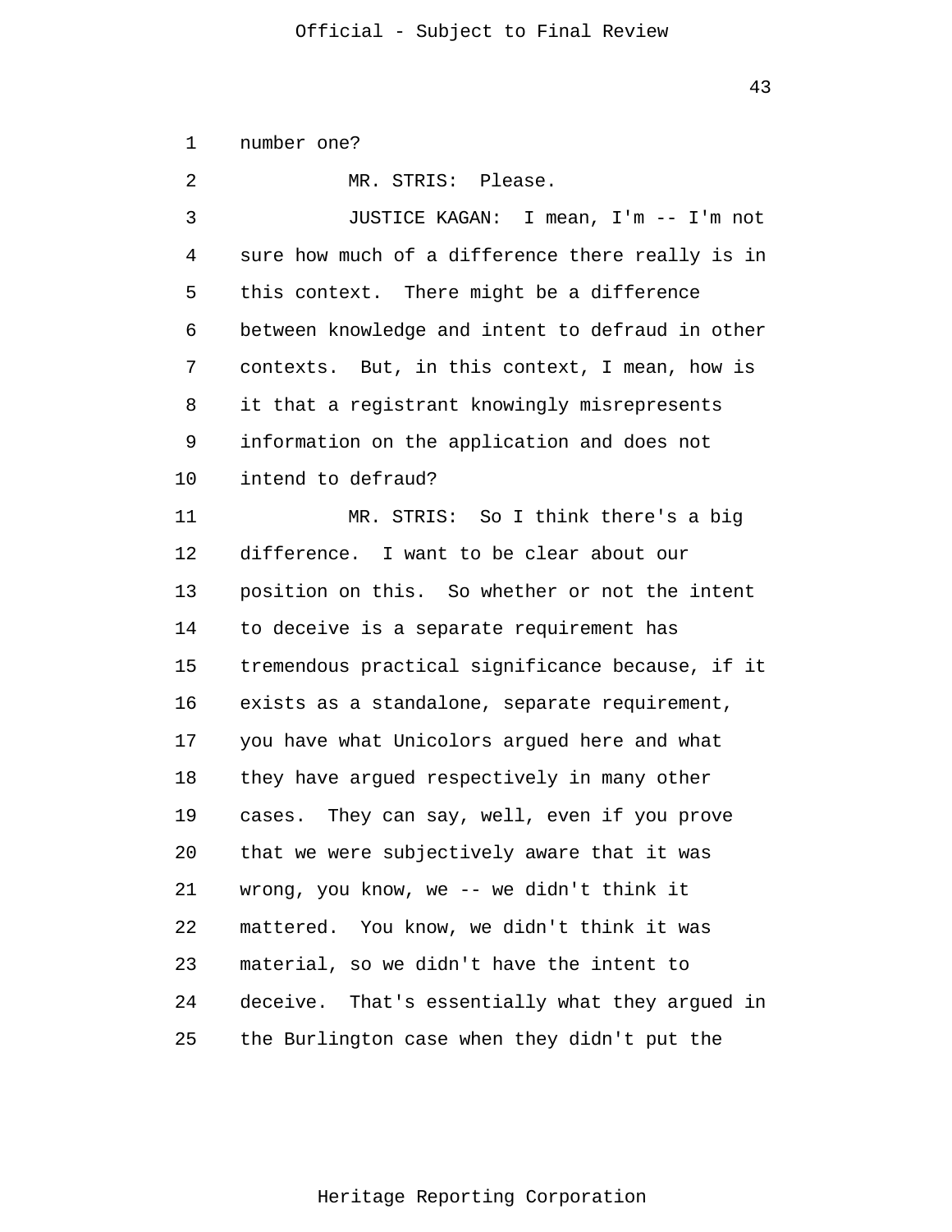number one?

MR. STRIS: Please.

JUSTICE KAGAN: I mean, I'm -- I'm not sure how much of a difference there really is in this context. There might be a difference between knowledge and intent to defraud in other contexts. But, in this context, I mean, how is it that a registrant knowingly misrepresents information on the application and does not intend to defraud?

MR. STRIS: So I think there's a big difference. I want to be clear about our position on this. So whether or not the intent to deceive is a separate requirement has tremendous practical significance because, if it exists as a standalone, separate requirement, you have what Unicolors argued here and what they have argued respectively in many other cases. They can say, well, even if you prove that we were subjectively aware that it was wrong, you know, we -- we didn't think it mattered. You know, we didn't think it was material, so we didn't have the intent to deceive. That's essentially what they argued in the Burlington case when they didn't put the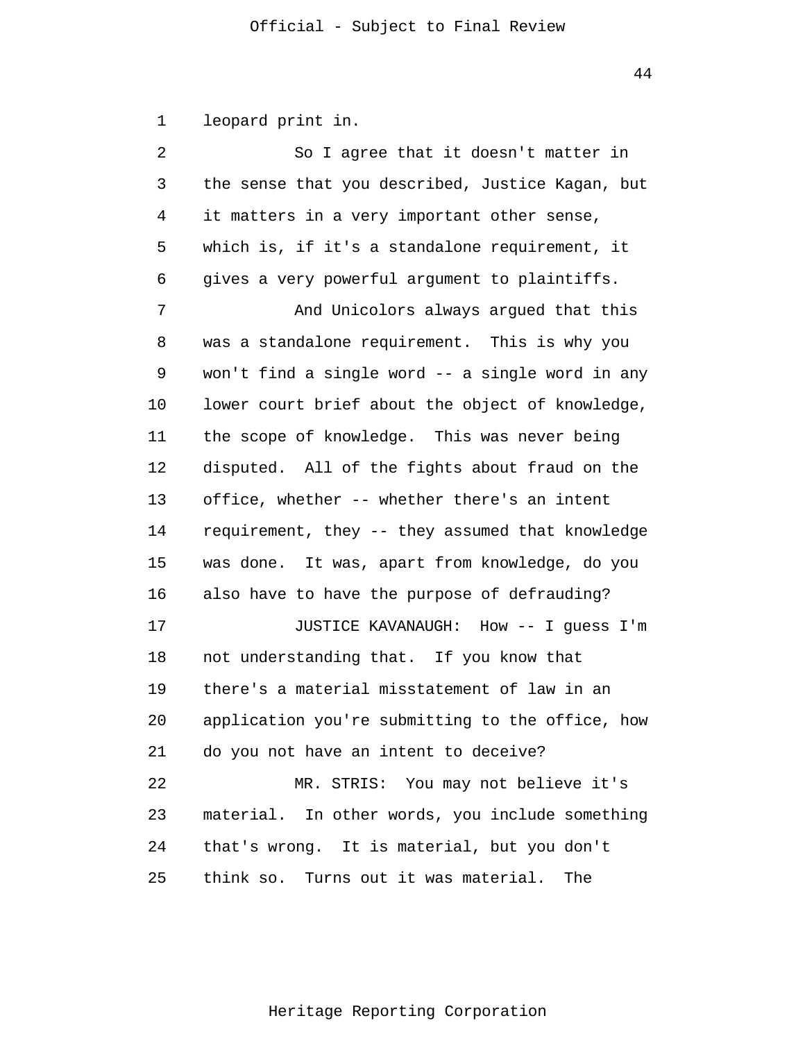leopard print in.

So I agree that it doesn't matter in the sense that you described, Justice Kagan, but it matters in a very important other sense, which is, if it's a standalone requirement, it gives a very powerful argument to plaintiffs.

And Unicolors always argued that this was a standalone requirement. This is why you won't find a single word -- a single word in any lower court brief about the object of knowledge, the scope of knowledge. This was never being disputed. All of the fights about fraud on the office, whether -- whether there's an intent requirement, they -- they assumed that knowledge was done. It was, apart from knowledge, do you also have to have the purpose of defrauding?

JUSTICE KAVANAUGH: How -- I guess I'm not understanding that. If you know that there's a material misstatement of law in an application you're submitting to the office, how do you not have an intent to deceive?

MR. STRIS: You may not believe it's material. In other words, you include something that's wrong. It is material, but you don't think so. Turns out it was material. The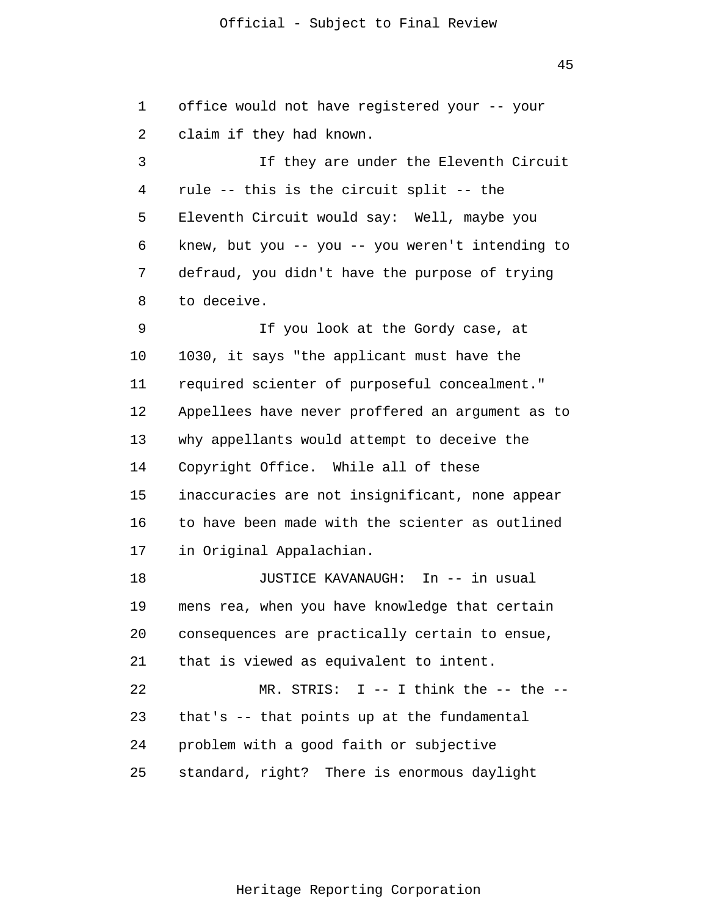office would not have registered your -- your claim if they had known.

If they are under the Eleventh Circuit rule -- this is the circuit split -- the Eleventh Circuit would say: Well, maybe you knew, but you -- you -- you weren't intending to defraud, you didn't have the purpose of trying to deceive.

If you look at the Gordy case, at 1030, it says "the applicant must have the required scienter of purposeful concealment." Appellees have never proffered an argument as to why appellants would attempt to deceive the Copyright Office. While all of these inaccuracies are not insignificant, none appear to have been made with the scienter as outlined in Original Appalachian.

JUSTICE KAVANAUGH: In -- in usual mens rea, when you have knowledge that certain consequences are practically certain to ensue, that is viewed as equivalent to intent.

MR. STRIS: I -- I think the -- the -- that's -- that points up at the fundamental problem with a good faith or subjective standard, right? There is enormous daylight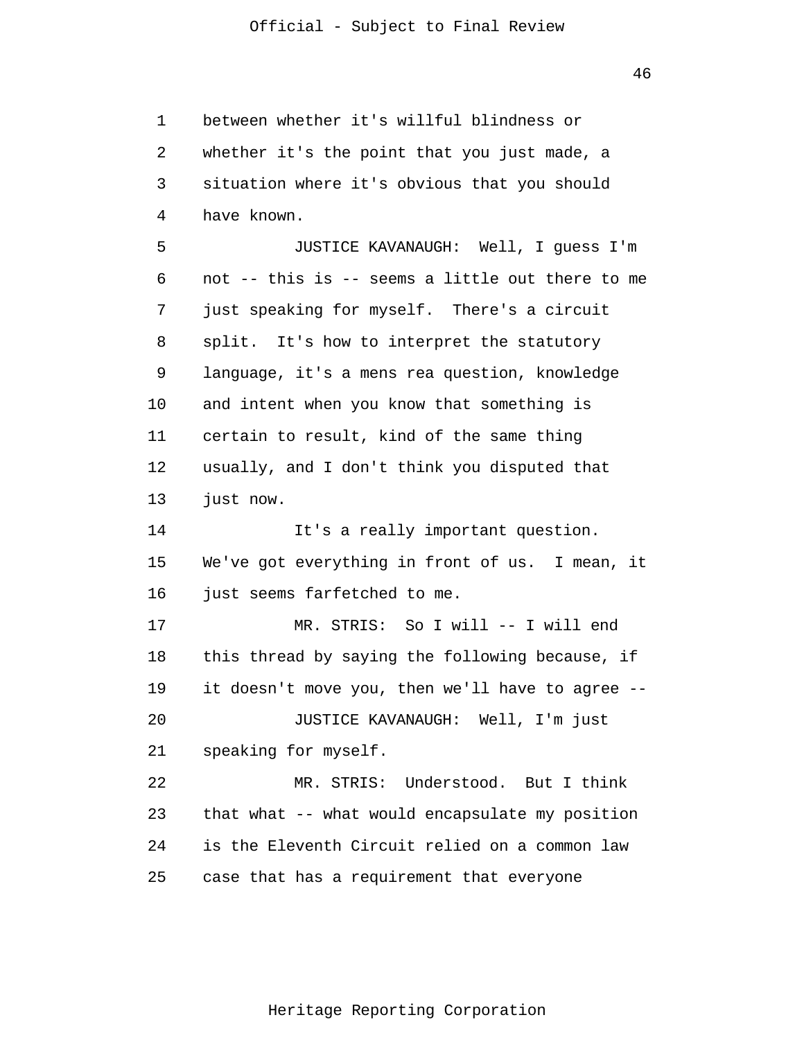between whether it's willful blindness or whether it's the point that you just made, a situation where it's obvious that you should have known.

JUSTICE KAVANAUGH: Well, I guess I'm not -- this is -- seems a little out there to me just speaking for myself. There's a circuit split. It's how to interpret the statutory language, it's a mens rea question, knowledge and intent when you know that something is certain to result, kind of the same thing usually, and I don't think you disputed that just now.

It's a really important question. We've got everything in front of us. I mean, it just seems farfetched to me.

MR. STRIS: So I will -- I will end this thread by saying the following because, if it doesn't move you, then we'll have to agree --

JUSTICE KAVANAUGH: Well, I'm just speaking for myself.

MR. STRIS: Understood. But I think that what -- what would encapsulate my position is the Eleventh Circuit relied on a common law case that has a requirement that everyone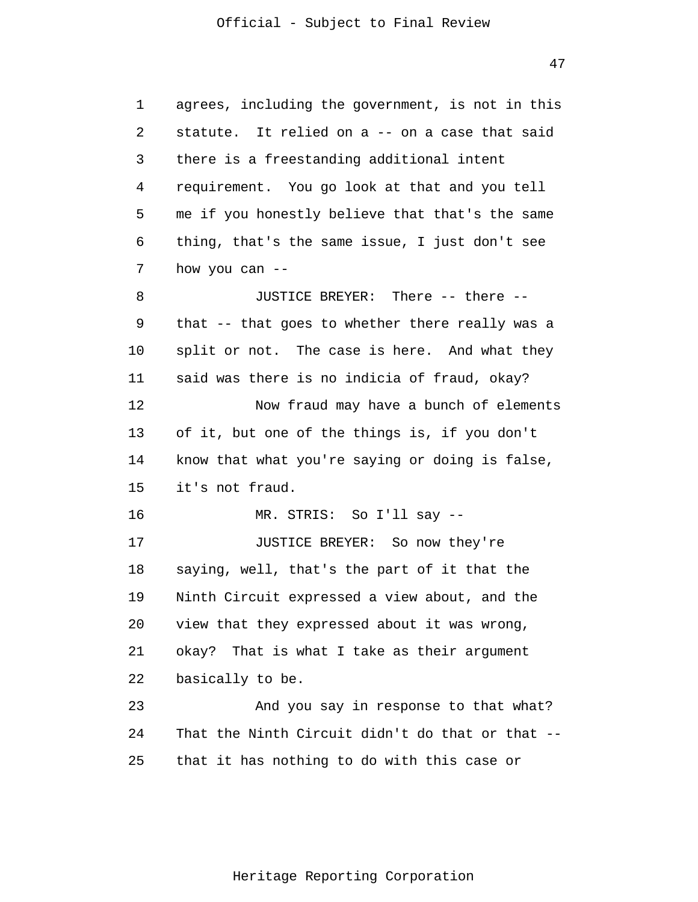agrees, including the government, is not in this statute. It relied on a -- on a case that said there is a freestanding additional intent requirement. You go look at that and you tell me if you honestly believe that that's the same thing, that's the same issue, I just don't see how you can --

JUSTICE BREYER: There -- there -- that -- that goes to whether there really was a split or not. The case is here. And what they said was there is no indicia of fraud, okay?

Now fraud may have a bunch of elements of it, but one of the things is, if you don't know that what you're saying or doing is false, it's not fraud.

MR. STRIS: So I'll say --

JUSTICE BREYER: So now they're saying, well, that's the part of it that the Ninth Circuit expressed a view about, and the view that they expressed about it was wrong, okay? That is what I take as their argument basically to be.

And you say in response to that what? That the Ninth Circuit didn't do that or that -- that it has nothing to do with this case or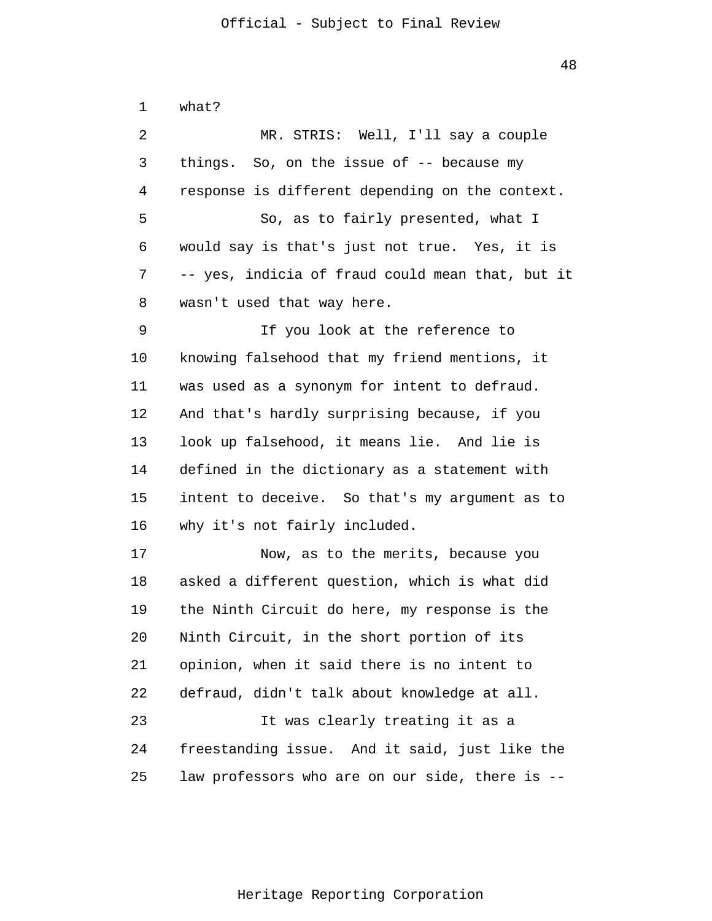what?

MR. STRIS: Well, I'll say a couple things. So, on the issue of -- because my response is different depending on the context.

So, as to fairly presented, what I would say is that's just not true. Yes, it is -- yes, indicia of fraud could mean that, but it wasn't used that way here.

If you look at the reference to knowing falsehood that my friend mentions, it was used as a synonym for intent to defraud. And that's hardly surprising because, if you look up falsehood, it means lie. And lie is defined in the dictionary as a statement with intent to deceive. So that's my argument as to why it's not fairly included.

Now, as to the merits, because you asked a different question, which is what did the Ninth Circuit do here, my response is the Ninth Circuit, in the short portion of its opinion, when it said there is no intent to defraud, didn't talk about knowledge at all.

It was clearly treating it as a freestanding issue. And it said, just like the law professors who are on our side, there is --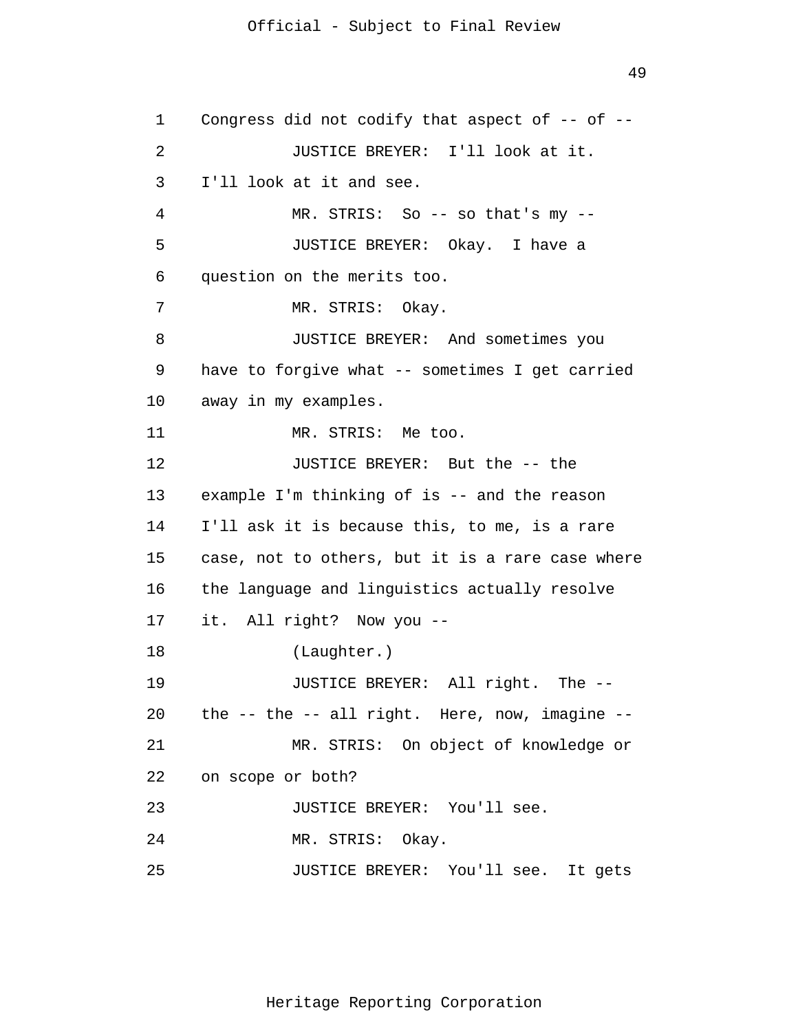Congress did not codify that aspect of -- of --

JUSTICE BREYER: I'll look at it. I'll look at it and see.

MR. STRIS: So -- so that's my --

JUSTICE BREYER: Okay. I have a question on the merits too.

MR. STRIS: Okay.

JUSTICE BREYER: And sometimes you have to forgive what -- sometimes I get carried away in my examples.

MR. STRIS: Me too.

JUSTICE BREYER: But the -- the example I'm thinking of is -- and the reason I'll ask it is because this, to me, is a rare case, not to others, but it is a rare case where the language and linguistics actually resolve it. All right? Now you --

(Laughter.)

JUSTICE BREYER: All right. The -- the -- the -- all right. Here, now, imagine --

MR. STRIS: On object of knowledge or on scope or both?

JUSTICE BREYER: You'll see.

MR. STRIS: Okay.

JUSTICE BREYER: You'll see. It gets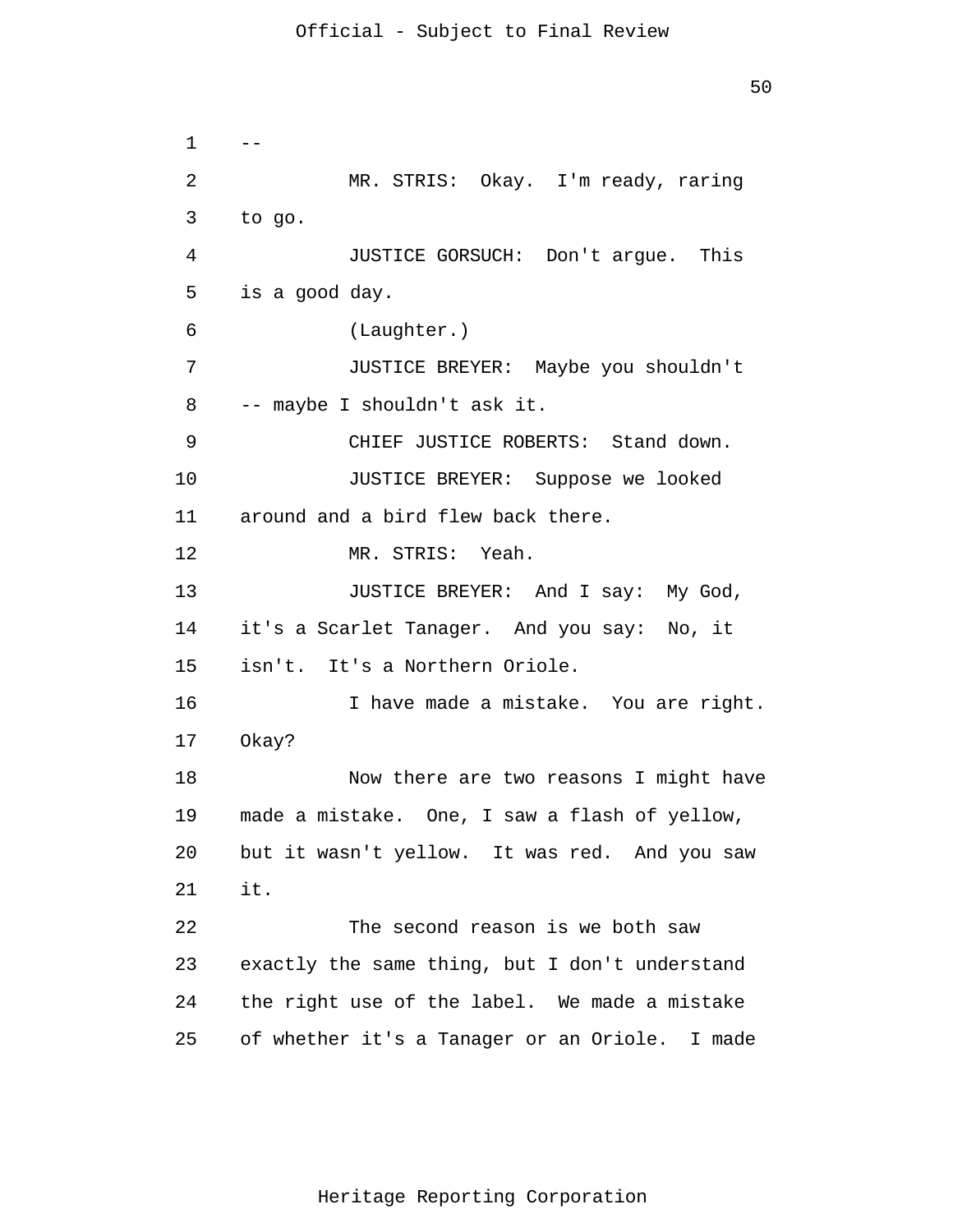--

MR. STRIS: Okay. I'm ready, raring to go.

JUSTICE GORSUCH: Don't argue. This is a good day.

(Laughter.)

JUSTICE BREYER: Maybe you shouldn't -- maybe I shouldn't ask it.

CHIEF JUSTICE ROBERTS: Stand down.

JUSTICE BREYER: Suppose we looked around and a bird flew back there.

MR. STRIS: Yeah.

JUSTICE BREYER: And I say: My God, it's a Scarlet Tanager. And you say: No, it isn't. It's a Northern Oriole.

I have made a mistake. You are right. Okay?

Now there are two reasons I might have made a mistake. One, I saw a flash of yellow, but it wasn't yellow. It was red. And you saw it.

The second reason is we both saw exactly the same thing, but I don't understand the right use of the label. We made a mistake of whether it's a Tanager or an Oriole. I made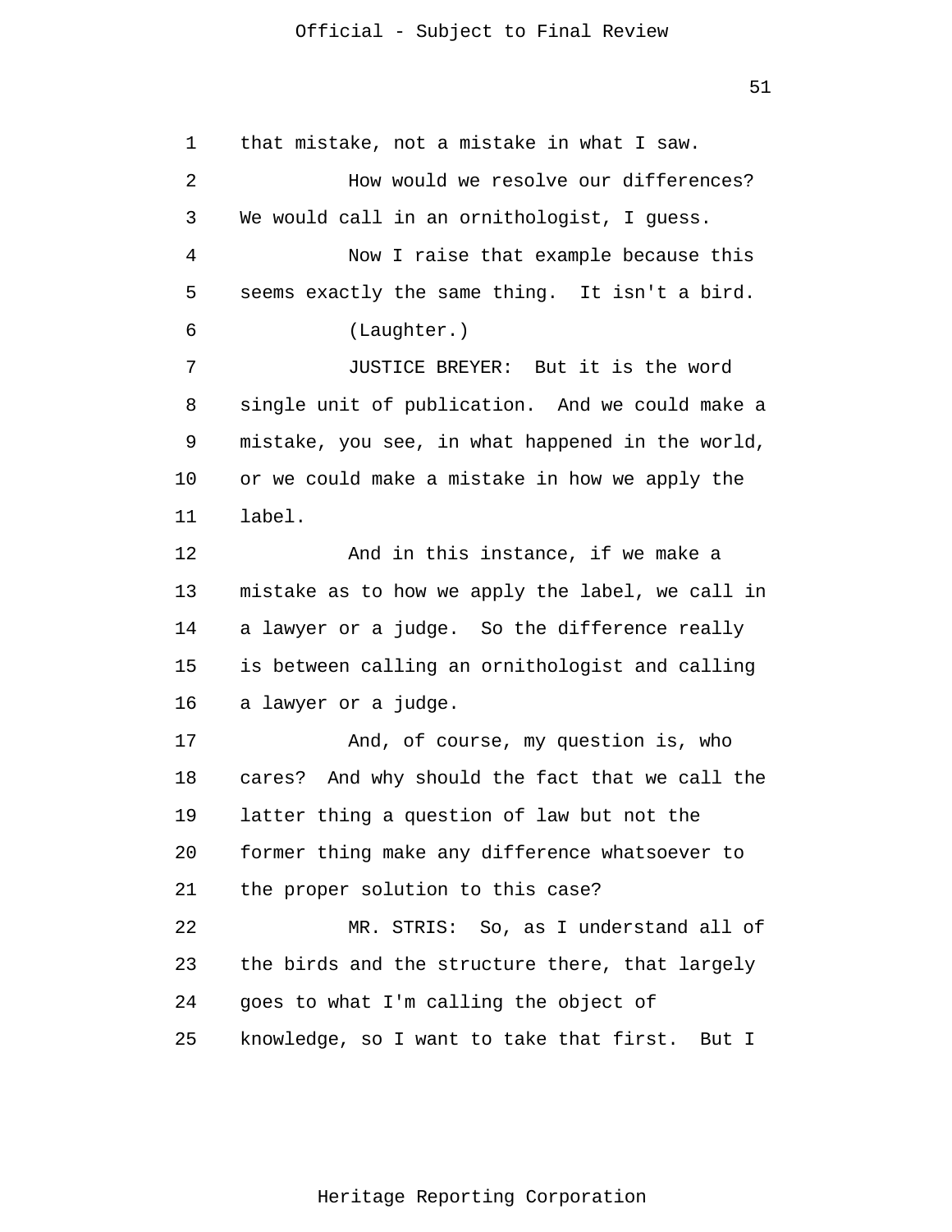that mistake, not a mistake in what I saw.

How would we resolve our differences? We would call in an ornithologist, I guess.

Now I raise that example because this seems exactly the same thing. It isn't a bird.

(Laughter.)

JUSTICE BREYER: But it is the word single unit of publication. And we could make a mistake, you see, in what happened in the world, or we could make a mistake in how we apply the label.

And in this instance, if we make a mistake as to how we apply the label, we call in a lawyer or a judge. So the difference really is between calling an ornithologist and calling a lawyer or a judge.

And, of course, my question is, who cares? And why should the fact that we call the latter thing a question of law but not the former thing make any difference whatsoever to the proper solution to this case?

MR. STRIS: So, as I understand all of the birds and the structure there, that largely goes to what I'm calling the object of knowledge, so I want to take that first. But I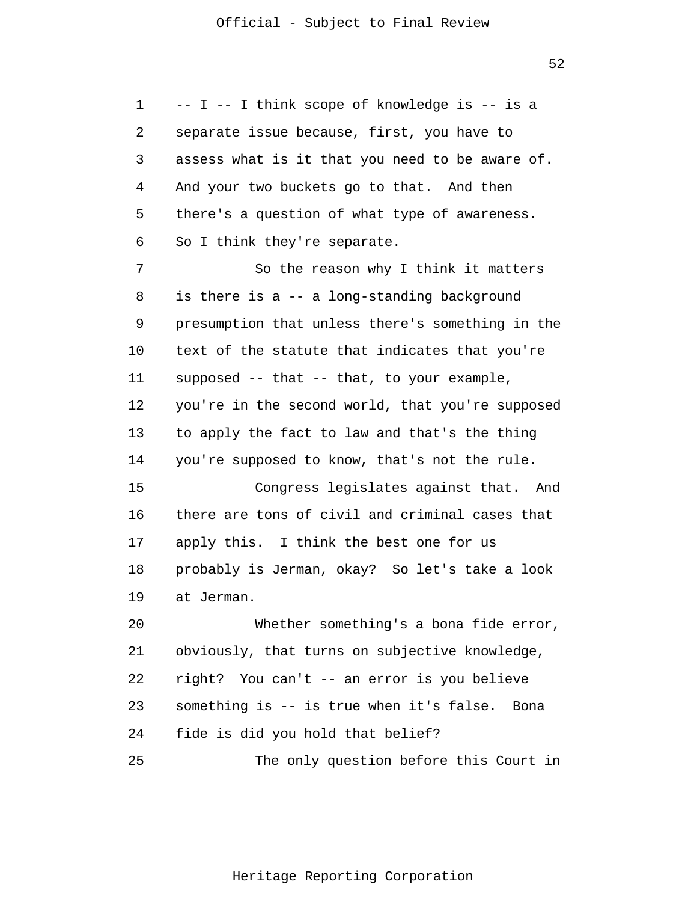-- I -- I think scope of knowledge is -- is a separate issue because, first, you have to assess what is it that you need to be aware of. And your two buckets go to that. And then there's a question of what type of awareness. So I think they're separate.

So the reason why I think it matters is there is a -- a long-standing background presumption that unless there's something in the text of the statute that indicates that you're supposed -- that -- that, to your example, you're in the second world, that you're supposed to apply the fact to law and that's the thing you're supposed to know, that's not the rule.

Congress legislates against that. And there are tons of civil and criminal cases that apply this. I think the best one for us probably is Jerman, okay? So let's take a look at Jerman.

Whether something's a bona fide error, obviously, that turns on subjective knowledge, right? You can't -- an error is you believe something is -- is true when it's false. Bona fide is did you hold that belief?

The only question before this Court in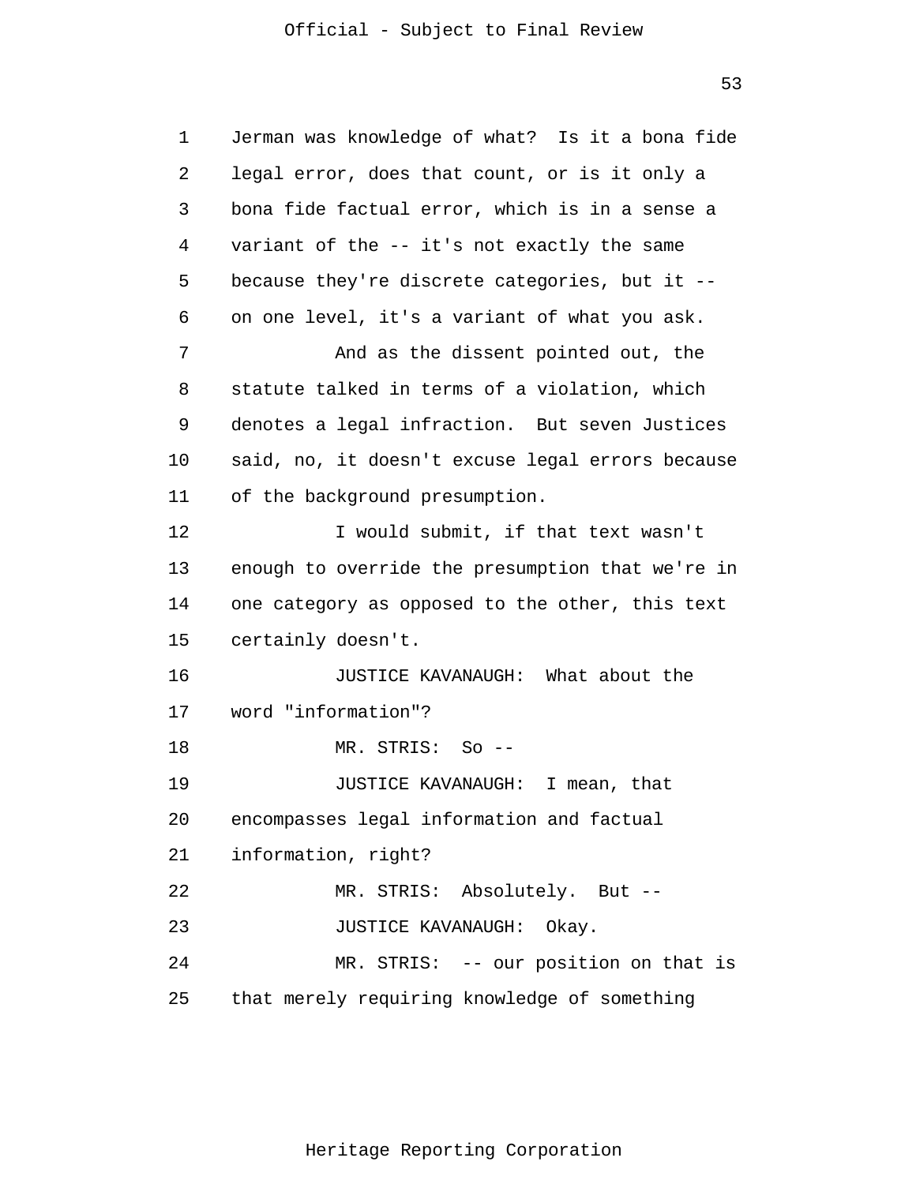Jerman was knowledge of what? Is it a bona fide legal error, does that count, or is it only a bona fide factual error, which is in a sense a variant of the -- it's not exactly the same because they're discrete categories, but it -- on one level, it's a variant of what you ask.

And as the dissent pointed out, the statute talked in terms of a violation, which denotes a legal infraction. But seven Justices said, no, it doesn't excuse legal errors because of the background presumption.

I would submit, if that text wasn't enough to override the presumption that we're in one category as opposed to the other, this text certainly doesn't.

JUSTICE KAVANAUGH: What about the word "information"?

MR. STRIS: So --

JUSTICE KAVANAUGH: I mean, that encompasses legal information and factual information, right?

MR. STRIS: Absolutely. But --

JUSTICE KAVANAUGH: Okay.

MR. STRIS: -- our position on that is that merely requiring knowledge of something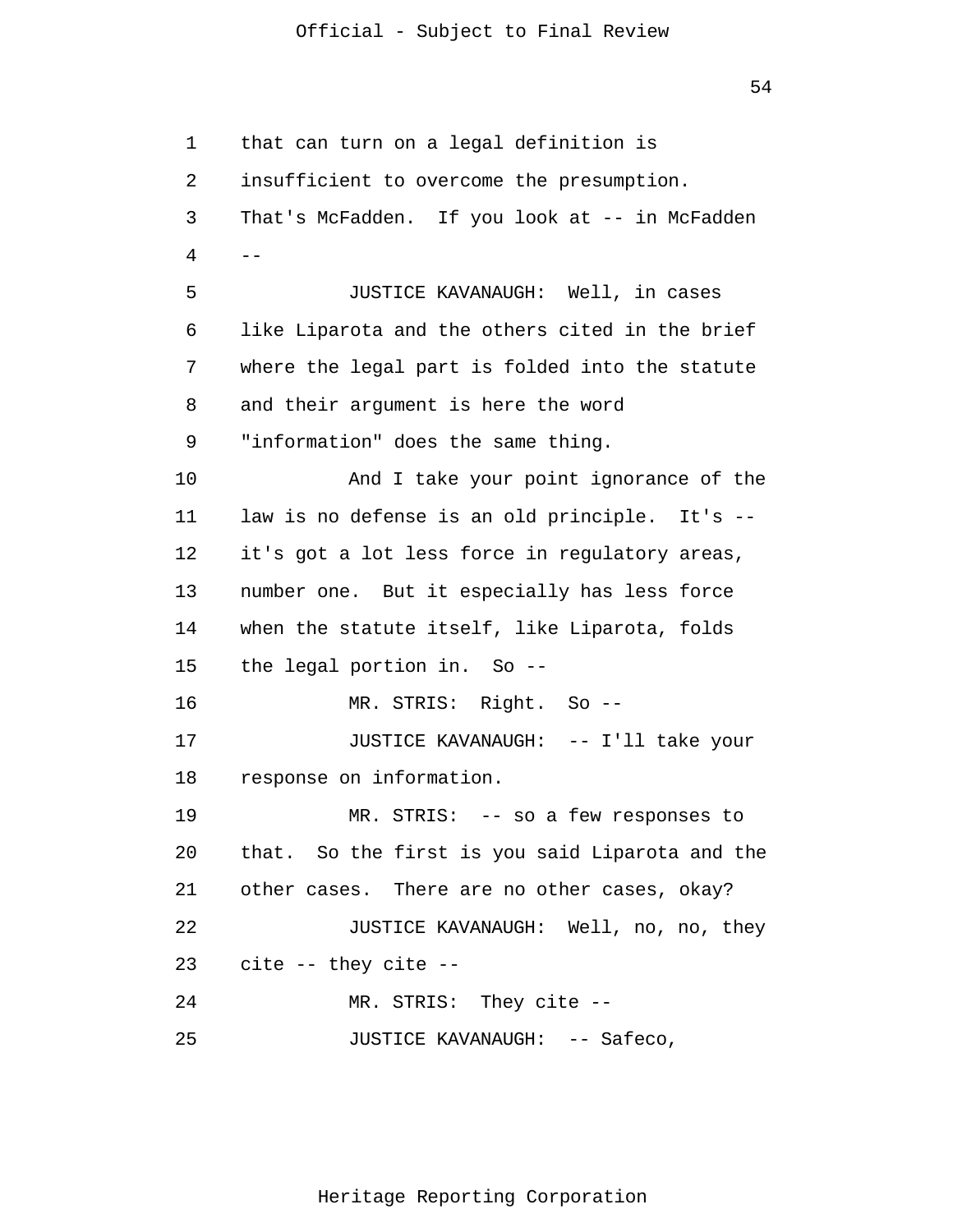that can turn on a legal definition is insufficient to overcome the presumption. That's McFadden. If you look at -- in McFadden --

JUSTICE KAVANAUGH: Well, in cases like Liparota and the others cited in the brief where the legal part is folded into the statute and their argument is here the word "information" does the same thing.

And I take your point ignorance of the law is no defense is an old principle. It's -- it's got a lot less force in regulatory areas, number one. But it especially has less force when the statute itself, like Liparota, folds the legal portion in. So --

MR. STRIS: Right. So --

JUSTICE KAVANAUGH: -- I'll take your response on information.

MR. STRIS: -- so a few responses to that. So the first is you said Liparota and the other cases. There are no other cases, okay?

JUSTICE KAVANAUGH: Well, no, no, they cite -- they cite --

MR. STRIS: They cite --

JUSTICE KAVANAUGH: -- Safeco,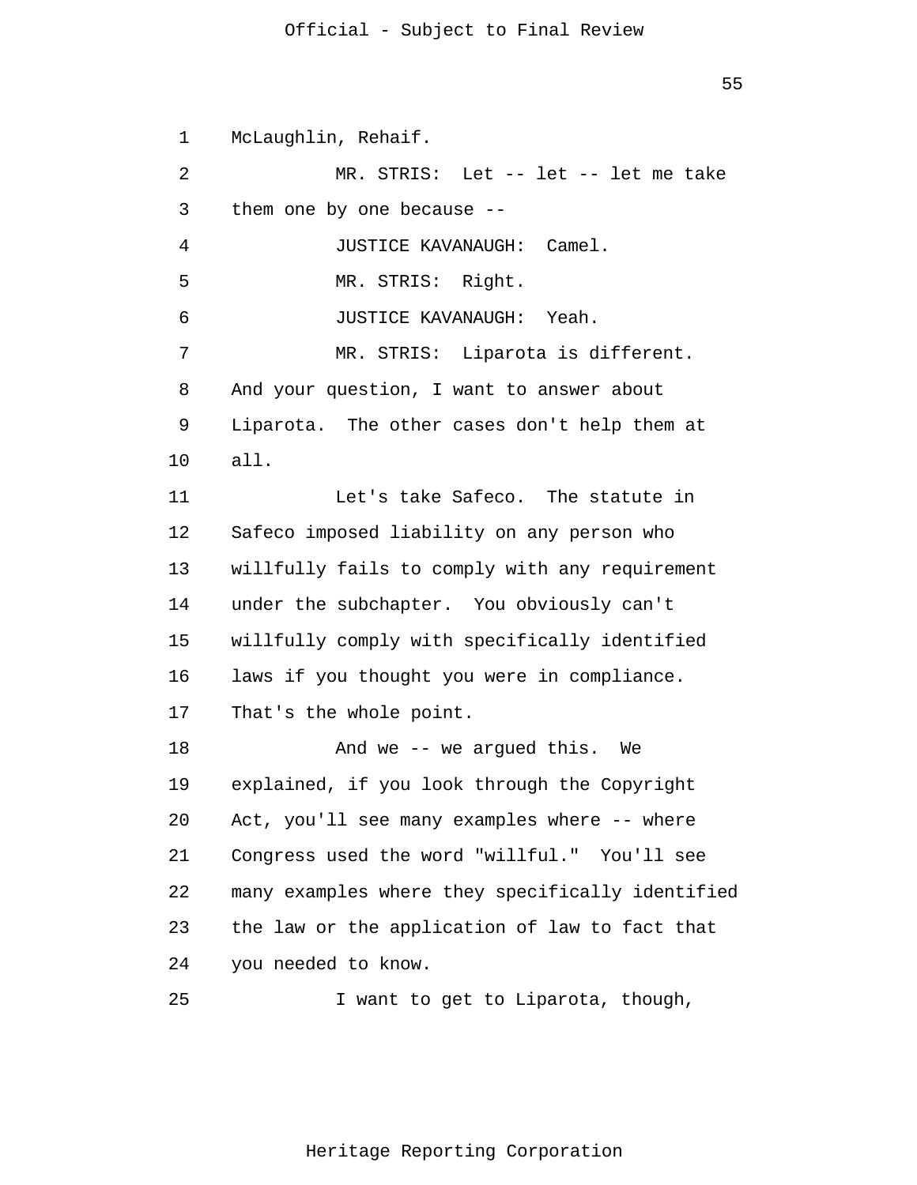McLaughlin, Rehaif.

MR. STRIS: Let -- let -- let me take them one by one because --

JUSTICE KAVANAUGH: Camel.

MR. STRIS: Right.

JUSTICE KAVANAUGH: Yeah.

MR. STRIS: Liparota is different. And your question, I want to answer about Liparota. The other cases don't help them at all.

Let's take Safeco. The statute in Safeco imposed liability on any person who willfully fails to comply with any requirement under the subchapter. You obviously can't willfully comply with specifically identified laws if you thought you were in compliance. That's the whole point.

And we -- we argued this. We explained, if you look through the Copyright Act, you'll see many examples where -- where Congress used the word "willful." You'll see many examples where they specifically identified the law or the application of law to fact that you needed to know.

I want to get to Liparota, though,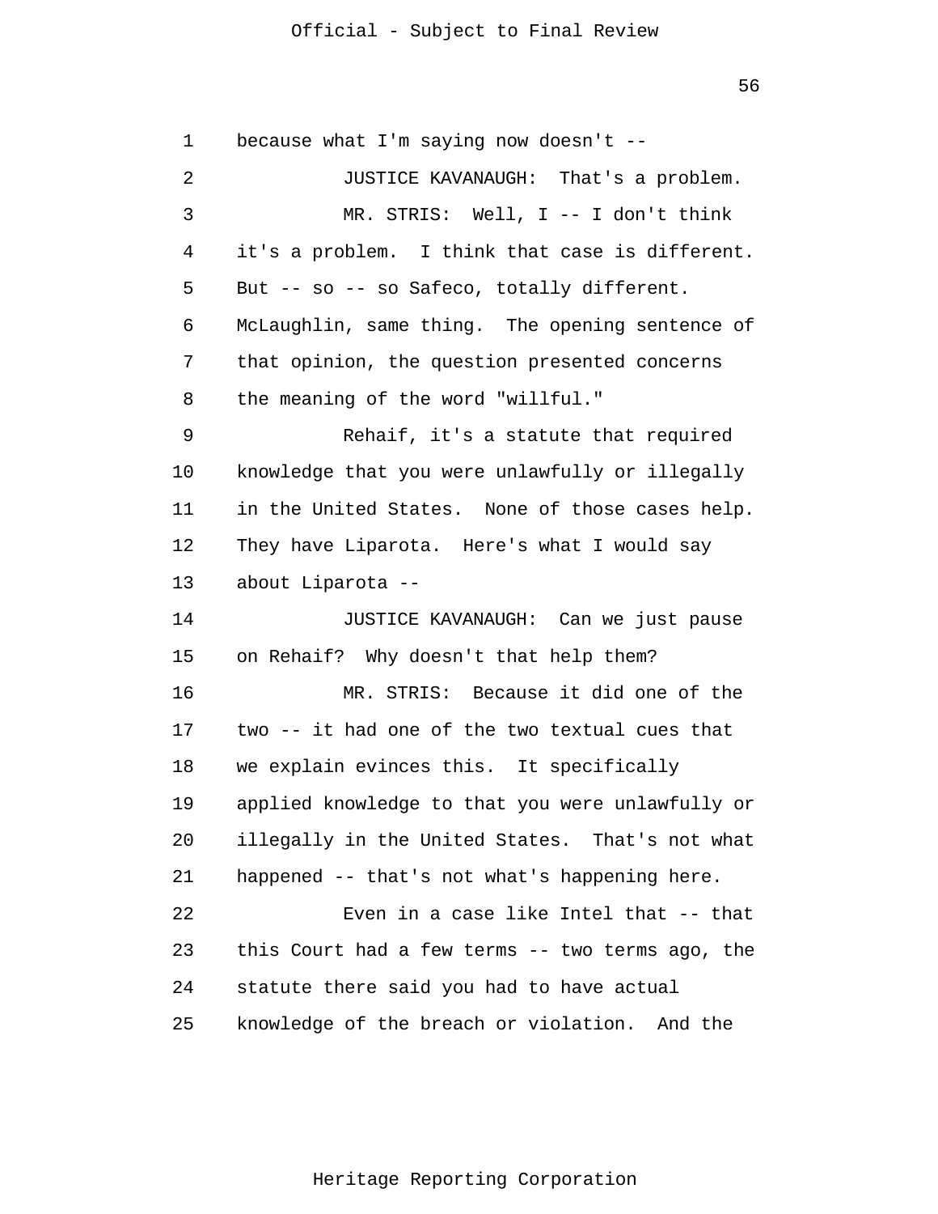because what I'm saying now doesn't --

JUSTICE KAVANAUGH: That's a problem.

MR. STRIS: Well, I -- I don't think it's a problem. I think that case is different. But -- so -- so Safeco, totally different. McLaughlin, same thing. The opening sentence of that opinion, the question presented concerns the meaning of the word "willful."

Rehaif, it's a statute that required knowledge that you were unlawfully or illegally in the United States. None of those cases help. They have Liparota. Here's what I would say about Liparota --

JUSTICE KAVANAUGH: Can we just pause on Rehaif? Why doesn't that help them?

MR. STRIS: Because it did one of the two -- it had one of the two textual cues that we explain evinces this. It specifically applied knowledge to that you were unlawfully or illegally in the United States. That's not what happened -- that's not what's happening here.

Even in a case like Intel that -- that this Court had a few terms -- two terms ago, the statute there said you had to have actual knowledge of the breach or violation. And the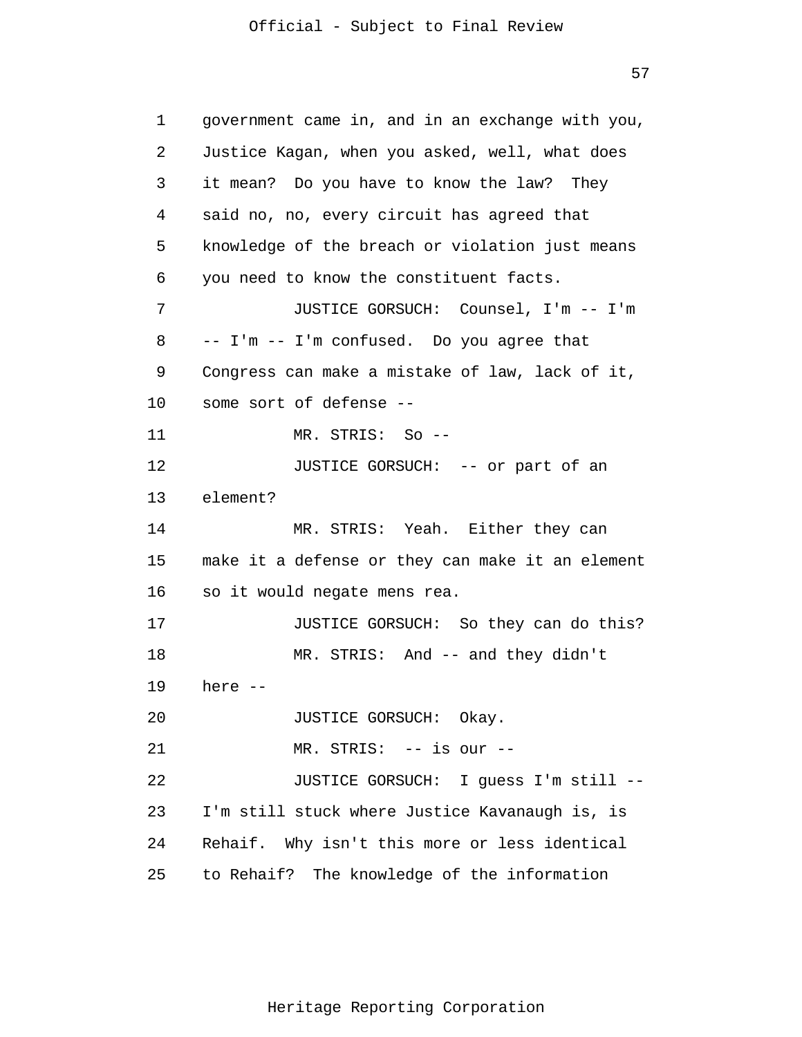government came in, and in an exchange with you, Justice Kagan, when you asked, well, what does it mean? Do you have to know the law? They said no, no, every circuit has agreed that knowledge of the breach or violation just means you need to know the constituent facts.

JUSTICE GORSUCH: Counsel, I'm -- I'm -- I'm -- I'm confused. Do you agree that Congress can make a mistake of law, lack of it, some sort of defense --

MR. STRIS: So --

JUSTICE GORSUCH: -- or part of an element?

MR. STRIS: Yeah. Either they can make it a defense or they can make it an element so it would negate mens rea.

JUSTICE GORSUCH: So they can do this?

MR. STRIS: And -- and they didn't here --

JUSTICE GORSUCH: Okay.

MR. STRIS: -- is our --

JUSTICE GORSUCH: I guess I'm still -- I'm still stuck where Justice Kavanaugh is, is Rehaif. Why isn't this more or less identical to Rehaif? The knowledge of the information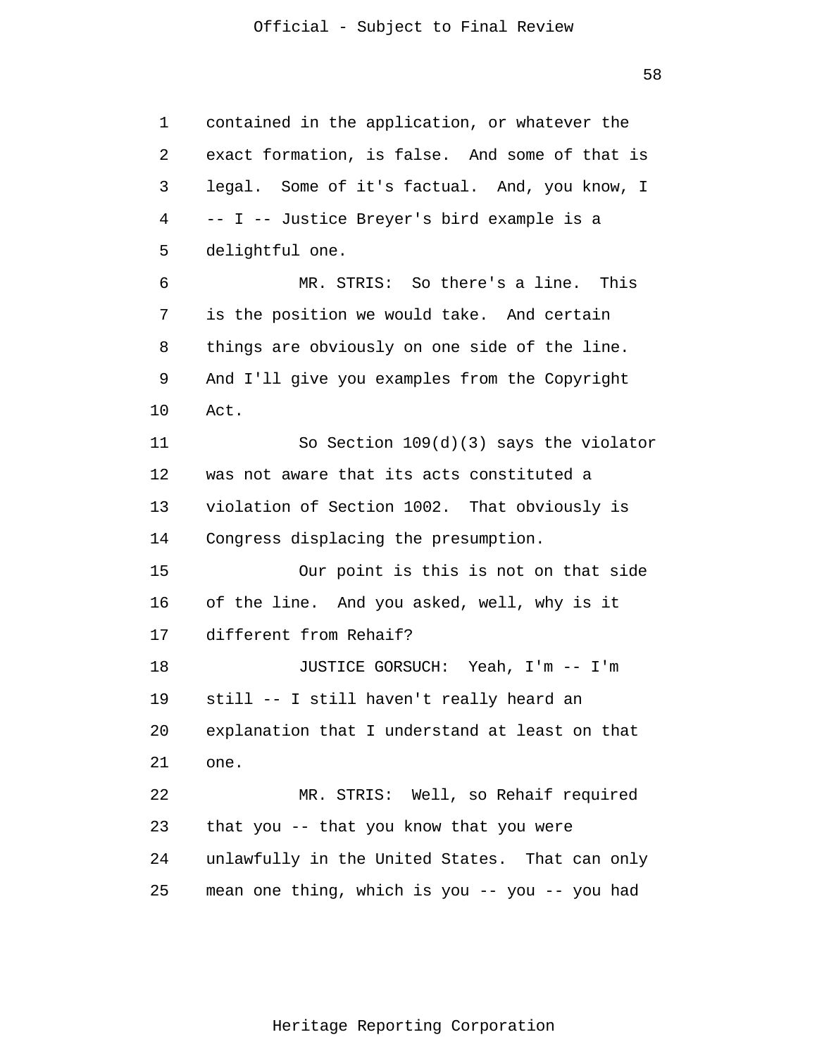contained in the application, or whatever the exact formation, is false. And some of that is legal. Some of it's factual. And, you know, I -- I -- Justice Breyer's bird example is a delightful one.

MR. STRIS: So there's a line. This is the position we would take. And certain things are obviously on one side of the line. And I'll give you examples from the Copyright Act.

So Section 109(d)(3) says the violator was not aware that its acts constituted a violation of Section 1002. That obviously is Congress displacing the presumption.

Our point is this is not on that side of the line. And you asked, well, why is it different from Rehaif?

JUSTICE GORSUCH: Yeah, I'm -- I'm still -- I still haven't really heard an explanation that I understand at least on that one.

MR. STRIS: Well, so Rehaif required that you -- that you know that you were unlawfully in the United States. That can only mean one thing, which is you -- you -- you had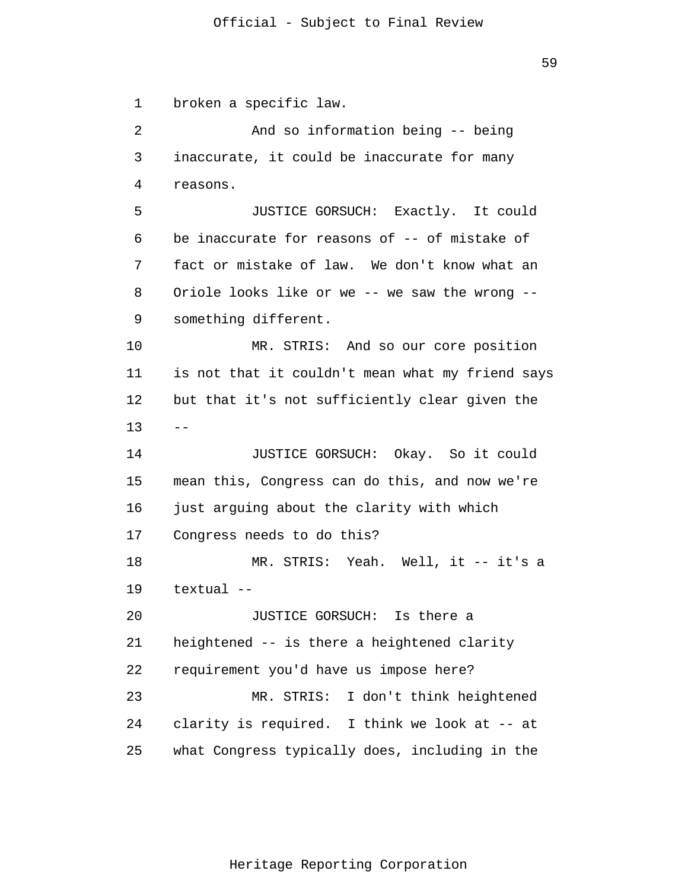broken a specific law.

And so information being -- being inaccurate, it could be inaccurate for many reasons.

JUSTICE GORSUCH: Exactly. It could be inaccurate for reasons of -- of mistake of fact or mistake of law. We don't know what an Oriole looks like or we -- we saw the wrong -- something different.

MR. STRIS: And so our core position is not that it couldn't mean what my friend says but that it's not sufficiently clear given the --

JUSTICE GORSUCH: Okay. So it could mean this, Congress can do this, and now we're just arguing about the clarity with which Congress needs to do this?

MR. STRIS: Yeah. Well, it -- it's a textual --

JUSTICE GORSUCH: Is there a heightened -- is there a heightened clarity requirement you'd have us impose here?

MR. STRIS: I don't think heightened clarity is required. I think we look at -- at what Congress typically does, including in the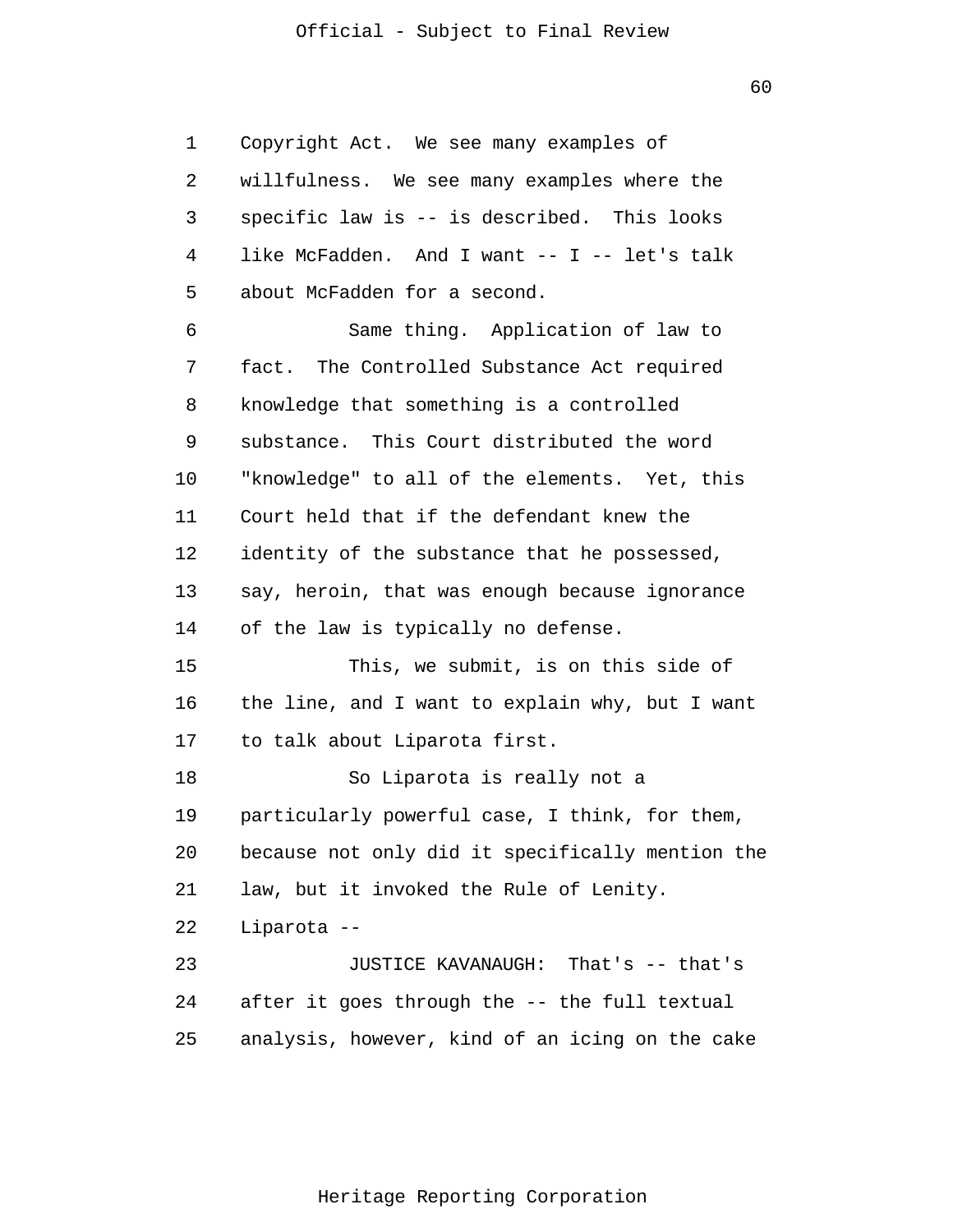Copyright Act. We see many examples of willfulness. We see many examples where the specific law is -- is described. This looks like McFadden. And I want -- I -- let's talk about McFadden for a second.

Same thing. Application of law to fact. The Controlled Substance Act required knowledge that something is a controlled substance. This Court distributed the word "knowledge" to all of the elements. Yet, this Court held that if the defendant knew the identity of the substance that he possessed, say, heroin, that was enough because ignorance of the law is typically no defense.

This, we submit, is on this side of the line, and I want to explain why, but I want to talk about Liparota first.

So Liparota is really not a particularly powerful case, I think, for them, because not only did it specifically mention the law, but it invoked the Rule of Lenity. Liparota --

JUSTICE KAVANAUGH: That's -- that's after it goes through the -- the full textual analysis, however, kind of an icing on the cake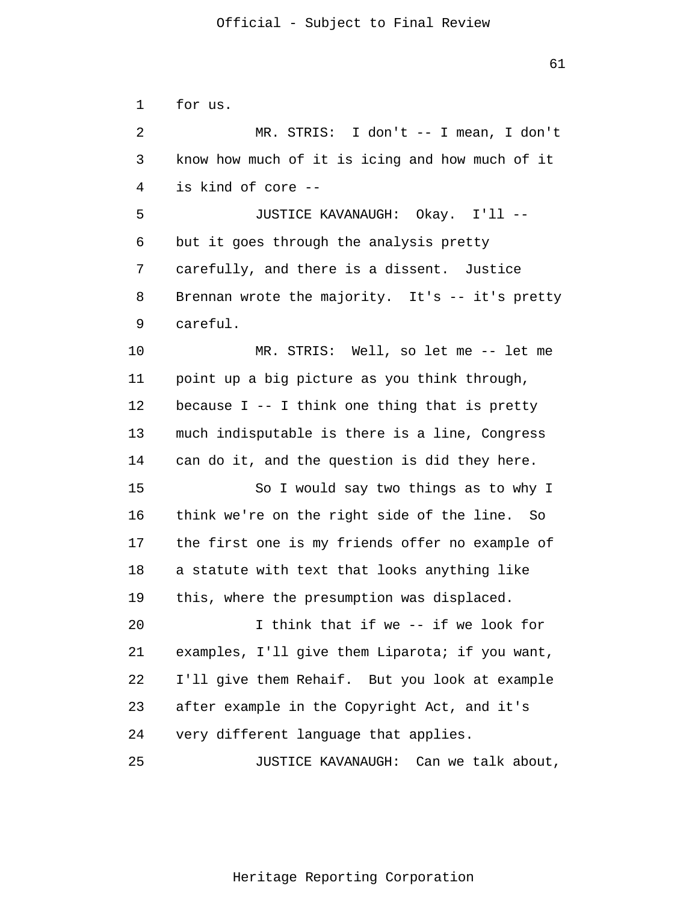for us.

MR. STRIS: I don't -- I mean, I don't know how much of it is icing and how much of it is kind of core --

JUSTICE KAVANAUGH: Okay. I'll -- but it goes through the analysis pretty carefully, and there is a dissent. Justice Brennan wrote the majority. It's -- it's pretty careful.

MR. STRIS: Well, so let me -- let me point up a big picture as you think through, because I -- I think one thing that is pretty much indisputable is there is a line, Congress can do it, and the question is did they here.

So I would say two things as to why I think we're on the right side of the line. So the first one is my friends offer no example of a statute with text that looks anything like this, where the presumption was displaced.

I think that if we -- if we look for examples, I'll give them Liparota; if you want, I'll give them Rehaif. But you look at example after example in the Copyright Act, and it's very different language that applies.

JUSTICE KAVANAUGH: Can we talk about,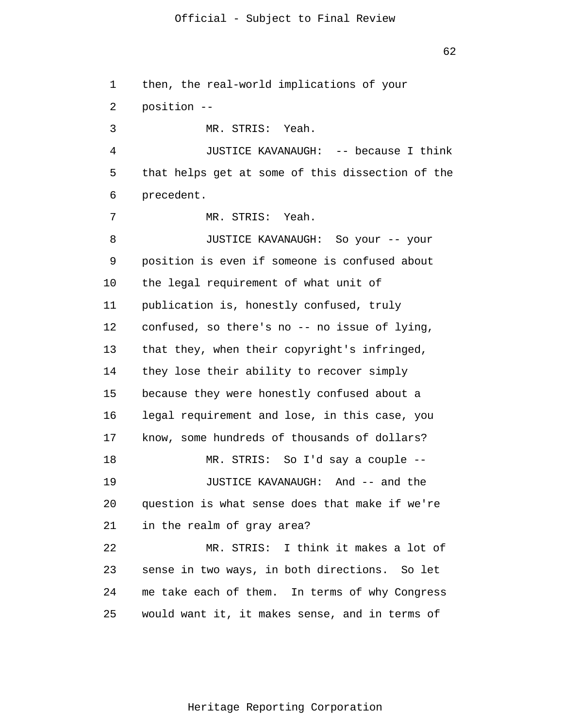then, the real-world implications of your position --

MR. STRIS: Yeah.

JUSTICE KAVANAUGH: -- because I think that helps get at some of this dissection of the precedent.

MR. STRIS: Yeah.

JUSTICE KAVANAUGH: So your -- your position is even if someone is confused about the legal requirement of what unit of publication is, honestly confused, truly confused, so there's no -- no issue of lying, that they, when their copyright's infringed, they lose their ability to recover simply because they were honestly confused about a legal requirement and lose, in this case, you know, some hundreds of thousands of dollars?

MR. STRIS: So I'd say a couple --

JUSTICE KAVANAUGH: And -- and the question is what sense does that make if we're in the realm of gray area?

MR. STRIS: I think it makes a lot of sense in two ways, in both directions. So let me take each of them. In terms of why Congress would want it, it makes sense, and in terms of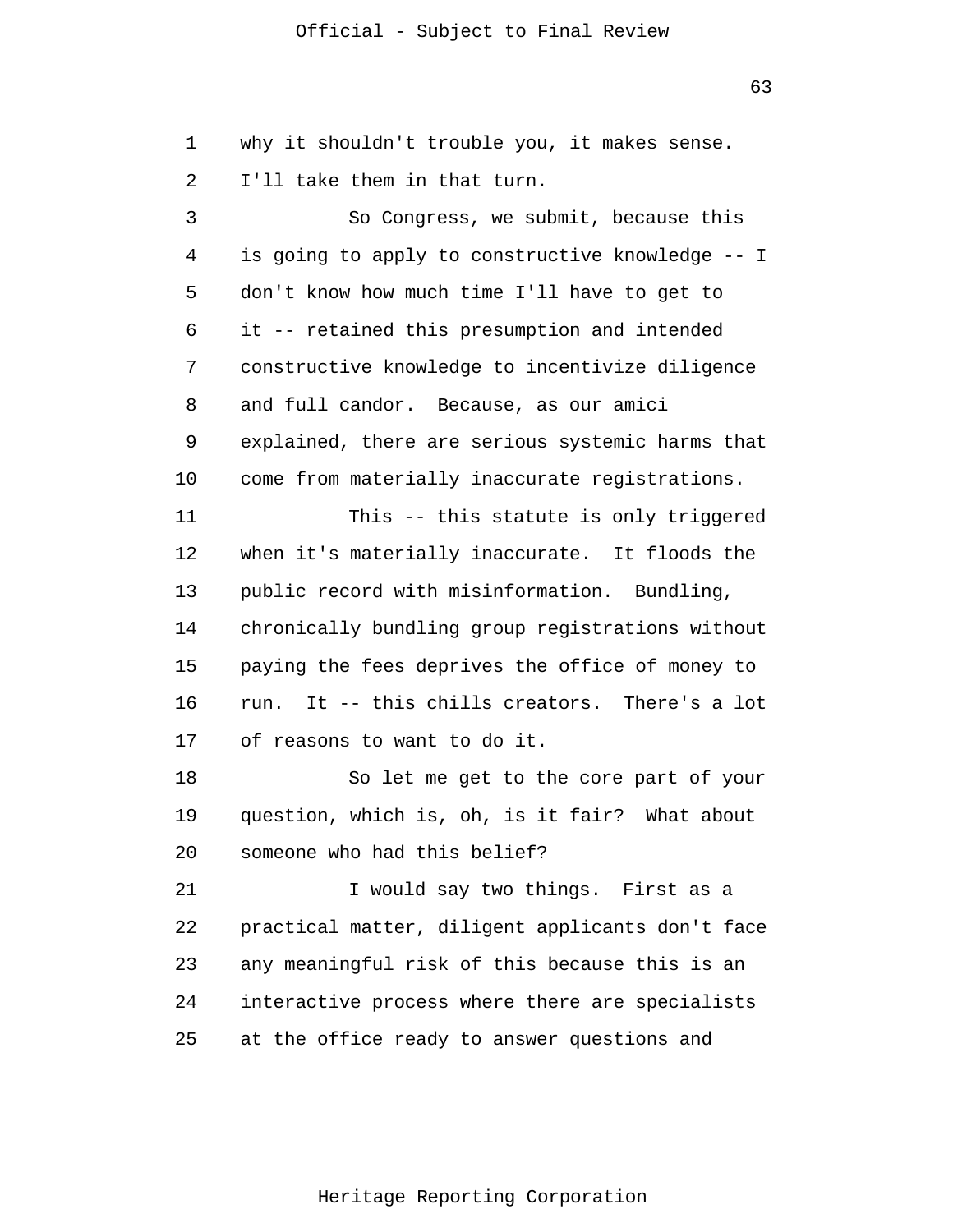why it shouldn't trouble you, it makes sense. I'll take them in that turn.

So Congress, we submit, because this is going to apply to constructive knowledge -- I don't know how much time I'll have to get to it -- retained this presumption and intended constructive knowledge to incentivize diligence and full candor. Because, as our amici explained, there are serious systemic harms that come from materially inaccurate registrations.

This -- this statute is only triggered when it's materially inaccurate. It floods the public record with misinformation. Bundling, chronically bundling group registrations without paying the fees deprives the office of money to run. It -- this chills creators. There's a lot of reasons to want to do it.

So let me get to the core part of your question, which is, oh, is it fair? What about someone who had this belief?

I would say two things. First as a practical matter, diligent applicants don't face any meaningful risk of this because this is an interactive process where there are specialists at the office ready to answer questions and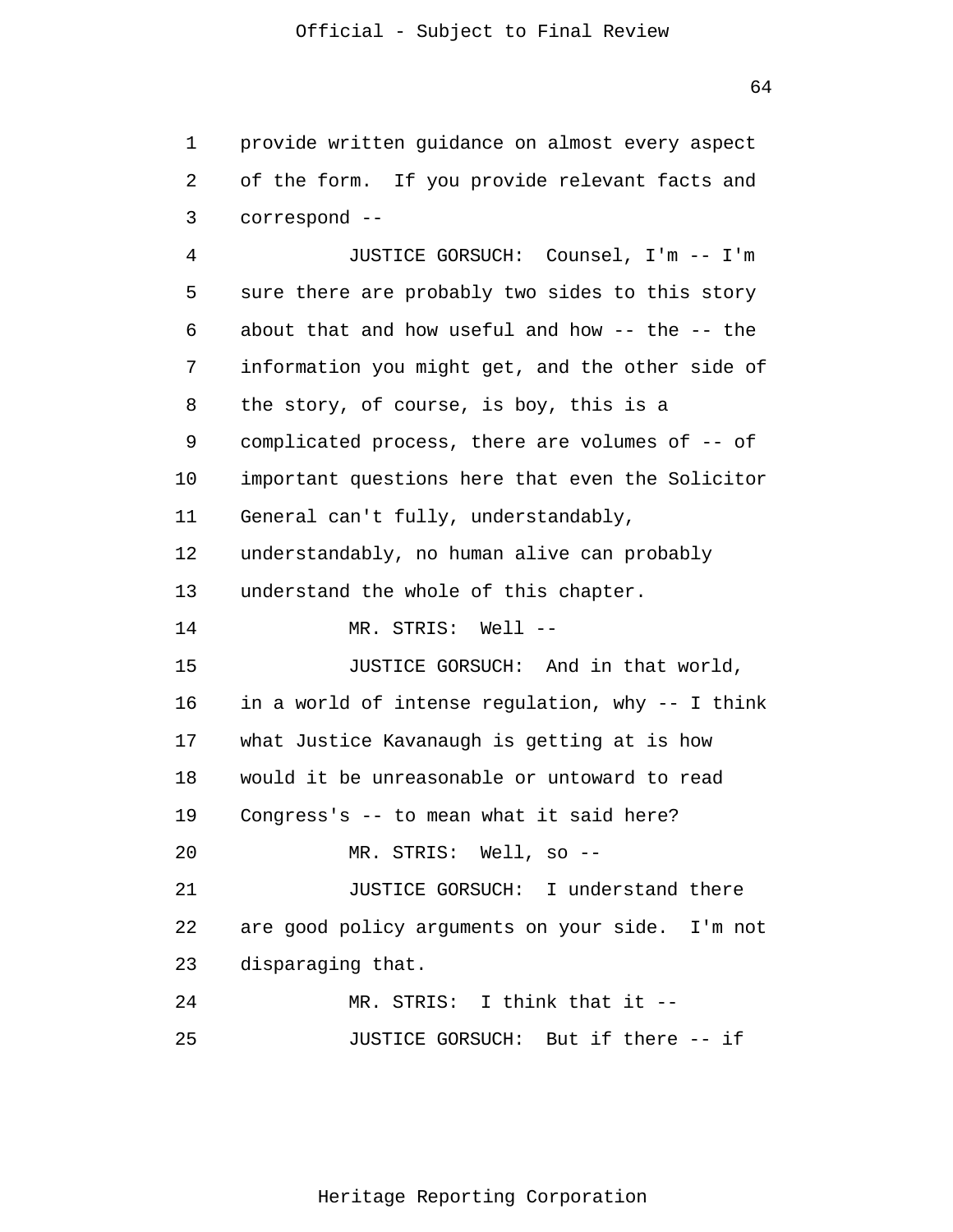provide written guidance on almost every aspect of the form. If you provide relevant facts and correspond --

JUSTICE GORSUCH: Counsel, I'm -- I'm sure there are probably two sides to this story about that and how useful and how -- the -- the information you might get, and the other side of the story, of course, is boy, this is a complicated process, there are volumes of -- of important questions here that even the Solicitor General can't fully, understandably, understandably, no human alive can probably understand the whole of this chapter.

MR. STRIS: Well --

JUSTICE GORSUCH: And in that world, in a world of intense regulation, why -- I think what Justice Kavanaugh is getting at is how would it be unreasonable or untoward to read Congress's -- to mean what it said here?

MR. STRIS: Well, so --

JUSTICE GORSUCH: I understand there are good policy arguments on your side. I'm not disparaging that.

MR. STRIS: I think that it --

JUSTICE GORSUCH: But if there -- if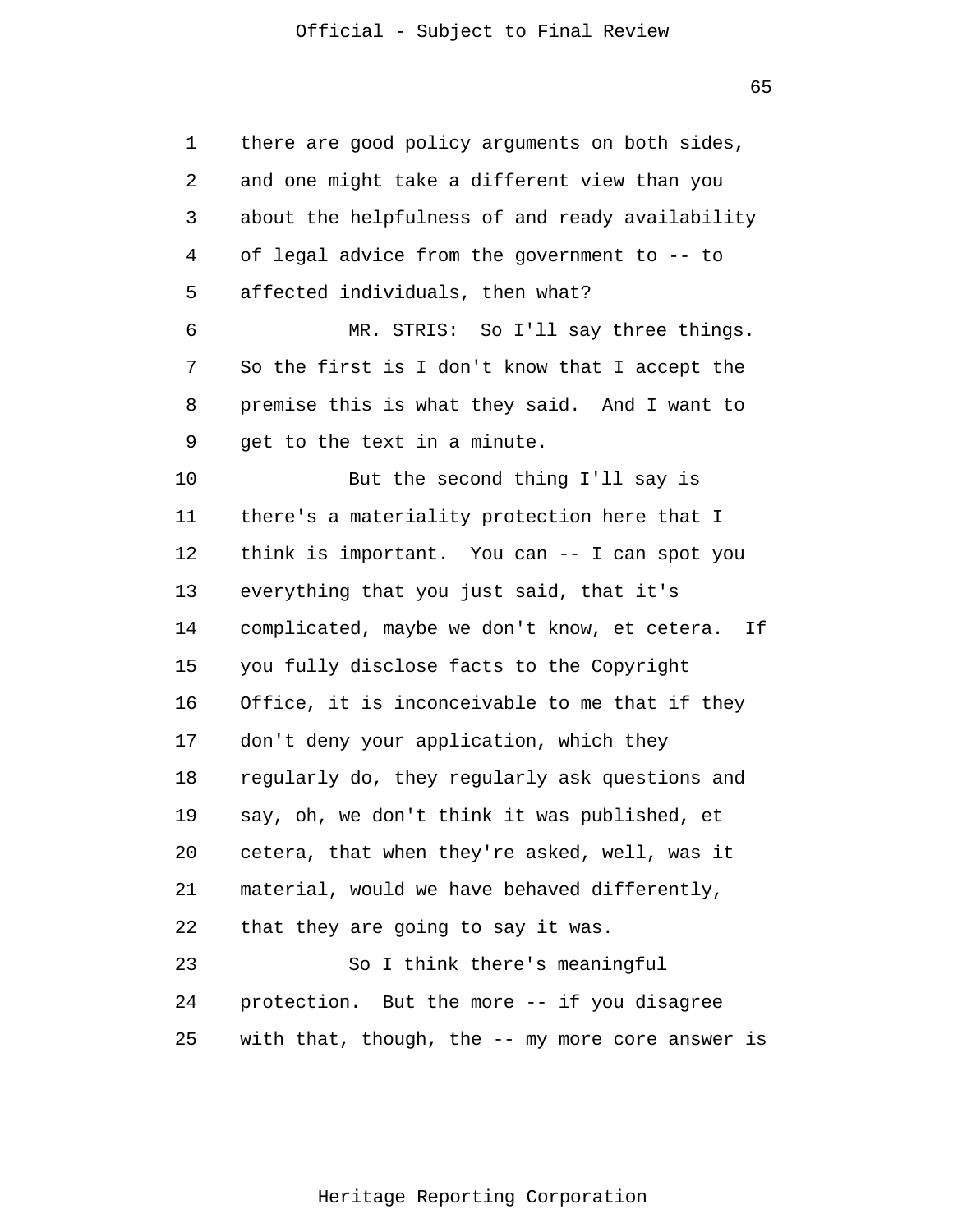there are good policy arguments on both sides, and one might take a different view than you about the helpfulness of and ready availability of legal advice from the government to -- to affected individuals, then what?

MR. STRIS: So I'll say three things. So the first is I don't know that I accept the premise this is what they said. And I want to get to the text in a minute.

But the second thing I'll say is there's a materiality protection here that I think is important. You can -- I can spot you everything that you just said, that it's complicated, maybe we don't know, et cetera. If you fully disclose facts to the Copyright Office, it is inconceivable to me that if they don't deny your application, which they regularly do, they regularly ask questions and say, oh, we don't think it was published, et cetera, that when they're asked, well, was it material, would we have behaved differently, that they are going to say it was.

So I think there's meaningful protection. But the more -- if you disagree with that, though, the -- my more core answer is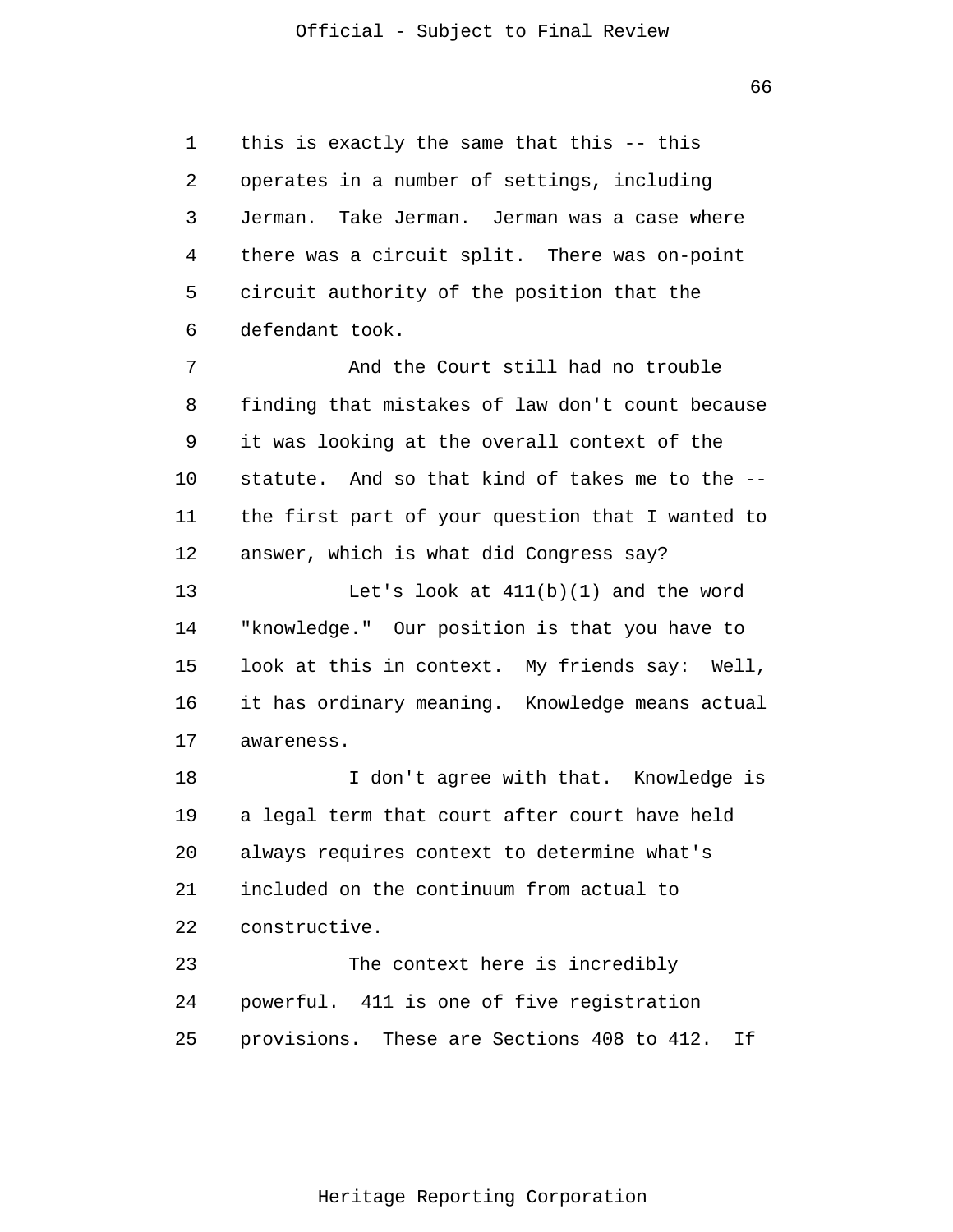this is exactly the same that this -- this operates in a number of settings, including Jerman. Take Jerman. Jerman was a case where there was a circuit split. There was on-point circuit authority of the position that the defendant took.

And the Court still had no trouble finding that mistakes of law don't count because it was looking at the overall context of the statute. And so that kind of takes me to the -- the first part of your question that I wanted to answer, which is what did Congress say?

Let's look at 411(b)(1) and the word "knowledge." Our position is that you have to look at this in context. My friends say: Well, it has ordinary meaning. Knowledge means actual awareness.

I don't agree with that. Knowledge is a legal term that court after court have held always requires context to determine what's included on the continuum from actual to constructive.

The context here is incredibly powerful. 411 is one of five registration provisions. These are Sections 408 to 412. If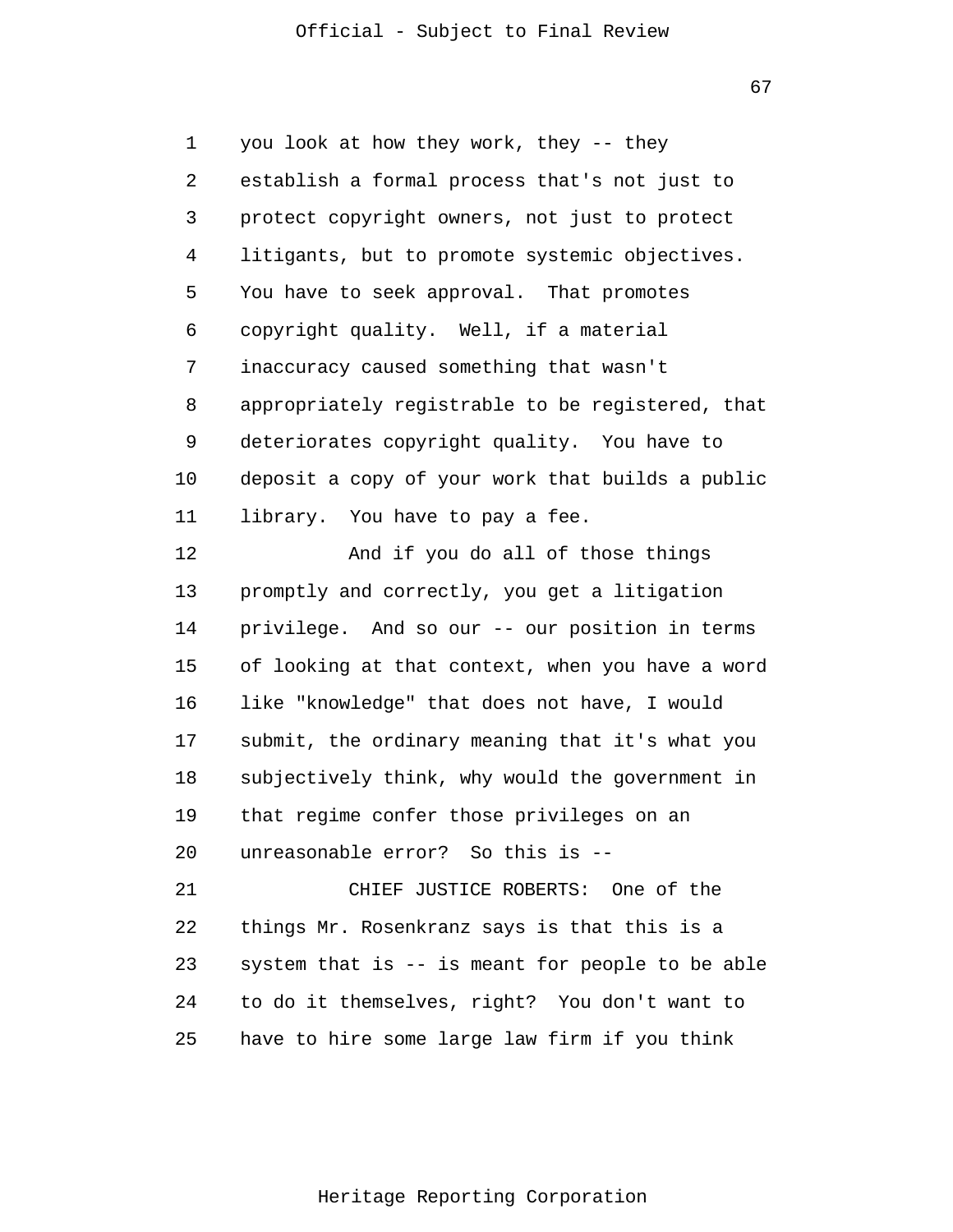you look at how they work, they -- they establish a formal process that's not just to protect copyright owners, not just to protect litigants, but to promote systemic objectives. You have to seek approval. That promotes copyright quality. Well, if a material inaccuracy caused something that wasn't appropriately registrable to be registered, that deteriorates copyright quality. You have to deposit a copy of your work that builds a public library. You have to pay a fee.

And if you do all of those things promptly and correctly, you get a litigation privilege. And so our -- our position in terms of looking at that context, when you have a word like "knowledge" that does not have, I would submit, the ordinary meaning that it's what you subjectively think, why would the government in that regime confer those privileges on an unreasonable error? So this is --

CHIEF JUSTICE ROBERTS: One of the things Mr. Rosenkranz says is that this is a system that is -- is meant for people to be able to do it themselves, right? You don't want to have to hire some large law firm if you think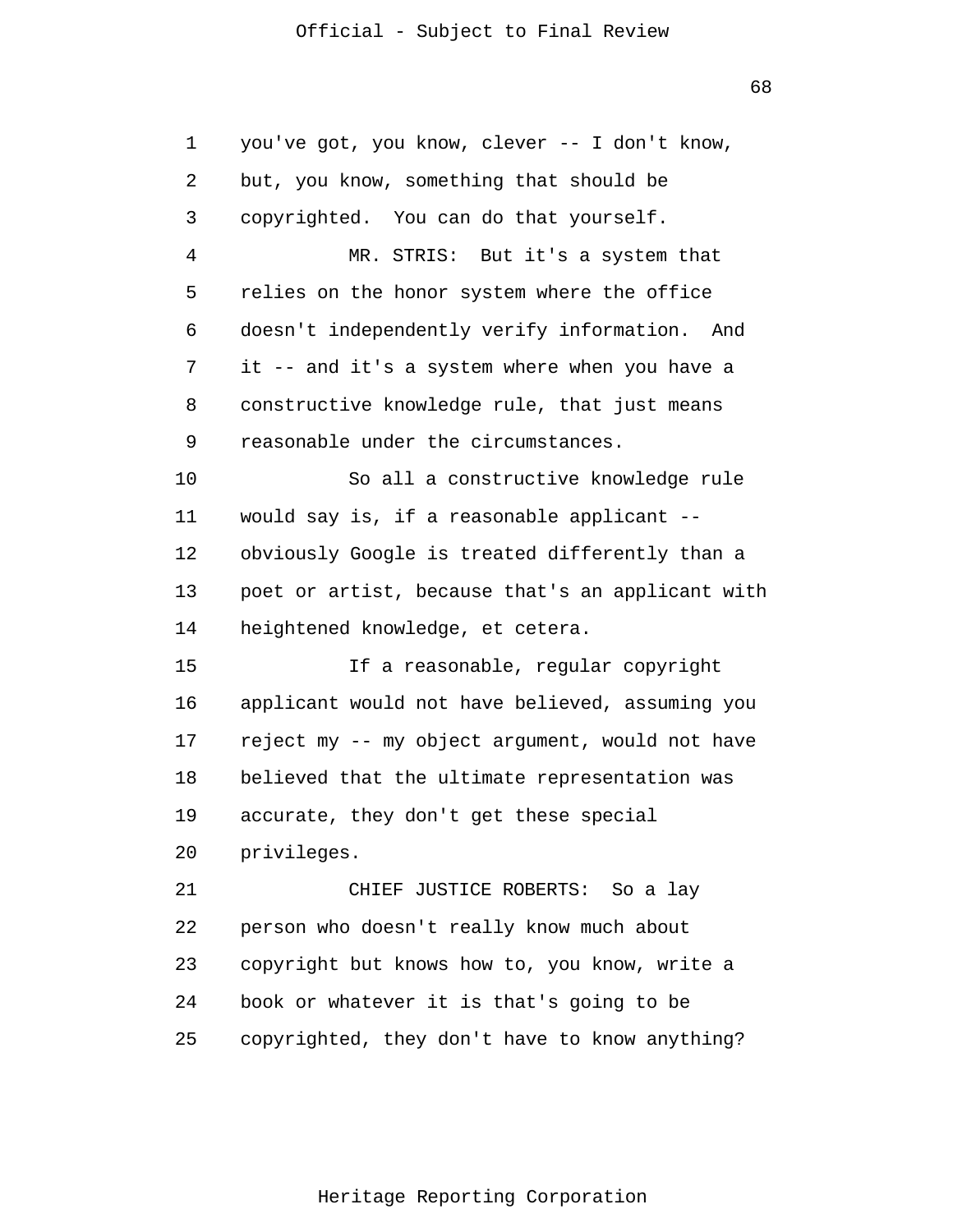you've got, you know, clever -- I don't know, but, you know, something that should be copyrighted. You can do that yourself.

MR. STRIS: But it's a system that relies on the honor system where the office doesn't independently verify information. And it -- and it's a system where when you have a constructive knowledge rule, that just means reasonable under the circumstances.

So all a constructive knowledge rule would say is, if a reasonable applicant -- obviously Google is treated differently than a poet or artist, because that's an applicant with heightened knowledge, et cetera.

If a reasonable, regular copyright applicant would not have believed, assuming you reject my -- my object argument, would not have believed that the ultimate representation was accurate, they don't get these special privileges.

CHIEF JUSTICE ROBERTS: So a lay person who doesn't really know much about copyright but knows how to, you know, write a book or whatever it is that's going to be copyrighted, they don't have to know anything?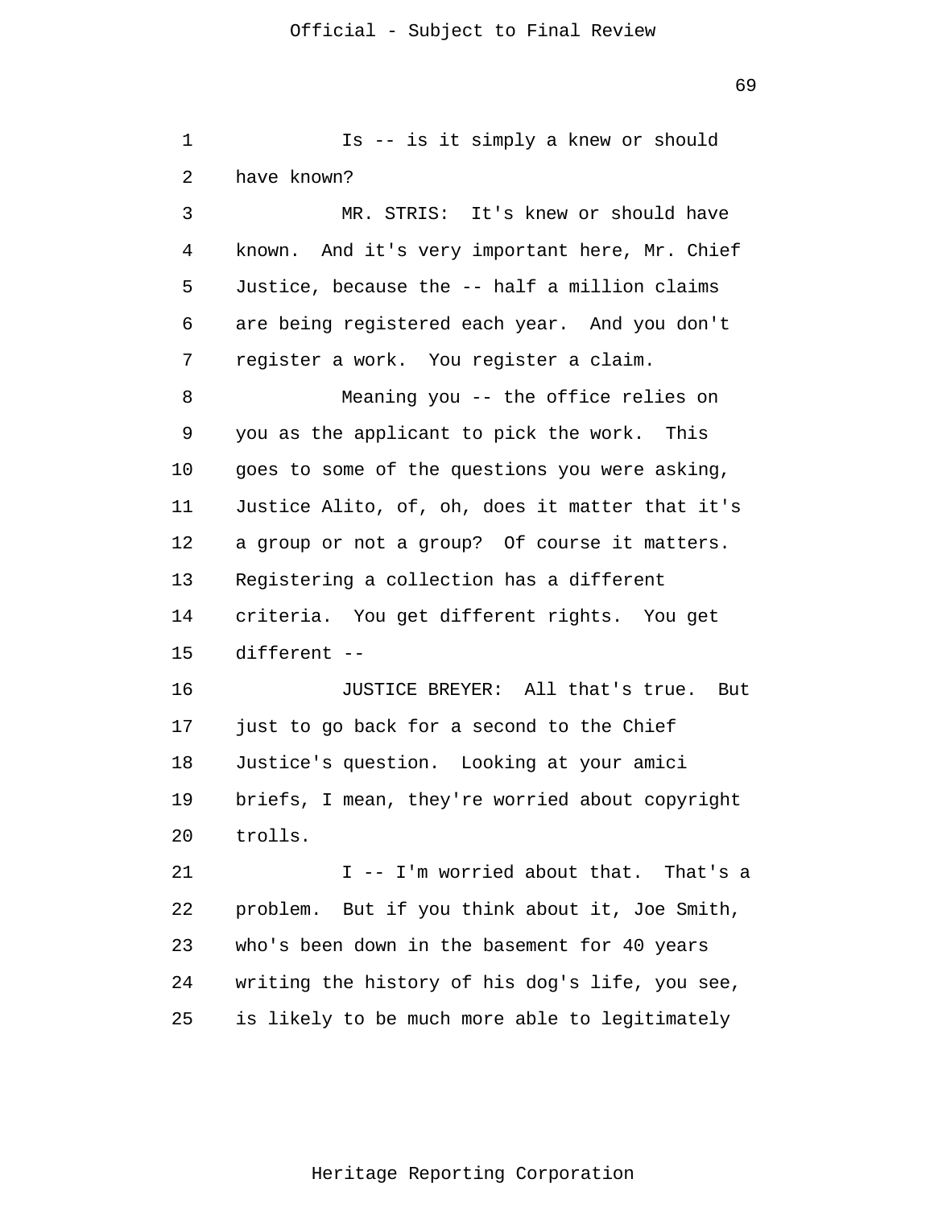Is -- is it simply a knew or should have known?

MR. STRIS: It's knew or should have known. And it's very important here, Mr. Chief Justice, because the -- half a million claims are being registered each year. And you don't register a work. You register a claim.

Meaning you -- the office relies on you as the applicant to pick the work. This goes to some of the questions you were asking, Justice Alito, of, oh, does it matter that it's a group or not a group? Of course it matters. Registering a collection has a different criteria. You get different rights. You get different --

JUSTICE BREYER: All that's true. But just to go back for a second to the Chief Justice's question. Looking at your amici briefs, I mean, they're worried about copyright trolls.

I -- I'm worried about that. That's a problem. But if you think about it, Joe Smith, who's been down in the basement for 40 years writing the history of his dog's life, you see, is likely to be much more able to legitimately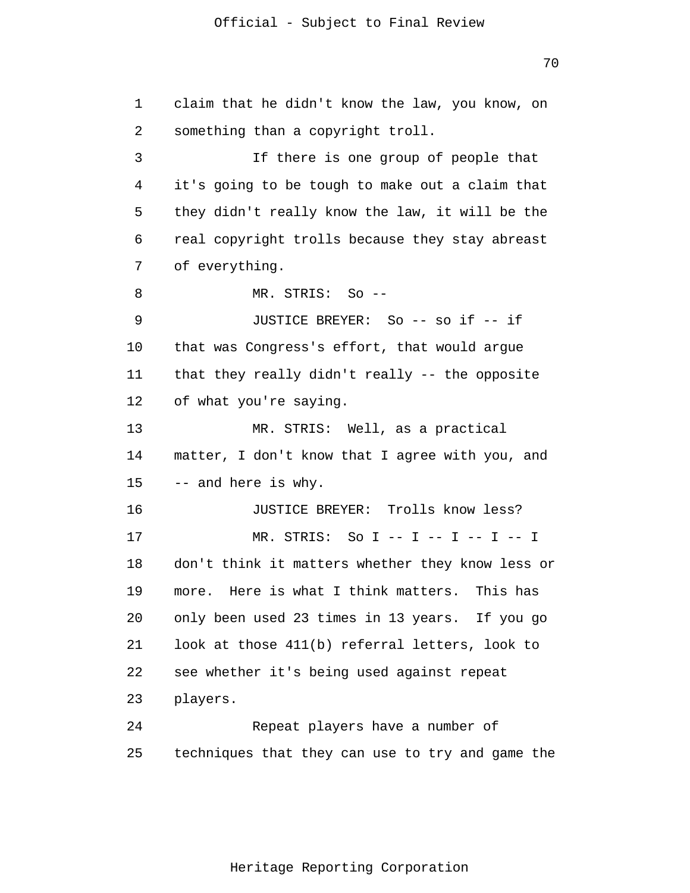claim that he didn't know the law, you know, on something than a copyright troll.

If there is one group of people that it's going to be tough to make out a claim that they didn't really know the law, it will be the real copyright trolls because they stay abreast of everything.

MR. STRIS: So --

JUSTICE BREYER: So -- so if -- if that was Congress's effort, that would argue that they really didn't really -- the opposite of what you're saying.

MR. STRIS: Well, as a practical matter, I don't know that I agree with you, and -- and here is why.

JUSTICE BREYER: Trolls know less?

MR. STRIS: So I -- I -- I -- I -- I don't think it matters whether they know less or more. Here is what I think matters. This has only been used 23 times in 13 years. If you go look at those 411(b) referral letters, look to see whether it's being used against repeat players.

Repeat players have a number of techniques that they can use to try and game the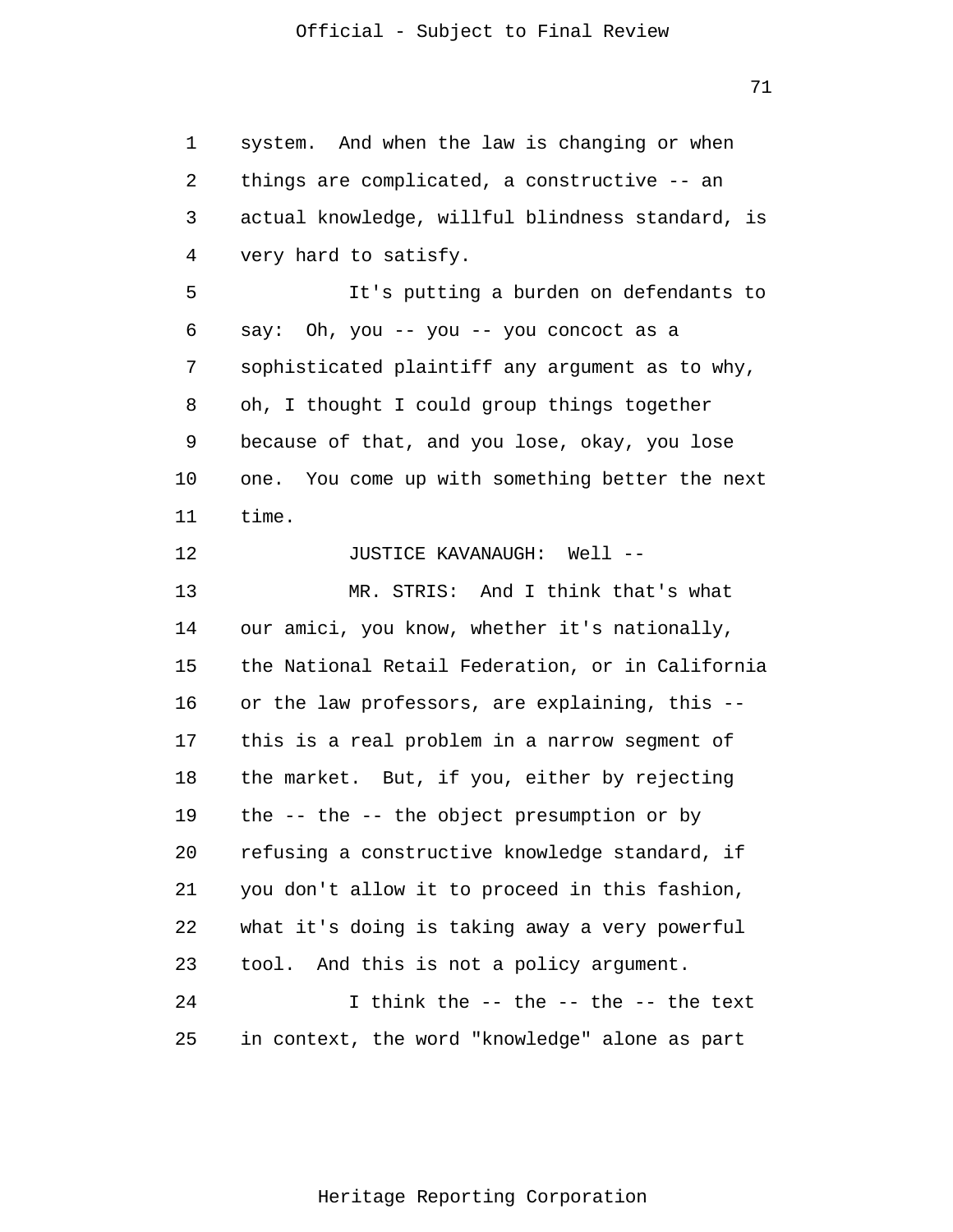system. And when the law is changing or when things are complicated, a constructive -- an actual knowledge, willful blindness standard, is very hard to satisfy.

It's putting a burden on defendants to say: Oh, you -- you -- you concoct as a sophisticated plaintiff any argument as to why, oh, I thought I could group things together because of that, and you lose, okay, you lose one. You come up with something better the next time.

JUSTICE KAVANAUGH: Well --

MR. STRIS: And I think that's what our amici, you know, whether it's nationally, the National Retail Federation, or in California or the law professors, are explaining, this -- this is a real problem in a narrow segment of the market. But, if you, either by rejecting the -- the -- the object presumption or by refusing a constructive knowledge standard, if you don't allow it to proceed in this fashion, what it's doing is taking away a very powerful tool. And this is not a policy argument.

I think the -- the -- the -- the text in context, the word "knowledge" alone as part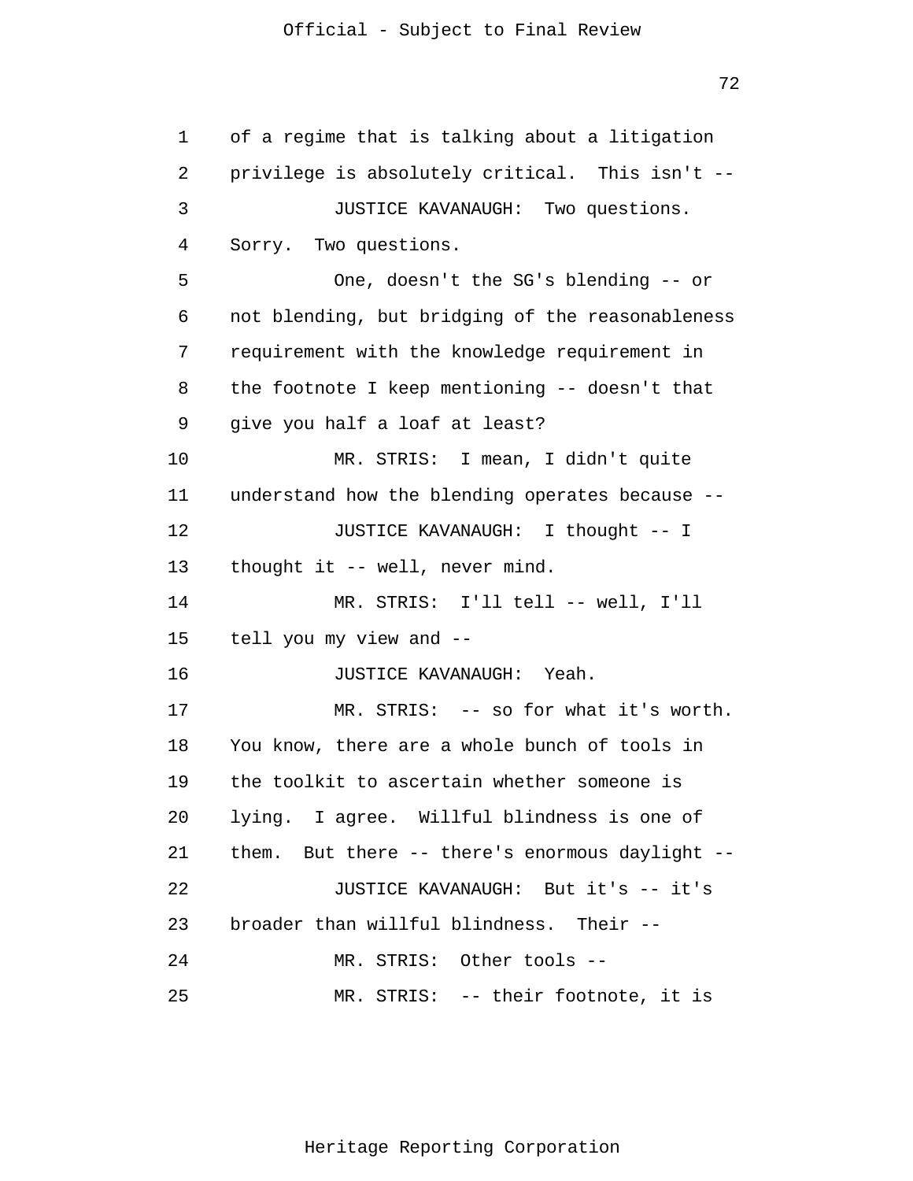of a regime that is talking about a litigation privilege is absolutely critical. This isn't --

JUSTICE KAVANAUGH: Two questions. Sorry. Two questions.

One, doesn't the SG's blending -- or not blending, but bridging of the reasonableness requirement with the knowledge requirement in the footnote I keep mentioning -- doesn't that give you half a loaf at least?

MR. STRIS: I mean, I didn't quite understand how the blending operates because --

JUSTICE KAVANAUGH: I thought -- I thought it -- well, never mind.

MR. STRIS: I'll tell -- well, I'll tell you my view and --

JUSTICE KAVANAUGH: Yeah.

MR. STRIS: -- so for what it's worth. You know, there are a whole bunch of tools in the toolkit to ascertain whether someone is lying. I agree. Willful blindness is one of them. But there -- there's enormous daylight --

JUSTICE KAVANAUGH: But it's -- it's broader than willful blindness. Their --

MR. STRIS: Other tools --

MR. STRIS: -- their footnote, it is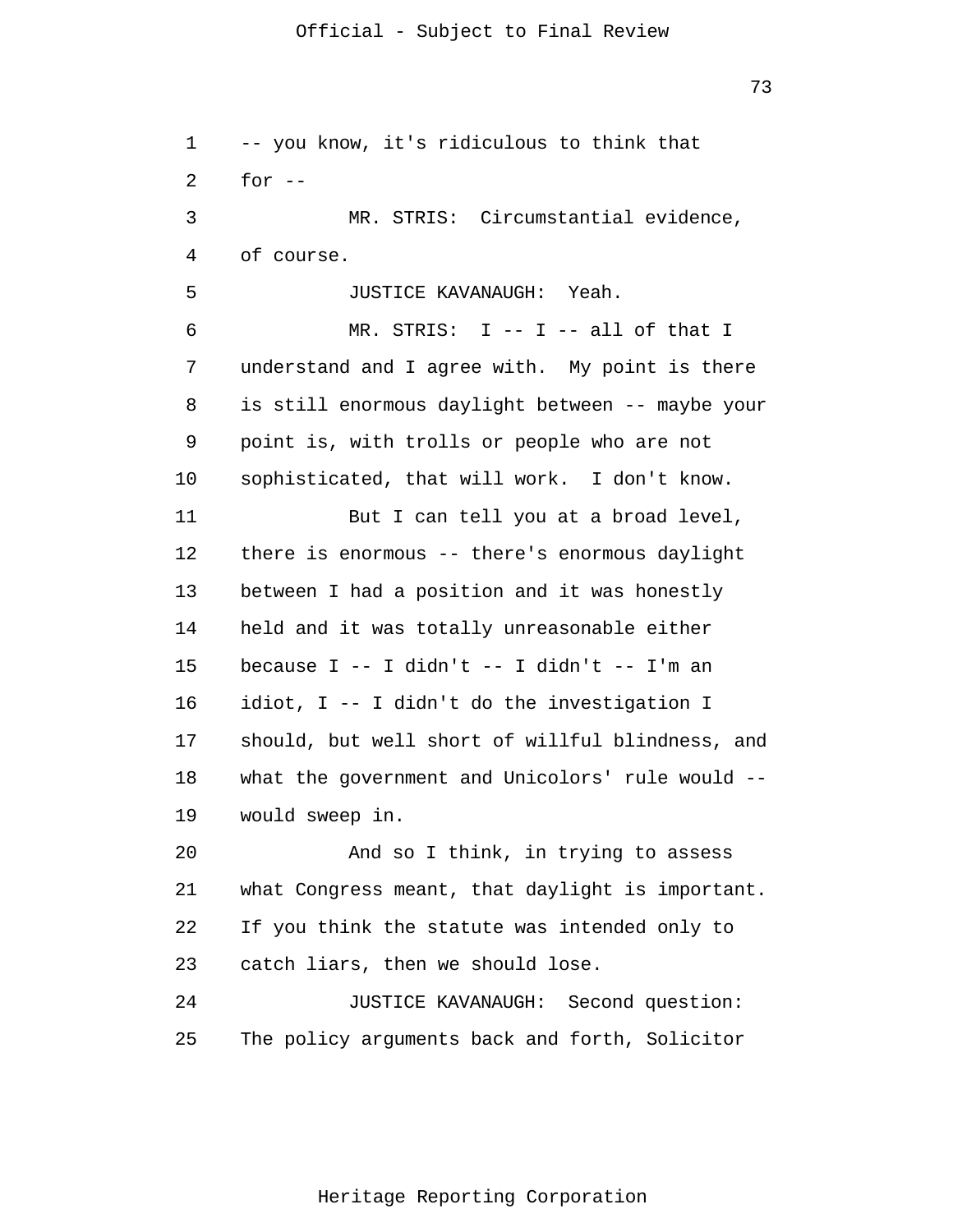-- you know, it's ridiculous to think that for --

MR. STRIS: Circumstantial evidence, of course.

JUSTICE KAVANAUGH: Yeah.

MR. STRIS: I -- I -- all of that I understand and I agree with. My point is there is still enormous daylight between -- maybe your point is, with trolls or people who are not sophisticated, that will work. I don't know.

But I can tell you at a broad level, there is enormous -- there's enormous daylight between I had a position and it was honestly held and it was totally unreasonable either because I -- I didn't -- I didn't -- I'm an idiot, I -- I didn't do the investigation I should, but well short of willful blindness, and what the government and Unicolors' rule would -- would sweep in.

And so I think, in trying to assess what Congress meant, that daylight is important. If you think the statute was intended only to catch liars, then we should lose.

JUSTICE KAVANAUGH: Second question: The policy arguments back and forth, Solicitor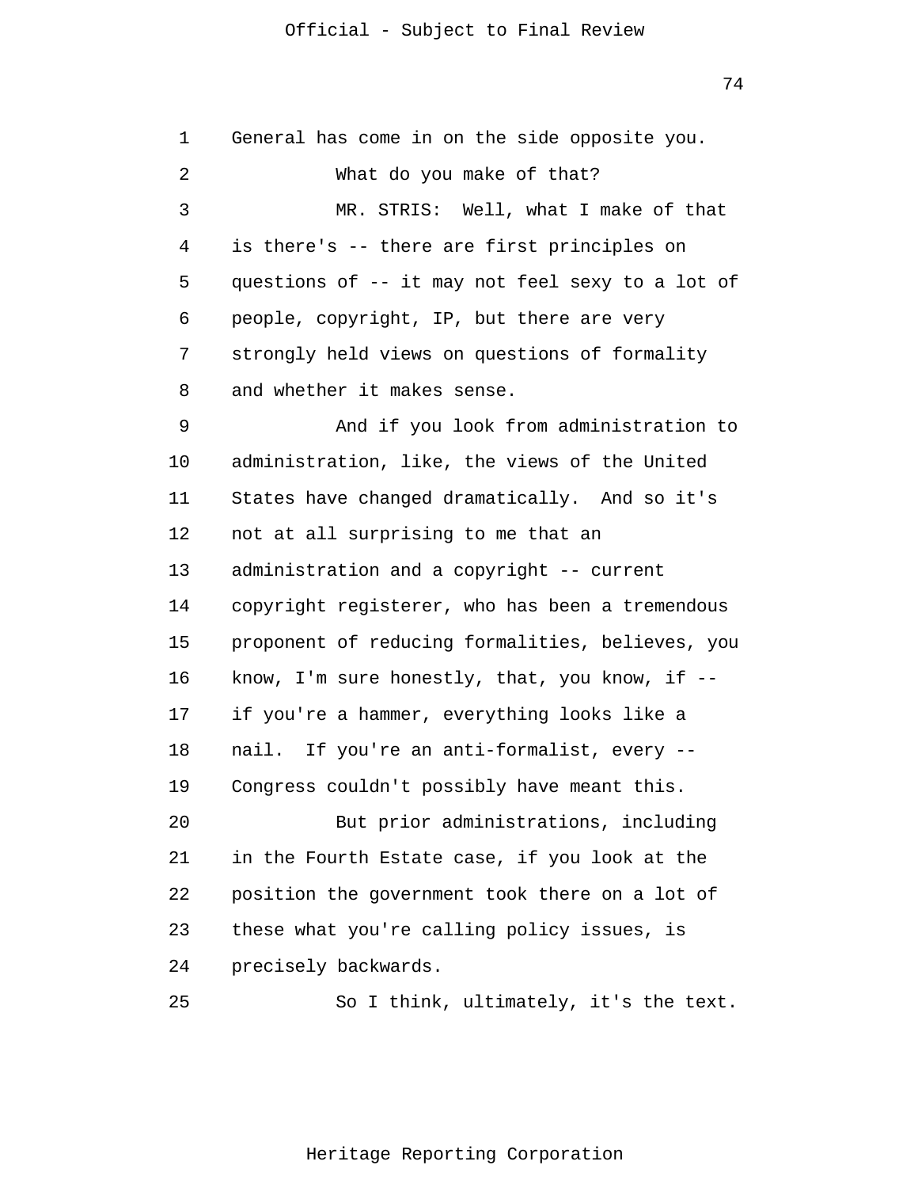General has come in on the side opposite you.

What do you make of that?

MR. STRIS: Well, what I make of that is there's -- there are first principles on questions of -- it may not feel sexy to a lot of people, copyright, IP, but there are very strongly held views on questions of formality and whether it makes sense.

And if you look from administration to administration, like, the views of the United States have changed dramatically. And so it's not at all surprising to me that an administration and a copyright -- current copyright registerer, who has been a tremendous proponent of reducing formalities, believes, you know, I'm sure honestly, that, you know, if -- if you're a hammer, everything looks like a nail. If you're an anti-formalist, every -- Congress couldn't possibly have meant this.

But prior administrations, including in the Fourth Estate case, if you look at the position the government took there on a lot of these what you're calling policy issues, is precisely backwards.

So I think, ultimately, it's the text.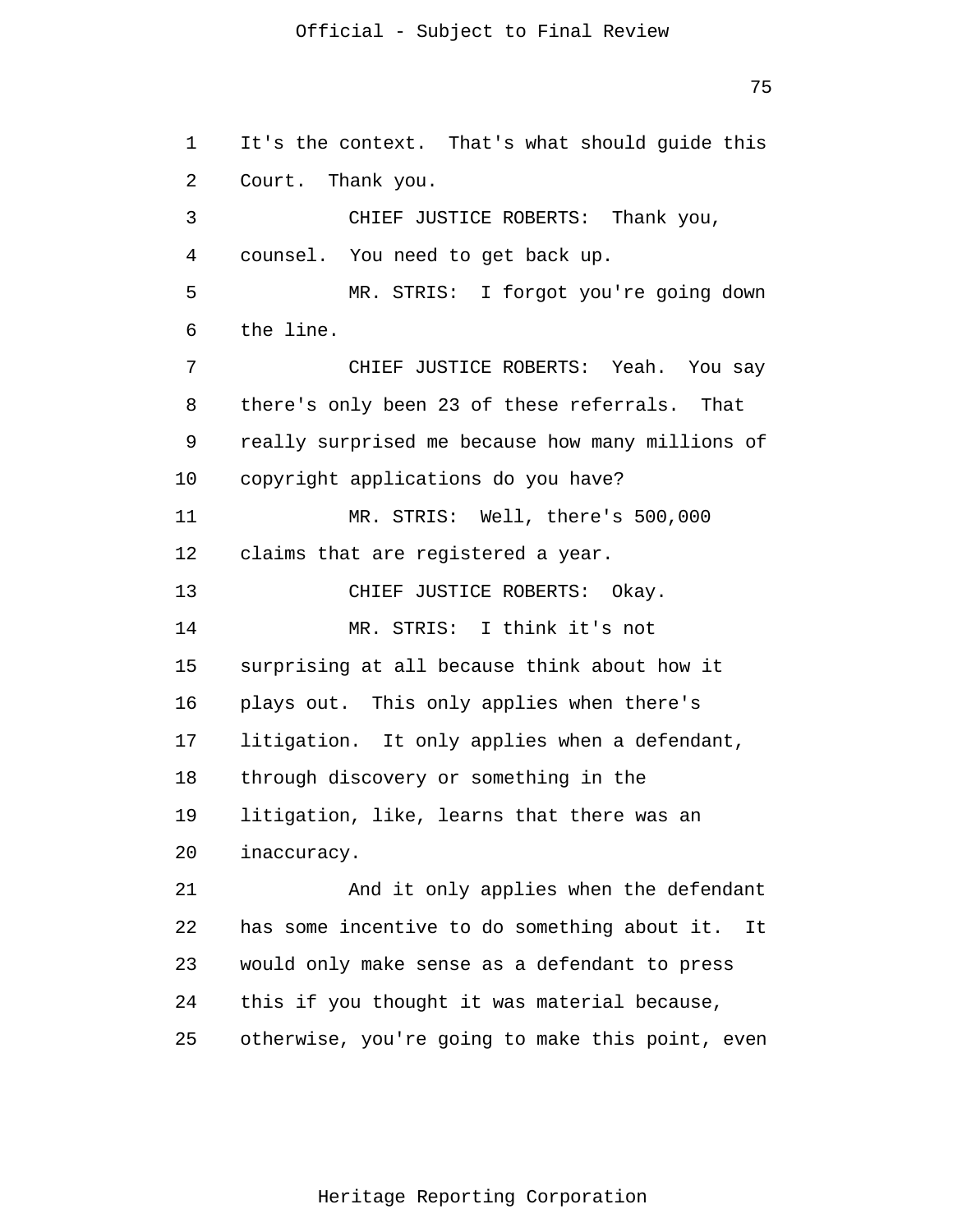It's the context. That's what should guide this Court. Thank you.

CHIEF JUSTICE ROBERTS: Thank you, counsel. You need to get back up.

MR. STRIS: I forgot you're going down the line.

CHIEF JUSTICE ROBERTS: Yeah. You say there's only been 23 of these referrals. That really surprised me because how many millions of copyright applications do you have?

MR. STRIS: Well, there's 500,000 claims that are registered a year.

CHIEF JUSTICE ROBERTS: Okay.

MR. STRIS: I think it's not surprising at all because think about how it plays out. This only applies when there's litigation. It only applies when a defendant, through discovery or something in the litigation, like, learns that there was an inaccuracy.

And it only applies when the defendant has some incentive to do something about it. It would only make sense as a defendant to press this if you thought it was material because, otherwise, you're going to make this point, even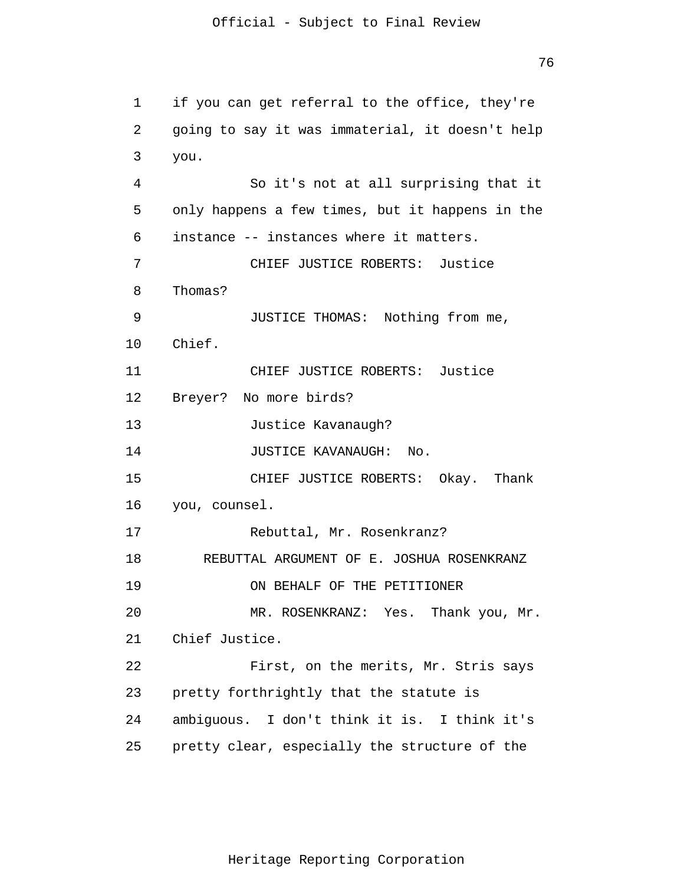if you can get referral to the office, they're going to say it was immaterial, it doesn't help you.

So it's not at all surprising that it only happens a few times, but it happens in the instance -- instances where it matters.

CHIEF JUSTICE ROBERTS: Justice Thomas?

JUSTICE THOMAS: Nothing from me, Chief.

CHIEF JUSTICE ROBERTS: Justice Breyer? No more birds?

Justice Kavanaugh?

JUSTICE KAVANAUGH: No.

CHIEF JUSTICE ROBERTS: Okay. Thank you, counsel.

Rebuttal, Mr. Rosenkranz?

REBUTTAL ARGUMENT OF E. JOSHUA ROSENKRANZ

ON BEHALF OF THE PETITIONER

MR. ROSENKRANZ: Yes. Thank you, Mr. Chief Justice.

First, on the merits, Mr. Stris says pretty forthrightly that the statute is ambiguous. I don't think it is. I think it's pretty clear, especially the structure of the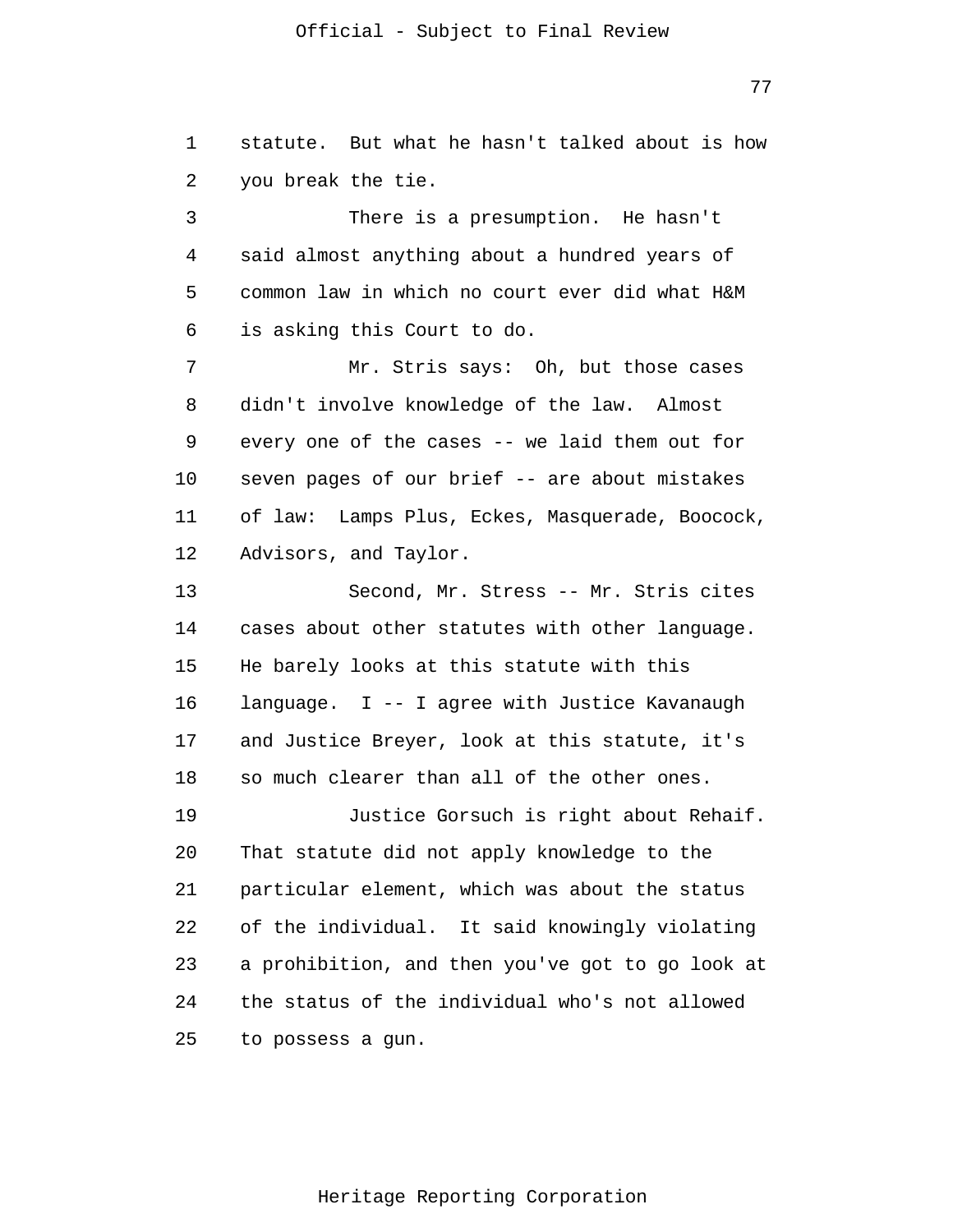statute. But what he hasn't talked about is how you break the tie.

There is a presumption. He hasn't said almost anything about a hundred years of common law in which no court ever did what H&M is asking this Court to do.

Mr. Stris says: Oh, but those cases didn't involve knowledge of the law. Almost every one of the cases -- we laid them out for seven pages of our brief -- are about mistakes of law: Lamps Plus, Eckes, Masquerade, Boocock, Advisors, and Taylor.

Second, Mr. Stress -- Mr. Stris cites cases about other statutes with other language. He barely looks at this statute with this language. I -- I agree with Justice Kavanaugh and Justice Breyer, look at this statute, it's so much clearer than all of the other ones.

Justice Gorsuch is right about Rehaif. That statute did not apply knowledge to the particular element, which was about the status of the individual. It said knowingly violating a prohibition, and then you've got to go look at the status of the individual who's not allowed to possess a gun.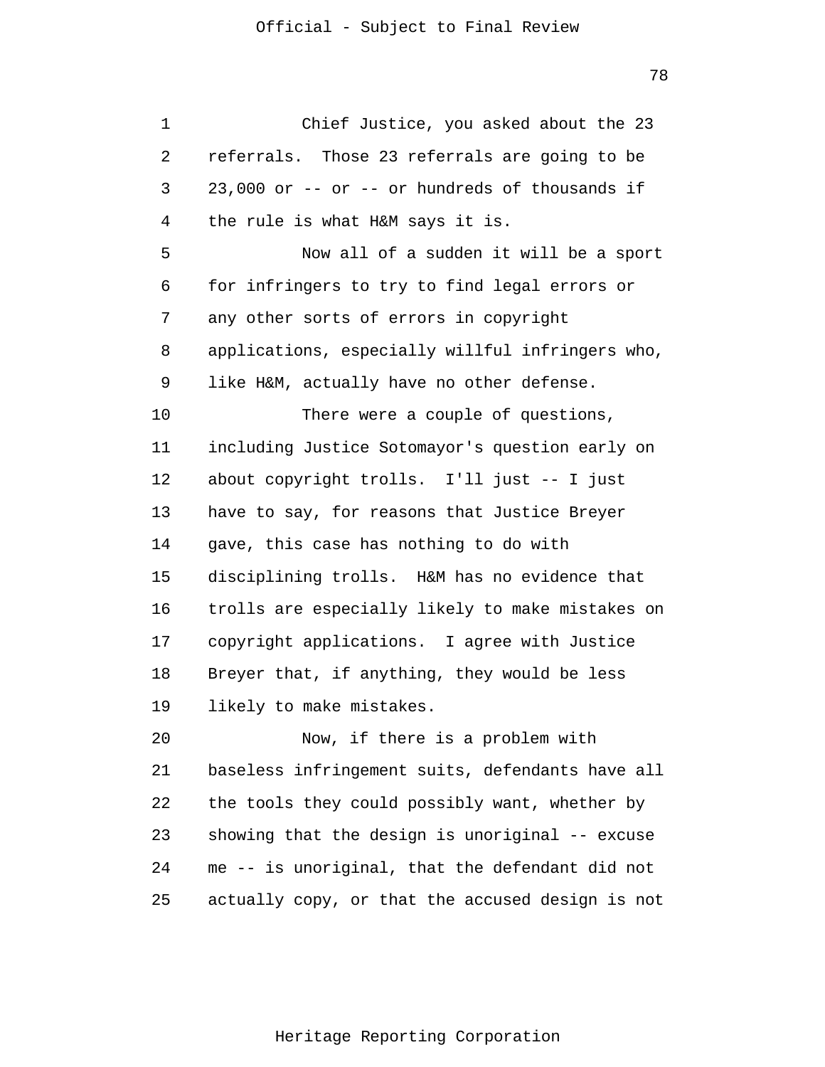Chief Justice, you asked about the 23 referrals. Those 23 referrals are going to be 23,000 or -- or -- or hundreds of thousands if the rule is what H&M says it is.

Now all of a sudden it will be a sport for infringers to try to find legal errors or any other sorts of errors in copyright applications, especially willful infringers who, like H&M, actually have no other defense.

There were a couple of questions, including Justice Sotomayor's question early on about copyright trolls. I'll just -- I just have to say, for reasons that Justice Breyer gave, this case has nothing to do with disciplining trolls. H&M has no evidence that trolls are especially likely to make mistakes on copyright applications. I agree with Justice Breyer that, if anything, they would be less likely to make mistakes.

Now, if there is a problem with baseless infringement suits, defendants have all the tools they could possibly want, whether by showing that the design is unoriginal -- excuse me -- is unoriginal, that the defendant did not actually copy, or that the accused design is not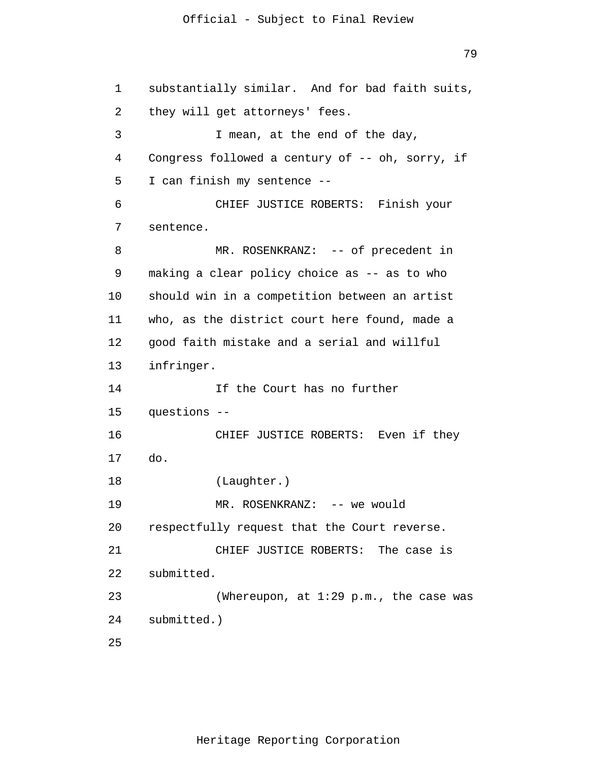substantially similar. And for bad faith suits, they will get attorneys' fees.

I mean, at the end of the day, Congress followed a century of -- oh, sorry, if I can finish my sentence --

CHIEF JUSTICE ROBERTS: Finish your sentence.

MR. ROSENKRANZ: -- of precedent in making a clear policy choice as -- as to who should win in a competition between an artist who, as the district court here found, made a good faith mistake and a serial and willful infringer.

If the Court has no further questions --

CHIEF JUSTICE ROBERTS: Even if they do.

(Laughter.)

MR. ROSENKRANZ: -- we would respectfully request that the Court reverse.

CHIEF JUSTICE ROBERTS: The case is submitted.

(Whereupon, at 1:29 p.m., the case was submitted.)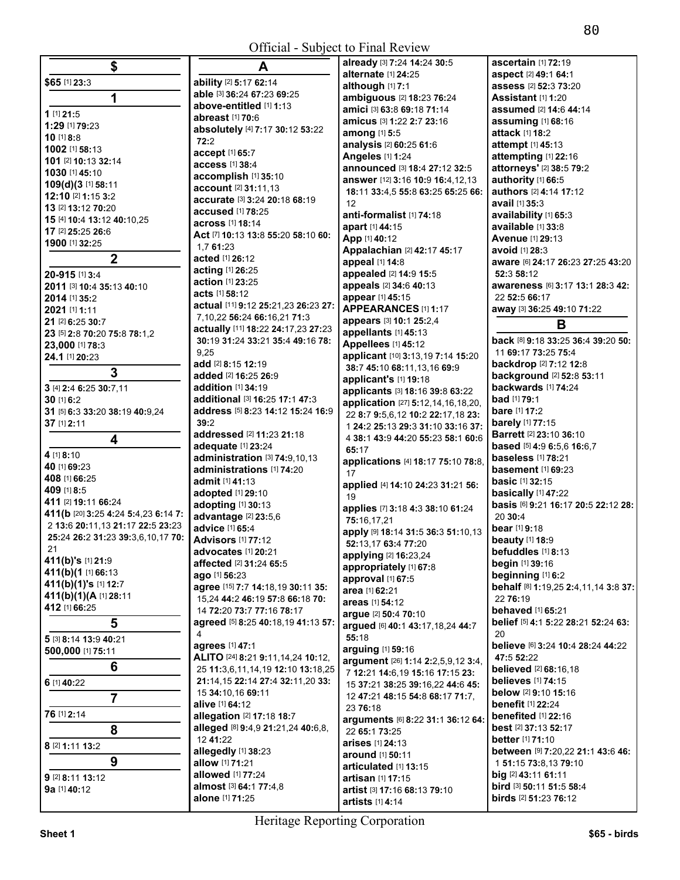## $

**$65** [1] **23:**3

## 1

**1** [1] **21:**5
**1:29** [1] **79:**23
**10** [1] **8:**8
**1002** [1] **58:**13
**101** [2] **10:**13 **32:**14
**1030** [1] **45:**10
**109(d)(3** [1] **58:**11
**12:10** [2] **1:**15 **3:**2
**13** [2] **13:**12 **70:**20
**15** [4] **10:**4 **13:**12 **40:**10,25
**17** [2] **25:**25 **26:**6
**1900** [1] **32:**25

## 2

**20-915** [1] **3:**4
**2011** [3] **10:**4 **35:**13 **40:**10
**2014** [1] **35:**2
**2021** [1] **1:**11
**21** [2] **6:**25 **30:**7
**23** [5] **2:**8 **70:**20 **75:**8 **78:**1,2
**23,000** [1] **78:**3
**24.1** [1] **20:**23

## 3

**3** [4] **2:**4 **6:**25 **30:**7,11
**30** [1] **6:**2
**31** [5] **6:**3 **33:**20 **38:**19 **40:**9,24
**37** [1] **2:**11

## 4

**4** [1] **8:**10
**40** [1] **69:**23
**408** [1] **66:**25
**409** [1] **8:**5
**411** [2] **19:**11 **66:**24
**411(b** [20] **3:**25 **4:**24 **5:**4,23 **6:**14 **7:**2 **13:**6 **20:**11,13 **21:**17 **22:**5 **23:**23 **25:**24 **26:**2 **31:**23 **39:**3,6,10,17 **70:**21
**411(b)'s** [1] **21:**9
**411(b)(1** [1] **66:**13
**411(b)(1)'s** [1] **12:**7
**411(b)(1)(A** [1] **28:**11
**412** [1] **66:**25

## 5

**5** [3] **8:**14 **13:**9 **40:**21
**500,000** [1] **75:**11

## 6

**6** [1] **40:**22

## 7

**76** [1] **2:**14

## 8

**8** [2] **1:**11 **13:**2

## 9

**9** [2] **8:**11 **13:**12
**9a** [1] **40:**12

## A

**ability** [2] **5:**17 **62:**14
**able** [3] **36:**24 **67:**23 **69:**25
**above-entitled** [1] **1:**13
**abreast** [1] **70:**6
**absolutely** [4] **7:**17 **30:**12 **53:**22 **72:**2
**accept** [1] **65:**7
**access** [1] **38:**4
**accomplish** [1] **35:**10
**account** [2] **31:**11,13
**accurate** [3] **3:**24 **20:**18 **68:**19
**accused** [1] **78:**25
**across** [1] **18:**14
**Act** [7] **10:**13 **13:**8 **55:**20 **58:**10 **60:**1,7 **61:**23
**acted** [1] **26:**12
**acting** [1] **26:**25
**action** [1] **23:**25
**acts** [1] **58:**12
**actual** [11] **9:**12 **25:**21,23 **26:**23 **27:**7,10,22 **56:**24 **66:**16,21 **71:**3
**actually** [11] **18:**22 **24:**17,23 **27:**23 **30:**19 **31:**24 **33:**21 **35:**4 **49:**16 **78:**9,25
**add** [2] **8:**15 **12:**19
**added** [2] **16:**25 **26:**9
**addition** [1] **34:**19
**additional** [3] **16:**25 **17:**1 **47:**3
**address** [5] **8:**23 **14:**12 **15:**24 **16:**9 **39:**2
**addressed** [2] **11:**23 **21:**18
**adequate** [1] **23:**24
**administration** [3] **74:**9,10,13
**administrations** [1] **74:**20
**admit** [1] **41:**13
**adopted** [1] **29:**10
**adopting** [1] **30:**13
**advantage** [2] **23:**5,6
**advice** [1] **65:**4
**Advisors** [1] **77:**12
**advocates** [1] **20:**21
**affected** [2] **31:**24 **65:**5
**ago** [1] **56:**23
**agree** [15] **7:**7 **14:**18,19 **30:**11 **35:**15,24 **44:**2 **46:**19 **57:**8 **66:**18 **70:**14 **72:**20 **73:**7 **77:**16 **78:**17
**agreed** [5] **8:**25 **40:**18,19 **41:**13 **57:**4
**agrees** [1] **47:**1
**ALITO** [24] **8:**21 **9:**11,14,24 **10:**12,25 **11:**3,6,11,14,19 **12:**10 **13:**18,25 **21:**14,15 **22:**14 **27:**4 **32:**11,20 **33:**15 **34:**10,16 **69:**11
**alive** [1] **64:**12
**allegation** [2] **17:**18 **18:**7
**alleged** [8] **9:**4,9 **21:**21,24 **40:**6,8,12 **41:**22
**allegedly** [1] **38:**23
**allow** [1] **71:**21
**allowed** [1] **77:**24
**almost** [3] **64:**1 **77:**4,8
**alone** [1] **71:**25
**already** [3] **7:**24 **14:**24 **30:**5
**alternate** [1] **24:**25
**although** [1] **7:**1
**ambiguous** [2] **18:**23 **76:**24
**amici** [3] **63:**8 **69:**18 **71:**14
**amicus** [3] **1:**22 **2:**7 **23:**16
**among** [1] **5:**5
**analysis** [2] **60:**25 **61:**6
**Angeles** [1] **1:**24
**announced** [3] **18:**4 **27:**12 **32:**5
**answer** [12] **3:**16 **10:**9 **16:**4,12,13 **18:**11 **33:**4,5 **55:**8 **63:**25 **65:**25 **66:**12
**anti-formalist** [1] **74:**18
**apart** [1] **44:**15
**App** [1] **40:**12
**Appalachian** [2] **42:**17 **45:**17
**appeal** [1] **14:**8
**appealed** [2] **14:**9 **15:**5
**appeals** [2] **34:**6 **40:**13
**appear** [1] **45:**15
**APPEARANCES** [1] **1:**17
**appears** [3] **10:**1 **25:**2,4
**appellants** [1] **45:**13
**Appellees** [1] **45:**12
**applicant** [10] **3:**13,19 **7:**14 **15:**20 **38:**7 **45:**10 **68:**11,13,16 **69:**9
**applicant's** [1] **19:**18
**applicants** [3] **18:**16 **39:**8 **63:**22
**application** [27] **5:**12,14,16,18,20,22 **8:**7 **9:**5,6,12 **10:**2 **22:**17,18 **23:**1 **24:**2 **25:**13 **29:**3 **31:**10 **33:**16 **37:**4 **38:**1 **43:**9 **44:**20 **55:**23 **58:**1 **60:**6 **65:**17
**applications** [4] **18:**17 **75:**10 **78:**8,17
**applied** [4] **14:**10 **24:**23 **31:**21 **56:**19
**applies** [7] **3:**18 **4:**3 **38:**10 **61:**24 **75:**16,17,21
**apply** [9] **18:**14 **31:**5 **36:**3 **51:**10,13 **52:**13,17 **63:**4 **77:**20
**applying** [2] **16:**23,24
**appropriately** [1] **67:**8
**approval** [1] **67:**5
**area** [1] **62:**21
**areas** [1] **54:**12
**argue** [2] **50:**4 **70:**10
**argued** [6] **40:**1 **43:**17,18,24 **44:**7 **55:**18
**arguing** [1] **59:**16
**argument** [26] **1:**14 **2:**2,5,9,12 **3:**4,7 **12:**21 **14:**6,19 **15:**16 **17:**15 **23:**15 **37:**21 **38:**25 **39:**16,22 **44:**6 **45:**12 **47:**21 **48:**15 **54:**8 **68:**17 **71:**7,23 **76:**18
**arguments** [6] **8:**22 **31:**1 **36:**12 **64:**22 **65:**1 **73:**25
**arises** [1] **24:**13
**around** [1] **50:**11
**articulated** [1] **13:**15
**artisan** [1] **17:**15
**artist** [3] **17:**16 **68:**13 **79:**10
**artists** [1] **4:**14
**ascertain** [1] **72:**19
**aspect** [2] **49:**1 **64:**1
**assess** [2] **52:**3 **73:**20
**Assistant** [1] **1:**20
**assumed** [2] **14:**6 **44:**14
**assuming** [1] **68:**16
**attack** [1] **18:**2
**attempt** [1] **45:**13
**attempting** [1] **22:**16
**attorneys'** [2] **38:**5 **79:**2
**authority** [1] **66:**5
**authors** [2] **4:**14 **17:**12
**avail** [1] **35:**3
**availability** [1] **65:**3
**available** [1] **33:**8
**Avenue** [1] **29:**13
**avoid** [1] **28:**3
**aware** [6] **24:**17 **26:**23 **27:**25 **43:**20 **52:**3 **58:**12
**awareness** [6] **3:**17 **13:**1 **28:**3 **42:**22 **52:**5 **66:**17
**away** [3] **36:**25 **49:**10 **71:**22

## B

**back** [8] **9:**18 **33:**25 **36:**4 **39:**20 **50:**11 **69:**17 **73:**25 **75:**4
**backdrop** [2] **7:**12 **12:**8
**background** [2] **52:**8 **53:**11
**backwards** [1] **74:**24
**bad** [1] **79:**1
**bare** [1] **17:**2
**barely** [1] **77:**15
**Barrett** [2] **23:**10 **36:**10
**based** [5] **4:**9 **6:**5,6 **16:**6,7
**baseless** [1] **78:**21
**basement** [1] **69:**23
**basic** [1] **32:**15
**basically** [1] **47:**22
**basis** [6] **9:**21 **16:**17 **20:**5 **22:**12 **28:**20 **30:**4
**bear** [1] **9:**18
**beauty** [1] **18:**9
**befuddles** [1] **8:**13
**begin** [1] **39:**16
**beginning** [1] **6:**2
**behalf** [8] **1:**19,25 **2:**4,11,14 **3:**8 **37:**22 **76:**19
**behaved** [1] **65:**21
**belief** [5] **4:**1 **5:**22 **28:**21 **52:**24 **63:**20
**believe** [6] **3:**24 **10:**4 **28:**24 **44:**22 **47:**5 **52:**22
**believed** [2] **68:**16,18
**believes** [1] **74:**15
**below** [2] **9:**10 **15:**16
**benefit** [1] **22:**24
**benefited** [1] **22:**16
**best** [2] **37:**13 **52:**17
**better** [1] **71:**10
**between** [9] **7:**20,22 **21:**1 **43:**6 **46:**1 **51:**15 **73:**8,13 **79:**10
**big** [2] **43:**11 **61:**11
**bird** [3] **50:**11 **51:**5 **58:**4
**birds** [2] **51:**23 **76:**12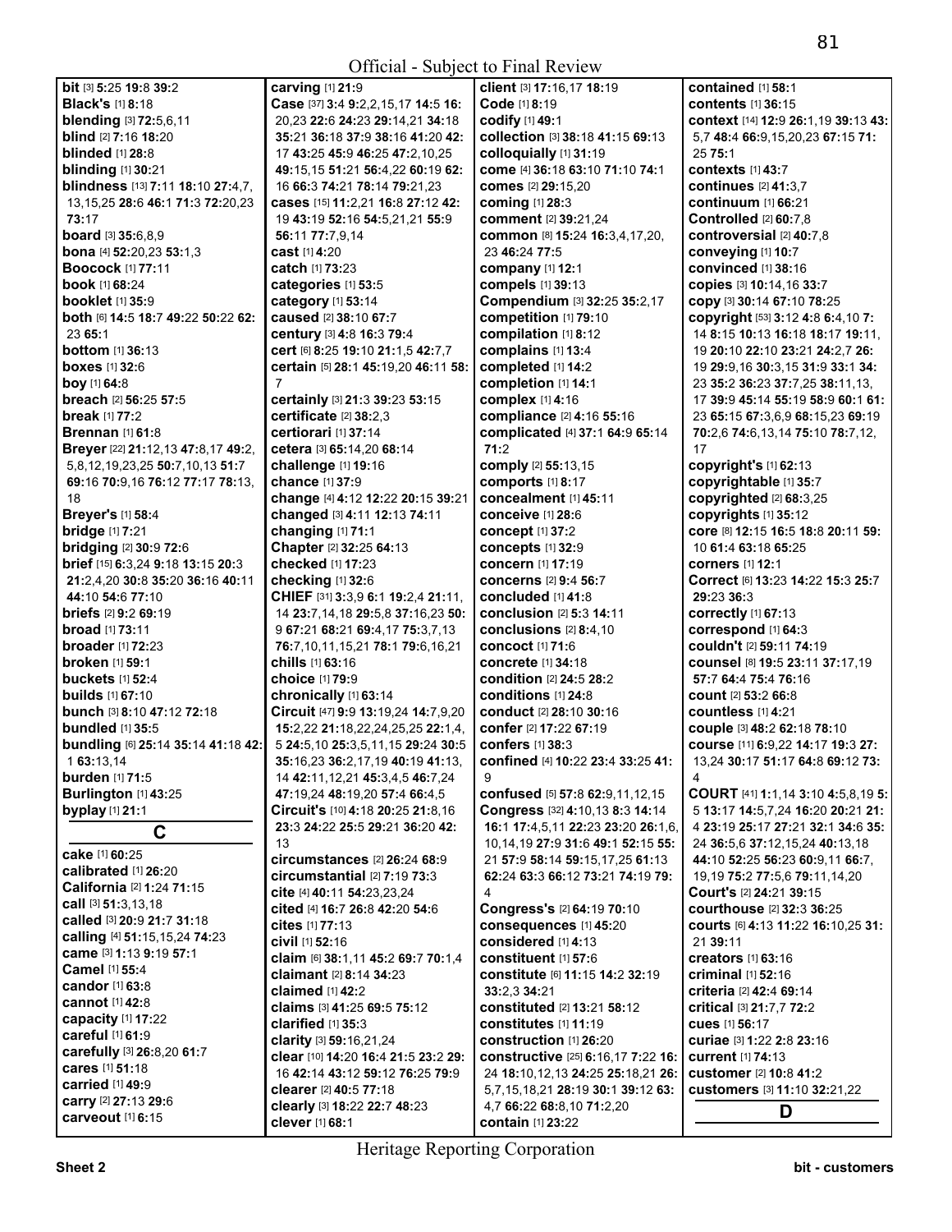**bit** [3] **5:**25 **19:**8 **39:**2
**Black's** [1] **8:**18
**blending** [3] **72:**5,6,11
**blind** [2] **7:**16 **18:**20
**blinded** [1] **28:**8
**blinding** [1] **30:**21
**blindness** [13] **7:**11 **18:**10 **27:**4,7, 13,15,25 **28:**6 **46:**1 **71:**3 **72:**20,23 **73:**17
**board** [3] **35:**6,8,9
**bona** [4] **52:**20,23 **53:**1,3
**Boocock** [1] **77:**11
**book** [1] **68:**24
**booklet** [1] **35:**9
**both** [6] **14:**5 **18:**7 **49:**22 **50:**22 **62:** 23 **65:**1
**bottom** [1] **36:**13
**boxes** [1] **32:**6
**boy** [1] **64:**8
**breach** [2] **56:**25 **57:**5
**break** [1] **77:**2
**Brennan** [1] **61:**8
**Breyer** [22] **21:**12,13 **47:**8,17 **49:**2, 5,8,12,19,23,25 **50:**7,10,13 **51:**7 **69:**16 **70:**9,16 **76:**12 **77:**17 **78:**13, 18
**Breyer's** [1] **58:**4
**bridge** [1] **7:**21
**bridging** [2] **30:**9 **72:**6
**brief** [15] **6:**3,24 **9:**18 **13:**15 **20:**3 **21:**2,4,20 **30:**8 **35:**20 **36:**16 **40:**11 **44:**10 **54:**6 **77:**10
**briefs** [2] **9:**2 **69:**19
**broad** [1] **73:**11
**broader** [1] **72:**23
**broken** [1] **59:**1
**buckets** [1] **52:**4
**builds** [1] **67:**10
**bunch** [3] **8:**10 **47:**12 **72:**18
**bundled** [1] **35:**5
**bundling** [6] **25:**14 **35:**14 **41:**18 **42:** 1 **63:**13,14
**burden** [1] **71:**5
**Burlington** [1] **43:**25
**byplay** [1] **21:**1

## C

**cake** [1] **60:**25
**calibrated** [1] **26:**20
**California** [2] **1:**24 **71:**15
**call** [3] **51:**3,13,18
**called** [3] **20:**9 **21:**7 **31:**18
**calling** [4] **51:**15,15,24 **74:**23
**came** [3] **1:**13 **9:**19 **57:**1
**Camel** [1] **55:**4
**candor** [1] **63:**8
**cannot** [1] **42:**8
**capacity** [1] **17:**22
**careful** [1] **61:**9
**carefully** [3] **26:**8,20 **61:**7
**cares** [1] **51:**18
**carried** [1] **49:**9
**carry** [2] **27:**13 **29:**6
**carveout** [1] **6:**15
**carving** [1] **21:**9
**Case** [37] **3:**4 **9:**2,2,15,17 **14:**5 **16:** 20,23 **22:**6 **24:**23 **29:**14,21 **34:**18 **35:**21 **36:**18 **37:**9 **38:**16 **41:**20 **42:** 17 **43:**25 **45:**9 **46:**25 **47:**2,10,25 **49:**15,15 **51:**21 **56:**4,22 **60:**19 **62:** 16 **66:**3 **74:**21 **78:**14 **79:**21,23
**cases** [15] **11:**2,21 **16:**8 **27:**12 **42:** 19 **43:**19 **52:**16 **54:**5,21,21 **55:**9 **56:**11 **77:**7,9,14
**cast** [1] **4:**20
**catch** [1] **73:**23
**categories** [1] **53:**5
**category** [1] **53:**14
**caused** [2] **38:**10 **67:**7
**century** [3] **4:**8 **16:**3 **79:**4
**cert** [6] **8:**25 **19:**10 **21:**1,5 **42:**7,7
**certain** [5] **28:**1 **45:**19,20 **46:**11 **58:** 7
**certainly** [3] **21:**3 **39:**23 **53:**15
**certificate** [2] **38:**2,3
**certiorari** [1] **37:**14
**cetera** [3] **65:**14,20 **68:**14
**challenge** [1] **19:**16
**chance** [1] **37:**9
**change** [4] **4:**12 **12:**22 **20:**15 **39:**21
**changed** [3] **4:**11 **12:**13 **74:**11
**changing** [1] **71:**1
**Chapter** [2] **32:**25 **64:**13
**checked** [1] **17:**23
**checking** [1] **32:**6
**CHIEF** [31] **3:**3,9 **6:**1 **19:**2,4 **21:**11, 14 **23:**7,14,18 **29:**5,8 **37:**16,23 **50:** 9 **67:**21 **68:**21 **69:**4,17 **75:**3,7,13 **76:**7,10,11,15,21 **78:**1 **79:**6,16,21
**chills** [1] **63:**16
**choice** [1] **79:**9
**chronically** [1] **63:**14
**Circuit** [47] **9:**3 **13:**19,24 **14:**7,9,20 **15:**2,22 **21:**18,22,24,25,25 **22:**1,4, 5 **24:**5,10 **25:**3,5,11,15 **29:**24 **30:**5 **35:**16,23 **36:**2,17,19 **40:**19 **41:**13, 14 **42:**11,12,21 **45:**3,4,5 **46:**7,24 **47:**19,24 **48:**19,20 **57:**4 **66:**4,5
**Circuit's** [10] **4:**18 **20:**25 **21:**8,16 **23:**3 **24:**22 **25:**5 **29:**21 **36:**20 **42:** 13
**circumstances** [2] **26:**24 **68:**9
**circumstantial** [2] **7:**19 **73:**3
**cite** [4] **40:**11 **54:**23,23,24
**cited** [4] **16:**7 **26:**8 **42:**20 **54:**6
**cites** [1] **77:**13
**civil** [1] **52:**16
**claim** [6] **38:**1,11 **45:**2 **69:**7 **70:**1,4
**claimant** [2] **8:**14 **34:**23
**claimed** [1] **42:**2
**claims** [3] **41:**25 **69:**5 **75:**12
**clarified** [1] **35:**3
**clarity** [3] **59:**16,21,24
**clear** [10] **14:**20 **16:**4 **21:**5 **23:**2 **29:** 16 **42:**14 **43:**12 **59:**12 **76:**25 **79:**9
**clearer** [2] **40:**5 **77:**18
**clearly** [3] **18:**22 **22:**7 **48:**23
**clever** [1] **68:**1
**client** [3] **17:**16,17 **18:**19
**Code** [1] **8:**19
**codify** [1] **49:**1
**collection** [3] **38:**18 **41:**15 **69:**13
**colloquially** [1] **31:**19
**come** [4] **36:**18 **63:**10 **71:**10 **74:**1
**comes** [2] **29:**15,20
**coming** [1] **28:**3
**comment** [2] **39:**21,24
**common** [8] **15:**24 **16:**3,4,17,20, 23 **46:**24 **77:**5
**company** [1] **12:**1
**compels** [1] **39:**13
**Compendium** [3] **32:**25 **35:**2,17
**competition** [1] **79:**10
**compilation** [1] **8:**12
**complains** [1] **13:**4
**completed** [1] **14:**2
**completion** [1] **14:**1
**complex** [1] **4:**16
**compliance** [2] **4:**16 **55:**16
**complicated** [4] **37:**1 **64:**9 **65:**14 **71:**2
**comply** [2] **55:**13,15
**comports** [1] **8:**17
**concealment** [1] **45:**11
**conceive** [1] **28:**6
**concept** [1] **37:**2
**concepts** [1] **32:**9
**concern** [1] **17:**19
**concerns** [2] **9:**4 **56:**7
**concluded** [1] **41:**8
**conclusion** [2] **5:**3 **14:**11
**conclusions** [2] **8:**4,10
**concoct** [1] **71:**6
**concrete** [1] **34:**18
**condition** [2] **24:**5 **28:**2
**conditions** [1] **24:**8
**conduct** [2] **28:**10 **30:**16
**confer** [2] **17:**22 **67:**19
**confers** [1] **38:**3
**confined** [4] **10:**22 **23:**4 **33:**25 **41:** 9
**confused** [5] **57:**8 **62:**9,11,12,15
**Congress** [32] **4:**10,13 **8:**3 **14:**14 **16:**1 **17:**4,5,11 **22:**23 **23:**20 **26:**1,6, 10,14,19 **27:**9 **31:**6 **49:**1 **52:**15 **55:** 21 **57:**9 **58:**14 **59:**15,17,25 **61:**13 **62:**24 **63:**3 **66:**12 **73:**21 **74:**19 **79:** 4
**Congress's** [2] **64:**19 **70:**10
**consequences** [1] **45:**20
**considered** [1] **4:**13
**constituent** [1] **57:**6
**constitute** [6] **11:**15 **14:**2 **32:**19 **33:**2,3 **34:**21
**constituted** [2] **13:**21 **58:**12
**constitutes** [1] **11:**19
**construction** [1] **26:**20
**constructive** [25] **6:**16,17 **7:**22 **16:** 24 **18:**10,12,13 **24:**25 **25:**18,21 **26:** 5,7,15,18,21 **28:**19 **30:**1 **39:**12 **63:** 4,7 **66:**22 **68:**8,10 **71:**2,20
**contain** [1] **23:**22
**contained** [1] **58:**1
**contents** [1] **36:**15
**context** [14] **12:**9 **26:**1,19 **39:**13 **43:** 5,7 **48:**4 **66:**9,15,20,23 **67:**15 **71:** 25 **75:**1
**contexts** [1] **43:**7
**continues** [2] **41:**3,7
**continuum** [1] **66:**21
**Controlled** [2] **60:**7,8
**controversial** [2] **40:**7,8
**conveying** [1] **10:**7
**convinced** [1] **38:**16
**copies** [3] **10:**14,16 **33:**7
**copy** [3] **30:**14 **67:**10 **78:**25
**copyright** [53] **3:**12 **4:**8 **6:**4,10 **7:** 14 **8:**15 **10:**13 **16:**18 **18:**17 **19:**11, 19 **20:**10 **22:**10 **23:**21 **24:**2,7 **26:** 19 **29:**9,16 **30:**3,15 **31:**9 **33:**1 **34:** 23 **35:**2 **36:**23 **37:**7,25 **38:**11,13, 17 **39:**9 **45:**14 **55:**19 **58:**9 **60:**1 **61:** 23 **65:**15 **67:**3,6,9 **68:**15,23 **69:**19 **70:**2,6 **74:**6,13,14 **75:**10 **78:**7,12, 17
**copyright's** [1] **62:**13
**copyrightable** [1] **35:**7
**copyrighted** [2] **68:**3,25
**copyrights** [1] **35:**12
**core** [8] **12:**15 **16:**5 **18:**8 **20:**11 **59:** 10 **61:**4 **63:**18 **65:**25
**corners** [1] **12:**1
**Correct** [6] **13:**23 **14:**22 **15:**3 **25:**7 **29:**23 **36:**3
**correctly** [1] **67:**13
**correspond** [1] **64:**3
**couldn't** [2] **59:**11 **74:**19
**counsel** [8] **19:**5 **23:**11 **37:**17,19 **57:**7 **64:**4 **75:**4 **76:**16
**count** [2] **53:**2 **66:**8
**countless** [1] **4:**21
**couple** [3] **48:**2 **62:**18 **78:**10
**course** [11] **6:**9,22 **14:**17 **19:**3 **27:** 13,24 **30:**17 **51:**17 **64:**8 **69:**12 **73:** 4
**COURT** [41] **1:**1,14 **3:**10 **4:**5,8,19 **5:** 5 **13:**17 **14:**5,7,24 **16:**20 **20:**21 **21:** 4 **23:**19 **25:**17 **27:**21 **32:**1 **34:**6 **35:** 24 **36:**5,6 **37:**12,15,24 **40:**13,18 **44:**10 **52:**25 **56:**23 **60:**9,11 **66:**7, 19,19 **75:**2 **77:**5,6 **79:**11,14,20
**Court's** [2] **24:**21 **39:**15
**courthouse** [2] **32:**3 **36:**25
**courts** [6] **4:**13 **11:**22 **16:**10,25 **31:** 21 **39:**11
**creators** [1] **63:**16
**criminal** [1] **52:**16
**criteria** [2] **42:**4 **69:**14
**critical** [3] **21:**7,7 **72:**2
**cues** [1] **56:**17
**curiae** [3] **1:**22 **2:**8 **23:**16
**current** [1] **74:**13
**customer** [2] **10:**8 **41:**2
**customers** [3] **11:**10 **32:**21,22

## D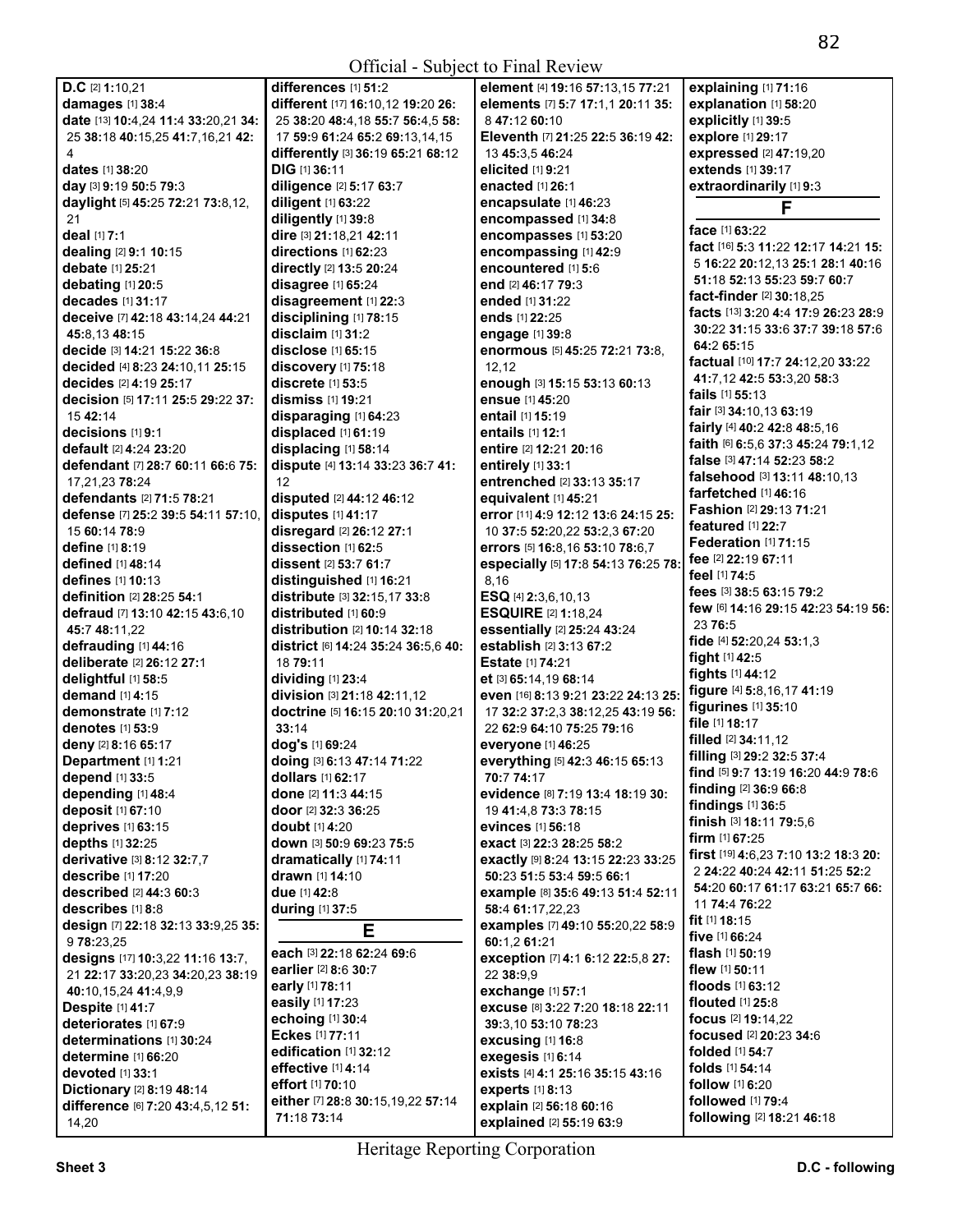**D.C** [2] **1:**10,21
**damages** [1] **38:**4
**date** [13] **10:**4,24 **11:**4 **33:**20,21 **34:**25 **38:**18 **40:**15,25 **41:**7,16,21 **42:**4
**dates** [1] **38:**20
**day** [3] **9:**19 **50:**5 **79:**3
**daylight** [5] **45:**25 **72:**21 **73:**8,12,21
**deal** [1] **7:**1
**dealing** [2] **9:**1 **10:**15
**debate** [1] **25:**21
**debating** [1] **20:**5
**decades** [1] **31:**17
**deceive** [7] **42:**18 **43:**14,24 **44:**21 **45:**8,13 **48:**15
**decide** [3] **14:**21 **15:**22 **36:**8
**decided** [4] **8:**23 **24:**10,11 **25:**15
**decides** [2] **4:**19 **25:**17
**decision** [5] **17:**11 **25:**5 **29:**22 **37:**15 **42:**14
**decisions** [1] **9:**1
**default** [2] **4:**24 **23:**20
**defendant** [7] **28:**7 **60:**11 **66:**6 **75:**17,21,23 **78:**24
**defendants** [2] **71:**5 **78:**21
**defense** [7] **25:**2 **39:**5 **54:**11 **57:**10,15 **60:**14 **78:**9
**define** [1] **8:**19
**defined** [1] **48:**14
**defines** [1] **10:**13
**definition** [2] **28:**25 **54:**1
**defraud** [7] **13:**10 **42:**15 **43:**6,10 **45:**7 **48:**11,22
**defrauding** [1] **44:**16
**deliberate** [2] **26:**12 **27:**1
**delightful** [1] **58:**5
**demand** [1] **4:**15
**demonstrate** [1] **7:**12
**denotes** [1] **53:**9
**deny** [2] **8:**16 **65:**17
**Department** [1] **1:**21
**depend** [1] **33:**5
**depending** [1] **48:**4
**deposit** [1] **67:**10
**deprives** [1] **63:**15
**depths** [1] **32:**25
**derivative** [3] **8:**12 **32:**7,7
**describe** [1] **17:**20
**described** [2] **44:**3 **60:**3
**describes** [1] **8:**8
**design** [7] **22:**18 **32:**13 **33:**9,25 **35:**9 **78:**23,25
**designs** [17] **10:**3,22 **11:**16 **13:**7,21 **22:**17 **33:**20,23 **34:**20,23 **38:**19 **40:**10,15,24 **41:**4,9,9
**Despite** [1] **41:**7
**deteriorates** [1] **67:**9
**determinations** [1] **30:**24
**determine** [1] **66:**20
**devoted** [1] **33:**1
**Dictionary** [2] **8:**19 **48:**14
**difference** [6] **7:**20 **43:**4,5,12 **51:**14,20
**differences** [1] **51:**2
**different** [17] **16:**10,12 **19:**20 **26:**25 **38:**20 **48:**4,18 **55:**7 **56:**4,5 **58:**17 **59:**9 **61:**24 **65:**2 **69:**13,14,15
**differently** [3] **36:**19 **65:**21 **68:**12
**DIG** [1] **36:**11
**diligence** [2] **5:**17 **63:**7
**diligent** [1] **63:**22
**diligently** [1] **39:**8
**dire** [3] **21:**18,21 **42:**11
**directions** [1] **62:**23
**directly** [2] **13:**5 **20:**24
**disagree** [1] **65:**24
**disagreement** [1] **22:**3
**disciplining** [1] **78:**15
**disclaim** [1] **31:**2
**disclose** [1] **65:**15
**discovery** [1] **75:**18
**discrete** [1] **53:**5
**dismiss** [1] **19:**21
**disparaging** [1] **64:**23
**displaced** [1] **61:**19
**displacing** [1] **58:**14
**dispute** [4] **13:**14 **33:**23 **36:**7 **41:**12
**disputed** [2] **44:**12 **46:**12
**disputes** [1] **41:**17
**disregard** [2] **26:**12 **27:**1
**dissection** [1] **62:**5
**dissent** [2] **53:**7 **61:**7
**distinguished** [1] **16:**21
**distribute** [3] **32:**15,17 **33:**8
**distributed** [1] **60:**9
**distribution** [2] **10:**14 **32:**18
**district** [6] **14:**24 **35:**24 **36:**5,6 **40:**18 **79:**11
**dividing** [1] **23:**4
**division** [3] **21:**18 **42:**11,12
**doctrine** [5] **16:**15 **20:**10 **31:**20,21 **33:**14
**dog's** [1] **69:**24
**doing** [3] **6:**13 **47:**14 **71:**22
**dollars** [1] **62:**17
**done** [2] **11:**3 **44:**15
**door** [2] **32:**3 **36:**25
**doubt** [1] **4:**20
**down** [3] **50:**9 **69:**23 **75:**5
**dramatically** [1] **74:**11
**drawn** [1] **14:**10
**due** [1] **42:**8
**during** [1] **37:**5

## E

**each** [3] **22:**18 **62:**24 **69:**6
**earlier** [2] **8:**6 **30:**7
**early** [1] **78:**11
**easily** [1] **17:**23
**echoing** [1] **30:**4
**Eckes** [1] **77:**11
**edification** [1] **32:**12
**effective** [1] **4:**14
**effort** [1] **70:**10
**either** [7] **28:**8 **30:**15,19,22 **57:**14 **71:**18 **73:**14
**element** [4] **19:**16 **57:**13,15 **77:**21
**elements** [7] **5:**7 **17:**1,1 **20:**11 **35:**8 **47:**12 **60:**10
**Eleventh** [7] **21:**25 **22:**5 **36:**19 **42:**13 **45:**3,5 **46:**24
**elicited** [1] **9:**21
**enacted** [1] **26:**1
**encapsulate** [1] **46:**23
**encompassed** [1] **34:**8
**encompasses** [1] **53:**20
**encompassing** [1] **42:**9
**encountered** [1] **5:**6
**end** [2] **46:**17 **79:**3
**ended** [1] **31:**22
**ends** [1] **22:**25
**engage** [1] **39:**8
**enormous** [5] **45:**25 **72:**21 **73:**8,12,12
**enough** [3] **15:**15 **53:**13 **60:**13
**ensue** [1] **45:**20
**entail** [1] **15:**19
**entails** [1] **12:**1
**entire** [2] **12:**21 **20:**16
**entirely** [1] **33:**1
**entrenched** [2] **33:**13 **35:**17
**equivalent** [1] **45:**21
**error** [11] **4:**9 **12:**12 **13:**6 **24:**15 **25:**10 **37:**5 **52:**20,22 **53:**2,3 **67:**20
**errors** [5] **16:**8,16 **53:**10 **78:**6,7
**especially** [5] **17:**8 **54:**13 **76:**25 **78:**8,16
**ESQ** [4] **2:**3,6,10,13
**ESQUIRE** [2] **1:**18,24
**essentially** [2] **25:**24 **43:**24
**establish** [2] **3:**13 **67:**2
**Estate** [1] **74:**21
**et** [3] **65:**14,19 **68:**14
**even** [16] **8:**13 **9:**21 **23:**22 **24:**13 **25:**17 **32:**2 **37:**2,3 **38:**12,25 **43:**19 **56:**22 **62:**9 **64:**10 **75:**25 **79:**16
**everyone** [1] **46:**25
**everything** [5] **42:**3 **46:**15 **65:**13 **70:**7 **74:**17
**evidence** [8] **7:**19 **13:**4 **18:**19 **30:**19 **41:**4,8 **73:**3 **78:**15
**evinces** [1] **56:**18
**exact** [3] **22:**3 **28:**25 **58:**2
**exactly** [9] **8:**24 **13:**15 **22:**23 **33:**25 **50:**23 **51:**5 **53:**4 **59:**5 **66:**1
**example** [8] **35:**6 **49:**13 **51:**4 **52:**11 **58:**4 **61:**17,22,23
**examples** [7] **49:**10 **55:**20,22 **58:**9 **60:**1,2 **61:**21
**exception** [7] **4:**1 **6:**12 **22:**5,8 **27:**22 **38:**9,9
**exchange** [1] **57:**1
**excuse** [8] **3:**22 **7:**20 **18:**18 **22:**11 **39:**3,10 **53:**10 **78:**23
**excusing** [1] **16:**8
**exegesis** [1] **6:**14
**exists** [4] **4:**1 **25:**16 **35:**15 **43:**16
**experts** [1] **8:**13
**explain** [2] **56:**18 **60:**16
**explained** [2] **55:**19 **63:**9
**explaining** [1] **71:**16
**explanation** [1] **58:**20
**explicitly** [1] **39:**5
**explore** [1] **29:**17
**expressed** [2] **47:**19,20
**extends** [1] **39:**17
**extraordinarily** [1] **9:**3

## F

**face** [1] **63:**22
**fact** [16] **5:**3 **11:**22 **12:**17 **14:**21 **15:**5 **16:**22 **20:**12,13 **25:**1 **28:**1 **40:**16 **51:**18 **52:**13 **55:**23 **59:**7 **60:**7
**fact-finder** [2] **30:**18,25
**facts** [13] **3:**20 **4:**4 **17:**9 **26:**23 **28:**9 **30:**22 **31:**15 **33:**6 **37:**7 **39:**18 **57:**6 **64:**2 **65:**15
**factual** [10] **17:**7 **24:**12,20 **33:**22 **41:**7,12 **42:**5 **53:**3,20 **58:**3
**fails** [1] **55:**13
**fair** [3] **34:**10,13 **63:**19
**fairly** [4] **40:**2 **42:**8 **48:**5,16
**faith** [6] **6:**5,6 **37:**3 **45:**24 **79:**1,12
**false** [3] **47:**14 **52:**23 **58:**2
**falsehood** [3] **13:**11 **48:**10,13
**farfetched** [1] **46:**16
**Fashion** [2] **29:**13 **71:**21
**featured** [1] **22:**7
**Federation** [1] **71:**15
**fee** [2] **22:**19 **67:**11
**feel** [1] **74:**5
**fees** [3] **38:**5 **63:**15 **79:**2
**few** [6] **14:**16 **29:**15 **42:**23 **54:**19 **56:**23 **76:**5
**fide** [4] **52:**20,24 **53:**1,3
**fight** [1] **42:**5
**fights** [1] **44:**12
**figure** [4] **5:**8,16,17 **41:**19
**figurines** [1] **35:**10
**file** [1] **18:**17
**filled** [2] **34:**11,12
**filling** [3] **29:**2 **32:**5 **37:**4
**find** [5] **9:**7 **13:**19 **16:**20 **44:**9 **78:**6
**finding** [2] **36:**9 **66:**8
**findings** [1] **36:**5
**finish** [3] **18:**11 **79:**5,6
**firm** [1] **67:**25
**first** [19] **4:**6,23 **7:**10 **13:**2 **18:**3 **20:**2 **24:**22 **40:**24 **42:**11 **51:**25 **52:**2 **54:**20 **60:**17 **61:**17 **63:**21 **65:**7 **66:**11 **74:**4 **76:**22
**fit** [1] **18:**15
**five** [1] **66:**24
**flash** [1] **50:**19
**flew** [1] **50:**11
**floods** [1] **63:**12
**flouted** [1] **25:**8
**focus** [2] **19:**14,22
**focused** [2] **20:**23 **34:**6
**folded** [1] **54:**7
**folds** [1] **54:**14
**follow** [1] **6:**20
**followed** [1] **79:**4
**following** [2] **18:**21 **46:**18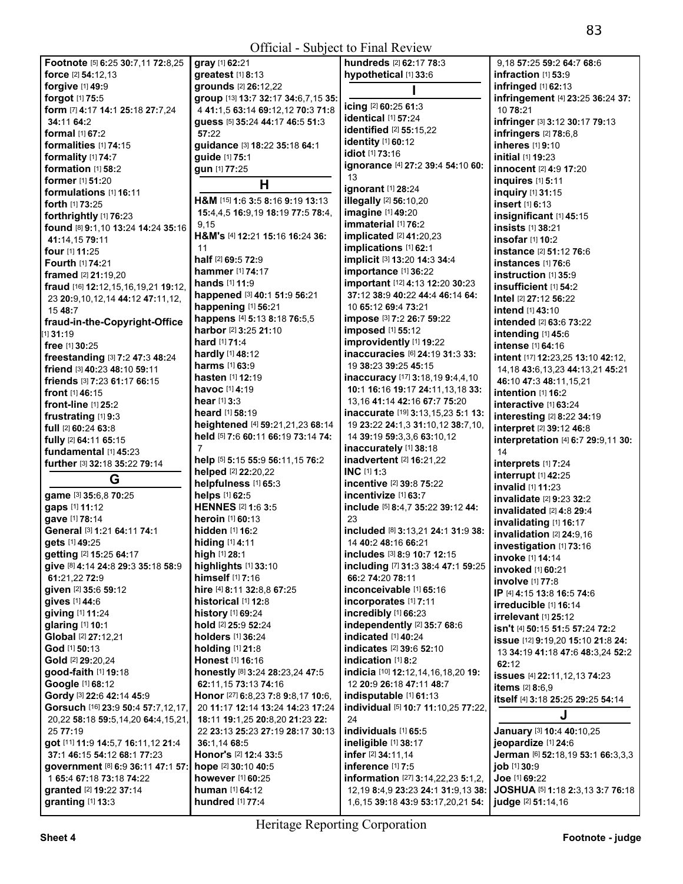Official - Subject to Final Review

**Footnote** [5] **6:**25 **30:**7,11 **72:**8,25
**force** [2] **54:**12,13
**forgive** [1] **49:**9
**forgot** [1] **75:**5
**form** [7] **4:**17 **14:**1 **25:**18 **27:**7,24 **34:**11 **64:**2
**formal** [1] **67:**2
**formalities** [1] **74:**15
**formality** [1] **74:**7
**formation** [1] **58:**2
**former** [1] **51:**20
**formulations** [1] **16:**11
**forth** [1] **73:**25
**forthrightly** [1] **76:**23
**found** [8] **9:**1,10 **13:**24 **14:**24 **35:**16 **41:**14,15 **79:**11
**four** [1] **11:**25
**Fourth** [1] **74:**21
**framed** [2] **21:**19,20
**fraud** [16] **12:**12,15,16,19,21 **19:**12,23 **20:**9,10,12,14 **44:**12 **47:**11,12,15 **48:**7
**fraud-in-the-Copyright-Office** [1] **31:**19
**free** [1] **30:**25
**freestanding** [3] **7:**2 **47:**3 **48:**24
**friend** [3] **40:**23 **48:**10 **59:**11
**friends** [3] **7:**23 **61:**17 **66:**15
**front** [1] **46:**15
**front-line** [1] **25:**2
**frustrating** [1] **9:**3
**full** [2] **60:**24 **63:**8
**fully** [2] **64:**11 **65:**15
**fundamental** [1] **45:**23
**further** [3] **32:**18 **35:**22 **79:**14

## G

**game** [3] **35:**6,8 **70:**25
**gaps** [1] **11:**12
**gave** [1] **78:**14
**General** [3] **1:**21 **64:**11 **74:**1
**gets** [1] **49:**25
**getting** [2] **15:**25 **64:**17
**give** [8] **4:**14 **24:**8 **29:**3 **35:**18 **58:**9 **61:**21,22 **72:**9
**given** [2] **35:**6 **59:**12
**gives** [1] **44:**6
**giving** [1] **11:**24
**glaring** [1] **10:**1
**Global** [2] **27:**12,21
**God** [1] **50:**13
**Gold** [2] **29:**20,24
**good-faith** [1] **19:**18
**Google** [1] **68:**12
**Gordy** [3] **22:**6 **42:**14 **45:**9
**Gorsuch** [16] **23:**9 **50:**4 **57:**7,12,17,20,22 **58:**18 **59:**5,14,20 **64:**4,15,21,25 **77:**19
**got** [11] **11:**9 **14:**5,7 **16:**11,12 **21:**4 **37:**1 **46:**15 **54:**12 **68:**1 **77:**23
**government** [8] **6:**9 **36:**11 **47:**1 **57:**1 **65:**4 **67:**18 **73:**18 **74:**22
**granted** [2] **19:**22 **37:**14
**granting** [1] **13:**3

**gray** [1] **62:**21
**greatest** [1] **8:**13
**grounds** [2] **26:**12,22
**group** [13] **13:**7 **32:**17 **34:**6,7,15 **35:**4 **41:**1,5 **63:**14 **69:**12,12 **70:**3 **71:**8
**guess** [5] **35:**24 **44:**17 **46:**5 **51:**3 **57:**22
**guidance** [3] **18:**22 **35:**18 **64:**1
**guide** [1] **75:**1
**gun** [1] **77:**25

## H

**H&M** [15] **1:**6 **3:**5 **8:**16 **9:**19 **13:**13 **15:**4,4,5 **16:**9,19 **18:**19 **77:**5 **78:**4,9,15
**H&M's** [4] **12:**21 **15:**16 **16:**24 **36:**11
**half** [2] **69:**5 **72:**9
**hammer** [1] **74:**17
**hands** [1] **11:**9
**happened** [3] **40:**1 **51:**9 **56:**21
**happening** [1] **56:**21
**happens** [4] **5:**13 **8:**18 **76:**5,5
**harbor** [2] **3:**25 **21:**10
**hard** [1] **71:**4
**hardly** [1] **48:**12
**harms** [1] **63:**9
**hasten** [1] **12:**19
**havoc** [1] **4:**19
**hear** [1] **3:**3
**heard** [1] **58:**19
**heightened** [4] **59:**21,21,23 **68:**14
**held** [5] **7:**6 **60:**11 **66:**19 **73:**14 **74:**7
**help** [5] **5:**15 **55:**9 **56:**11,15 **76:**2
**helped** [2] **22:**20,22
**helpfulness** [1] **65:**3
**helps** [1] **62:**5
**HENNES** [2] **1:**6 **3:**5
**heroin** [1] **60:**13
**hidden** [1] **16:**2
**hiding** [1] **4:**11
**high** [1] **28:**1
**highlights** [1] **33:**10
**himself** [1] **7:**16
**hire** [4] **8:**11 **32:**8,8 **67:**25
**historical** [1] **12:**8
**history** [1] **69:**24
**hold** [2] **25:**9 **52:**24
**holders** [1] **36:**24
**holding** [1] **21:**8
**Honest** [1] **16:**16
**honestly** [8] **3:**24 **28:**23,24 **47:**5 **62:**11,15 **73:**13 **74:**16
**Honor** [27] **6:**8,23 **7:**8 **9:**8,17 **10:**6,20 **11:**17 **12:**14 **13:**24 **14:**23 **17:**24 **18:**11 **19:**1,25 **20:**8,20 **21:**23 **22:**22 **23:**13 **25:**23 **27:**19 **28:**17 **30:**13 **36:**1,14 **68:**5
**Honor's** [2] **12:**4 **33:**5
**hope** [2] **30:**10 **40:**5
**however** [1] **60:**25
**human** [1] **64:**12
**hundred** [1] **77:**4

**hundreds** [2] **62:**17 **78:**3
**hypothetical** [1] **33:**6

## I

**icing** [2] **60:**25 **61:**3
**identical** [1] **57:**24
**identified** [2] **55:**15,22
**identity** [1] **60:**12
**idiot** [1] **73:**16
**ignorance** [4] **27:**2 **39:**4 **54:**10 **60:**13
**ignorant** [1] **28:**24
**illegally** [2] **56:**10,20
**imagine** [1] **49:**20
**immaterial** [1] **76:**2
**implicated** [2] **41:**20,23
**implications** [1] **62:**1
**implicit** [3] **13:**20 **14:**3 **34:**4
**importance** [1] **36:**22
**important** [12] **4:**13 **12:**20 **30:**23 **37:**12 **38:**9 **40:**22 **44:**4 **46:**14 **64:**10 **65:**12 **69:**4 **73:**21
**impose** [3] **7:**2 **26:**7 **59:**22
**imposed** [1] **55:**12
**improvidently** [1] **19:**22
**inaccuracies** [6] **24:**19 **31:**3 **33:**19 **38:**23 **39:**25 **45:**15
**inaccuracy** [17] **3:**18,19 **9:**4,4,10 **10:**1 **16:**16 **19:**17 **24:**11,13,18 **33:**13,16 **41:**14 **42:**16 **67:**7 **75:**20
**inaccurate** [19] **3:**13,15,23 **5:**1 **13:**19 **23:**22 **24:**1,3 **31:**10,12 **38:**7,10,14 **39:**19 **59:**3,3,6 **63:**10,12
**inaccurately** [1] **38:**18
**inadvertent** [2] **16:**21,22
**INC** [1] **1:**3
**incentive** [2] **39:**8 **75:**22
**incentivize** [1] **63:**7
**include** [5] **8:**4,7 **35:**22 **39:**12 **44:**23
**included** [8] **3:**13,21 **24:**1 **31:**9 **38:**14 **40:**2 **48:**16 **66:**21
**includes** [3] **8:**9 **10:**7 **12:**15
**including** [7] **31:**3 **38:**4 **47:**1 **59:**25 **66:**2 **74:**20 **78:**11
**inconceivable** [1] **65:**16
**incorporates** [1] **7:**11
**incredibly** [1] **66:**23
**independently** [2] **35:**7 **68:**6
**indicated** [1] **40:**24
**indicates** [2] **39:**6 **52:**10
**indication** [1] **8:**2
**indicia** [10] **12:**12,14,16,18,20 **19:**12 **20:**9 **26:**18 **47:**11 **48:**7
**indisputable** [1] **61:**13
**individual** [5] **10:**7 **11:**10,25 **77:**22,24
**individuals** [1] **65:**5
**ineligible** [1] **38:**17
**infer** [2] **34:**11,14
**inference** [1] **7:**5
**information** [27] **3:**14,22,23 **5:**1,2,12,19 **8:**4,9 **23:**23 **24:**1 **31:**9,13 **38:**1,6,15 **39:**18 **43:**9 **53:**17,20,21 **54:**

9,18 **57:**25 **59:**2 **64:**7 **68:**6
**infraction** [1] **53:**9
**infringed** [1] **62:**13
**infringement** [4] **23:**25 **36:**24 **37:**10 **78:**21
**infringer** [3] **3:**12 **30:**17 **79:**13
**infringers** [2] **78:**6,8
**inheres** [1] **9:**10
**initial** [1] **19:**23
**innocent** [2] **4:**9 **17:**20
**inquires** [1] **5:**11
**inquiry** [1] **31:**15
**insert** [1] **6:**13
**insignificant** [1] **45:**15
**insists** [1] **38:**21
**insofar** [1] **10:**2
**instance** [2] **51:**12 **76:**6
**instances** [1] **76:**6
**instruction** [1] **35:**9
**insufficient** [1] **54:**2
**Intel** [2] **27:**12 **56:**22
**intend** [1] **43:**10
**intended** [2] **63:**6 **73:**22
**intending** [1] **45:**6
**intense** [1] **64:**16
**intent** [17] **12:**23,25 **13:**10 **42:**12,14,18 **43:**6,13,23 **44:**13,21 **45:**21 **46:**10 **47:**3 **48:**11,15,21
**intention** [1] **16:**2
**interactive** [1] **63:**24
**interesting** [2] **8:**22 **34:**19
**interpret** [2] **39:**12 **46:**8
**interpretation** [4] **6:**7 **29:**9,11 **30:**14
**interprets** [1] **7:**24
**interrupt** [1] **42:**25
**invalid** [1] **11:**23
**invalidate** [2] **9:**23 **32:**2
**invalidated** [2] **4:**8 **29:**4
**invalidating** [1] **16:**17
**invalidation** [2] **24:**9,16
**investigation** [1] **73:**16
**invoke** [1] **14:**14
**invoked** [1] **60:**21
**involve** [1] **77:**8
**IP** [4] **4:**15 **13:**8 **16:**5 **74:**6
**irreducible** [1] **16:**14
**irrelevant** [1] **25:**12
**isn't** [4] **50:**15 **51:**5 **57:**24 **72:**2
**issue** [12] **9:**19,20 **15:**10 **21:**8 **24:**13 **34:**19 **41:**18 **47:**6 **48:**3,24 **52:**2 **62:**12
**issues** [4] **22:**11,12,13 **74:**23
**items** [2] **8:**6,9
**itself** [4] **3:**18 **25:**25 **29:**25 **54:**14

## J

**January** [3] **10:**4 **40:**10,25
**jeopardize** [1] **24:**6
**Jerman** [6] **52:**18,19 **53:**1 **66:**3,3,3
**job** [1] **30:**9
**Joe** [1] **69:**22
**JOSHUA** [5] **1:**18 **2:**3,13 **3:**7 **76:**18
**judge** [2] **51:**14,16

Heritage Reporting Corporation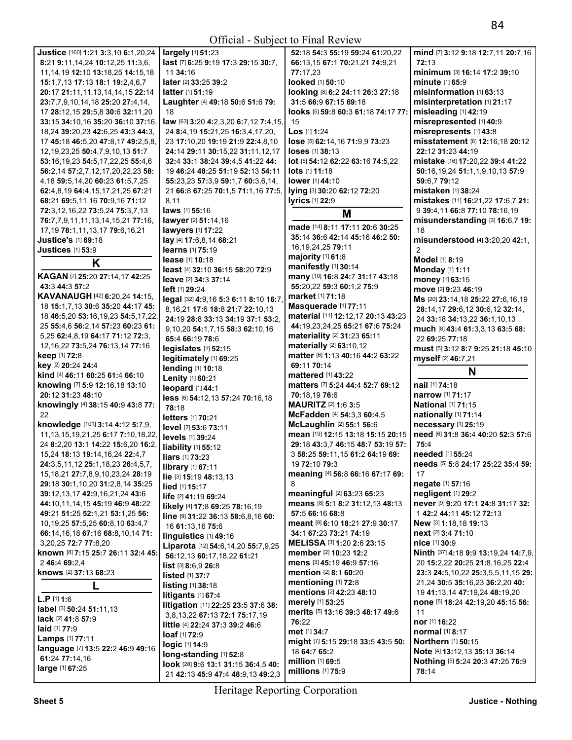**Justice** [160] **1:**21 **3:**3,10 **6:**1,20,24 **8:**21 **9:**11,14,24 **10:**12,25 **11:**3,6, 11,14,19 **12:**10 **13:**18,25 **14:**15,18 **15:**1,7,13 **17:**13 **18:**1 **19:**2,4,6,7 **20:**17 **21:**11,11,13,14,14,15 **22:**14 **23:**7,7,9,10,14,18 **25:**20 **27:**4,14, 17 **28:**12,15 **29:**5,8 **30:**6 **32:**11,20 **33:**15 **34:**10,16 **35:**20 **36:**10 **37:**16, 18,24 **39:**20,23 **42:**6,25 **43:**3 **44:**3, 17 **45:**18 **46:**5,20 **47:**8,17 **49:**2,5,8, 12,19,23,25 **50:**4,7,9,10,13 **51:**7 **53:**16,19,23 **54:**5,17,22,25 **55:**4,6 **56:**2,14 **57:**2,7,12,17,20,22,23 **58:** 4,18 **59:**5,14,20 **60:**23 **61:**5,7,25 **62:**4,8,19 **64:**4,15,17,21,25 **67:**21 **68:**21 **69:**5,11,16 **70:**9,16 **71:**12 **72:**3,12,16,22 **73:**5,24 **75:**3,7,13 **76:**7,7,9,11,11,13,14,15,21 **77:**16, 17,19 **78:**1,11,13,17 **79:**6,16,21

**Justice's** [1] **69:**18

**Justices** [1] **53:**9

## K

**KAGAN** [7] **25:**20 **27:**14,17 **42:**25 **43:**3 **44:**3 **57:**2

**KAVANAUGH** [42] **6:**20,24 **14:**15, 18 **15:**1,7,13 **30:**6 **35:**20 **44:**17 **45:** 18 **46:**5,20 **53:**16,19,23 **54:**5,17,22, 25 **55:**4,6 **56:**2,14 **57:**23 **60:**23 **61:** 5,25 **62:**4,8,19 **64:**17 **71:**12 **72:**3, 12,16,22 **73:**5,24 **76:**13,14 **77:**16

**keep** [1] **72:**8

**key** [2] **20:**24 **24:**4

**kind** [4] **46:**11 **60:**25 **61:**4 **66:**10

**knowing** [7] **5:**9 **12:**16,18 **13:**10 **20:**12 **31:**23 **48:**10

**knowingly** [4] **38:**15 **40:**9 **43:**8 **77:** 22

**knowledge** [101] **3:**14 **4:**12 **5:**7,9, 11,13,15,19,21,25 **6:**17 **7:**10,18,22, 24 **8:**2,20 **13:**1 **14:**22 **15:**6,20 **16:**2, 15,24 **18:**13 **19:**14,16,24 **22:**4,7 **24:**3,5,11,12 **25:**1,18,23 **26:**4,5,7, 15,18,21 **27:**7,8,9,10,23,24 **28:**19 **29:**18 **30:**1,10,20 **31:**2,8,14 **35:**25 **39:**12,13,17 **42:**9,16,21,24 **43:**6 **44:**10,11,14,15 **45:**19 **46:**9 **48:**22 **49:**21 **51:**25 **52:**1,21 **53:**1,25 **56:** 10,19,25 **57:**5,25 **60:**8,10 **63:**4,7 **66:**14,16,18 **67:**16 **68:**8,10,14 **71:** 3,20,25 **72:**7 **77:**8,20

**known** [8] **7:**15 **25:**7 **26:**11 **32:**4 **45:** 2 **46:**4 **69:**2,4

**knows** [2] **37:**13 **68:**23

## L

**L.P** [1] **1:**6

**label** [3] **50:**24 **51:**11,13

**lack** [2] **41:**8 **57:**9

**laid** [1] **77:**9

**Lamps** [1] **77:**11

**language** [7] **13:**5 **22:**2 **46:**9 **49:**16 **61:**24 **77:**14,16

**large** [1] **67:**25

**largely** [1] **51:**23

**last** [7] **6:**25 **9:**19 **17:**3 **29:**15 **30:**7, 11 **34:**16

**later** [2] **33:**25 **39:**2

**latter** [1] **51:**19

**Laughter** [4] **49:**18 **50:**6 **51:**6 **79:** 18

**law** [63] **3:**20 **4:**2,3,20 **6:**7,12 **7:**4,15, 24 **8:**4,19 **15:**21,25 **16:**3,4,17,20, 23 **17:**10,20 **19:**19 **21:**9 **22:**4,8,10 **24:**14 **29:**11 **30:**15,22 **31:**11,12,17 **32:**4 **33:**1 **38:**24 **39:**4,5 **41:**22 **44:** 19 **46:**24 **48:**25 **51:**19 **52:**13 **54:**11 **55:**23,23 **57:**3,9 **59:**1,7 **60:**3,6,14, 21 **66:**8 **67:**25 **70:**1,5 **71:**1,16 **77:**5, 8,11

**laws** [1] **55:**16

**lawyer** [2] **51:**14,16

**lawyers** [1] **17:**22

**lay** [4] **17:**6,8,14 **68:**21

**learns** [1] **75:**19

**lease** [1] **10:**18

**least** [4] **32:**10 **36:**15 **58:**20 **72:**9

**leave** [2] **34:**3 **37:**14

**left** [1] **29:**24

**legal** [32] **4:**9,16 **5:**3 **6:**11 **8:**10 **16:**7, 8,16,21 **17:**6 **18:**8 **21:**7 **22:**10,13 **24:**19 **28:**8 **33:**13 **34:**19 **37:**1 **53:**2, 9,10,20 **54:**1,7,15 **58:**3 **62:**10,16 **65:**4 **66:**19 **78:**6

**legislates** [1] **52:**15

**legitimately** [1] **69:**25

**lending** [1] **10:**18

**Lenity** [1] **60:**21

**leopard** [1] **44:**1

**less** [6] **54:**12,13 **57:**24 **70:**16,18 **78:**18

**letters** [1] **70:**21

**level** [2] **53:**6 **73:**11

**levels** [1] **39:**24

**liability** [1] **55:**12

**liars** [1] **73:**23

**library** [1] **67:**11

**lie** [3] **15:**19 **48:**13,13

**lied** [1] **15:**17

**life** [2] **41:**19 **69:**24

**likely** [4] **17:**8 **69:**25 **78:**16,19

**line** [9] **31:**22 **36:**13 **58:**6,8,16 **60:** 16 **61:**13,16 **75:**6

**linguistics** [1] **49:**16

**Liparota** [12] **54:**6,14,20 **55:**7,9,25 **56:**12,13 **60:**17,18,22 **61:**21

**list** [3] **8:**6,9 **26:**8

**listed** [1] **37:**7

**listing** [1] **38:**18

**litigants** [1] **67:**4

**litigation** [11] **22:**25 **23:**5 **37:**6 **38:** 3,8,13,22 **67:**13 **72:**1 **75:**17,19

**little** [4] **22:**24 **37:**3 **39:**2 **46:**6

**loaf** [1] **72:**9

**logic** [1] **14:**9

**long-standing** [1] **52:**8

**look** [28] **9:**6 **13:**1 **31:**15 **36:**4,5 **40:** 21 **42:**13 **45:**9 **47:**4 **48:**9,13 **49:**2,3

**52:**18 **54:**3 **55:**19 **59:**24 **61:**20,22 **66:**13,15 **67:**1 **70:**21,21 **74:**9,21 **77:**17,23

**looked** [1] **50:**10

**looking** [8] **6:**2 **24:**11 **26:**3 **27:**18 **31:**5 **66:**9 **67:**15 **69:**18

**looks** [5] **59:**8 **60:**3 **61:**18 **74:**17 **77:** 15

**Los** [1] **1:**24

**lose** [5] **62:**14,16 **71:**9,9 **73:**23

**loses** [1] **38:**13

**lot** [5] **54:**12 **62:**22 **63:**16 **74:**5,22

**lots** [1] **11:**18

**lower** [1] **44:**10

**lying** [3] **30:**20 **62:**12 **72:**20

**lyrics** [1] **22:**9

## M

**made** [14] **8:**11 **17:**11 **20:**6 **30:**25 **35:**14 **36:**6 **42:**14 **45:**16 **46:**2 **50:** 16,19,24,25 **79:**11

**majority** [1] **61:**8

**manifestly** [1] **30:**14

**many** [10] **16:**8 **24:**7 **31:**17 **43:**18 **55:**20,22 **59:**3 **60:**1,2 **75:**9

**market** [1] **71:**18

**Masquerade** [1] **77:**11

**material** [11] **12:**12,17 **20:**13 **43:**23 **44:**19,23,24,25 **65:**21 **67:**6 **75:**24

**materiality** [2] **31:**23 **65:**11

**materially** [2] **63:**10,12

**matter** [6] **1:**13 **40:**16 **44:**2 **63:**22 **69:**11 **70:**14

**mattered** [1] **43:**22

**matters** [7] **5:**24 **44:**4 **52:**7 **69:**12 **70:**18,19 **76:**6

**MAURITZ** [2] **1:**6 **3:**5

**McFadden** [4] **54:**3,3 **60:**4,5

**McLaughlin** [2] **55:**1 **56:**6

**mean** [19] **12:**15 **13:**18 **15:**15 **20:**15 **29:**18 **43:**3,7 **46:**15 **48:**7 **53:**19 **57:** 3 **58:**25 **59:**11,15 **61:**2 **64:**19 **69:** 19 **72:**10 **79:**3

**meaning** [4] **56:**8 **66:**16 **67:**17 **69:** 8

**meaningful** [2] **63:**23 **65:**23

**means** [8] **5:**1 **8:**2 **31:**12,13 **48:**13 **57:**5 **66:**16 **68:**8

**meant** [8] **6:**10 **18:**21 **27:**9 **30:**17 **34:**1 **67:**23 **73:**21 **74:**19

**MELISSA** [3] **1:**20 **2:**6 **23:**15

**member** [2] **10:**23 **12:**2

**mens** [3] **45:**19 **46:**9 **57:**16

**mention** [2] **8:**1 **60:**20

**mentioning** [1] **72:**8

**mentions** [2] **42:**23 **48:**10

**merely** [1] **53:**25

**merits** [5] **13:**16 **39:**3 **48:**17 **49:**6 **76:**22

**met** [1] **34:**7

**might** [7] **5:**15 **29:**18 **33:**5 **43:**5 **50:** 18 **64:**7 **65:**2

**million** [1] **69:**5

**millions** [1] **75:**9

**mind** [7] **3:**12 **9:**18 **12:**7,11 **20:**7,16 **72:**13

**minimum** [3] **16:**14 **17:**2 **39:**10

**minute** [1] **65:**9

**misinformation** [1] **63:**13

**misinterpretation** [1] **21:**17

**misleading** [1] **42:**19

**misrepresented** [1] **40:**9

**misrepresents** [1] **43:**8

**misstatement** [6] **12:**16,18 **20:**12 **22:**12 **31:**23 **44:**19

**mistake** [16] **17:**20,22 **39:**4 **41:**22 **50:**16,19,24 **51:**1,1,9,10,13 **57:**9 **59:**6,7 **79:**12

**mistaken** [1] **38:**24

**mistakes** [11] **16:**21,22 **17:**6,7 **21:** 9 **39:**4,11 **66:**8 **77:**10 **78:**16,19

**misunderstanding** [3] **16:**6,7 **19:** 18

**misunderstood** [4] **3:**20,20 **42:**1, 2

**Model** [1] **8:**19

**Monday** [1] **1:**11

**money** [1] **63:**15

**move** [2] **9:**23 **46:**19

**Ms** [20] **23:**14,18 **25:**22 **27:**6,16,19 **28:**14,17 **29:**6,12 **30:**6,12 **32:**14, 24 **33:**18 **34:**13,22 **36:**1,10,13

**much** [8] **43:**4 **61:**3,3,13 **63:**5 **68:** 22 **69:**25 **77:**18

**must** [5] **3:**12 **8:**7 **9:**25 **21:**18 **45:**10

**myself** [2] **46:**7,21

## N

**nail** [1] **74:**18

**narrow** [1] **71:**17

**National** [1] **71:**15

**nationally** [1] **71:**14

**necessary** [1] **25:**19

**need** [6] **31:**8 **36:**4 **40:**20 **52:**3 **57:**6 **75:**4

**needed** [1] **55:**24

**needs** [5] **5:**8 **24:**17 **25:**22 **35:**4 **59:** 17

**negate** [1] **57:**16

**negligent** [1] **29:**2

**never** [9] **9:**20 **17:**1 **24:**8 **31:**17 **32:** 1 **42:**2 **44:**11 **45:**12 **72:**13

**New** [3] **1:**18,18 **19:**13

**next** [2] **3:**4 **71:**10

**nice** [1] **30:**9

**Ninth** [37] **4:**18 **9:**9 **13:**19,24 **14:**7,9, 20 **15:**2,22 **20:**25 **21:**8,16,25 **22:**4 **23:**3 **24:**5,10,22 **25:**3,5,5,11,15 **29:** 21,24 **30:**5 **35:**16,23 **36:**2,20 **40:** 19 **41:**13,14 **47:**19,24 **48:**19,20

**none** [5] **18:**24 **42:**19,20 **45:**15 **56:** 11

**nor** [1] **16:**22

**normal** [1] **8:**17

**Northern** [1] **50:**15

**Note** [4] **13:**12,13 **35:**13 **36:**14

**Nothing** [5] **5:**24 **20:**3 **47:**25 **76:**9 **78:**14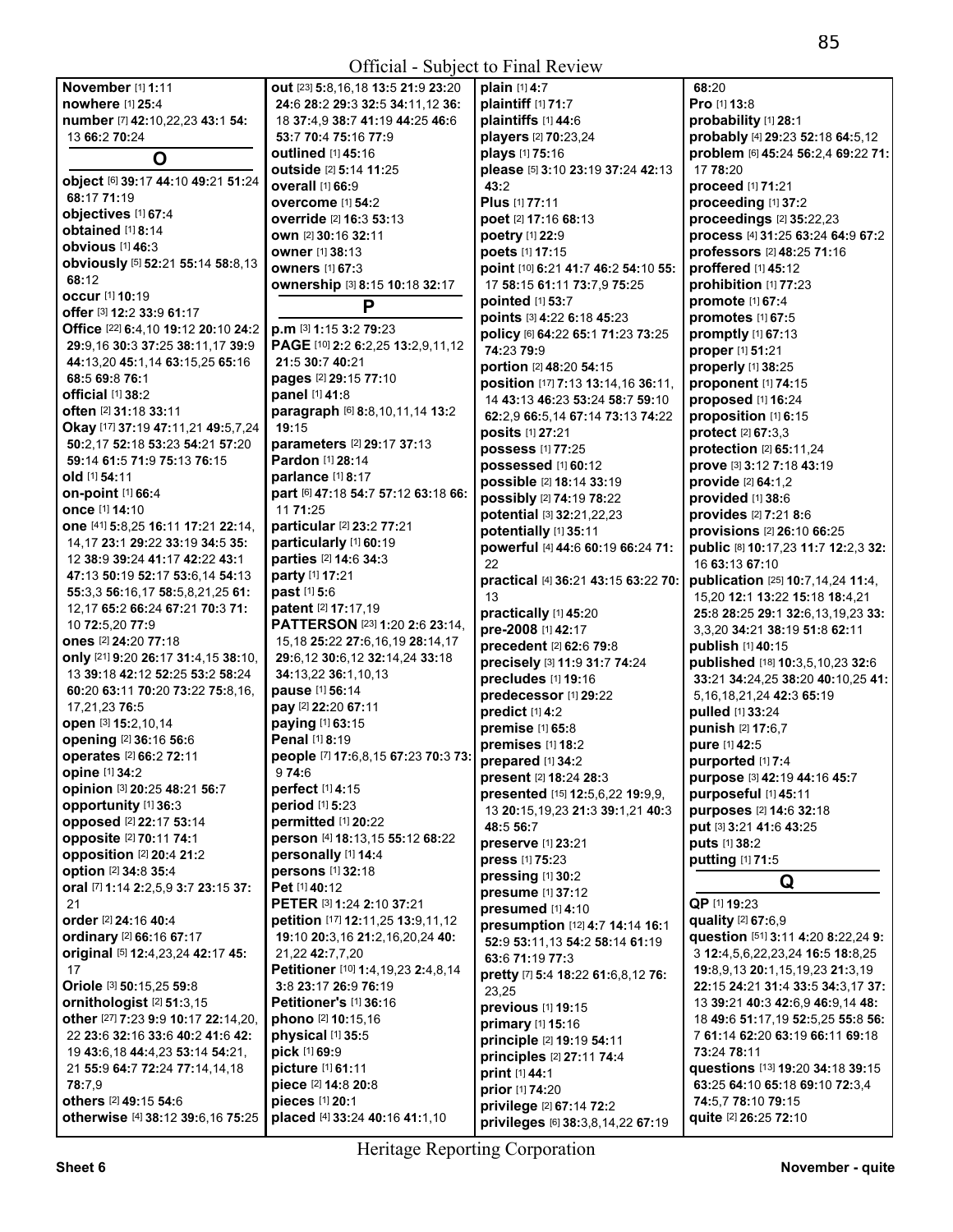Official - Subject to Final Review

**November** [1] **1:**11
**nowhere** [1] **25:**4
**number** [7] **42:**10,22,23 **43:**1 **54:**13 **66:**2 **70:**24

## O

**object** [6] **39:**17 **44:**10 **49:**21 **51:**24 **68:**17 **71:**19
**objectives** [1] **67:**4
**obtained** [1] **8:**14
**obvious** [1] **46:**3
**obviously** [5] **52:**21 **55:**14 **58:**8,13 **68:**12
**occur** [1] **10:**19
**offer** [3] **12:**2 **33:**9 **61:**17
**Office** [22] **6:**4,10 **19:**12 **20:**10 **24:**2 **29:**9,16 **30:**3 **37:**25 **38:**11,17 **39:**9 **44:**13,20 **45:**1,14 **63:**15,25 **65:**16 **68:**5 **69:**8 **76:**1
**official** [1] **38:**2
**often** [2] **31:**18 **33:**11
**Okay** [17] **37:**19 **47:**11,21 **49:**5,7,24 **50:**2,17 **52:**18 **53:**23 **54:**21 **57:**20 **59:**14 **61:**5 **71:**9 **75:**13 **76:**15
**old** [1] **54:**11
**on-point** [1] **66:**4
**once** [1] **14:**10
**one** [41] **5:**8,25 **16:**11 **17:**21 **22:**14,14,17 **23:**1 **29:**22 **33:**19 **34:**5 **35:**12 **38:**9 **39:**24 **41:**17 **42:**22 **43:**1 **47:**13 **50:**19 **52:**17 **53:**6,14 **54:**13 **55:**3,3 **56:**16,17 **58:**5,8,21,25 **61:**12,17 **65:**2 **66:**24 **67:**21 **70:**3 **71:**10 **72:**5,20 **77:**9
**ones** [2] **24:**20 **77:**18
**only** [21] **9:**20 **26:**17 **31:**4,15 **38:**10,13 **38:**19 **41:**12 **52:**25 **53:**2 **58:**24 **60:**20 **63:**11 **70:**20 **73:**22 **75:**8,16,17,21,23 **76:**5
**open** [3] **15:**2,10,14
**opening** [2] **36:**16 **56:**6
**operates** [2] **66:**2 **72:**11
**opine** [1] **34:**2
**opinion** [3] **20:**25 **48:**21 **56:**7
**opportunity** [1] **36:**3
**opposed** [2] **22:**17 **53:**14
**opposite** [2] **70:**11 **74:**1
**opposition** [2] **20:**4 **21:**2
**option** [2] **34:**8 **35:**4
**oral** [7] **1:**14 **2:**2,5,9 **3:**7 **23:**15 **37:**21
**order** [2] **24:**16 **40:**4
**ordinary** [2] **66:**16 **67:**17
**original** [5] **12:**4,23,24 **42:**17 **45:**17
**Oriole** [3] **50:**15,25 **59:**8
**ornithologist** [2] **51:**3,15
**other** [27] **7:**23 **9:**9 **10:**17 **22:**14,20,22 **23:**6 **32:**16 **33:**6 **40:**2 **41:**6 **42:**19 **43:**6,18 **44:**4,23 **53:**14 **54:**21,21 **55:**9 **64:**7 **72:**24 **77:**14,14,18 **78:**7,9
**others** [2] **49:**15 **54:**6
**otherwise** [4] **38:**12 **39:**6,16 **75:**25
**out** [23] **5:**8,16,18 **13:**5 **21:**9 **23:**20 **24:**6 **28:**2 **29:**3 **32:**5 **34:**11,12 **36:**18 **37:**4,9 **38:**7 **41:**19 **44:**25 **46:**6 **53:**7 **70:**4 **75:**16 **77:**9
**outlined** [1] **45:**16
**outside** [2] **5:**14 **11:**25
**overall** [1] **66:**9
**overcome** [1] **54:**2
**override** [2] **16:**3 **53:**13
**own** [2] **30:**16 **32:**11
**owner** [1] **38:**13
**owners** [1] **67:**3
**ownership** [3] **8:**15 **10:**18 **32:**17

## P

**p.m** [3] **1:**15 **3:**2 **79:**23
**PAGE** [10] **2:**2 **6:**2,25 **13:**2,9,11,12 **21:**5 **30:**7 **40:**21
**pages** [2] **29:**15 **77:**10
**panel** [1] **41:**8
**paragraph** [6] **8:**8,10,11,14 **13:**2 **19:**15
**parameters** [2] **29:**17 **37:**13
**Pardon** [1] **28:**14
**parlance** [1] **8:**17
**part** [6] **47:**18 **54:**7 **57:**12 **63:**18 **66:**11 **71:**25
**particular** [2] **23:**2 **77:**21
**particularly** [1] **60:**19
**parties** [2] **14:**6 **34:**3
**party** [1] **17:**21
**past** [1] **5:**6
**patent** [2] **17:**17,19
**PATTERSON** [23] **1:**20 **2:**6 **23:**14,15,18 **25:**22 **27:**6,16,19 **28:**14,17 **29:**6,12 **30:**6,12 **32:**14,24 **33:**18 **34:**13,22 **36:**1,10,13
**pause** [1] **56:**14
**pay** [2] **22:**20 **67:**11
**paying** [1] **63:**15
**Penal** [1] **8:**19
**people** [7] **17:**6,8,15 **67:**23 **70:**3 **73:**9 **74:**6
**perfect** [1] **4:**15
**period** [1] **5:**23
**permitted** [1] **20:**22
**person** [4] **18:**13,15 **55:**12 **68:**22
**personally** [1] **14:**4
**persons** [1] **32:**18
**Pet** [1] **40:**12
**PETER** [3] **1:**24 **2:**10 **37:**21
**petition** [17] **12:**11,25 **13:**9,11,12 **19:**10 **20:**3,16 **21:**2,16,20,24 **40:**21,22 **42:**7,7,20
**Petitioner** [10] **1:**4,19,23 **2:**4,8,14 **3:**8 **23:**17 **26:**9 **76:**19
**Petitioner's** [1] **36:**16
**phono** [2] **10:**15,16
**physical** [1] **35:**5
**pick** [1] **69:**9
**picture** [1] **61:**11
**piece** [2] **14:**8 **20:**8
**pieces** [1] **20:**1
**placed** [4] **33:**24 **40:**16 **41:**1,10
**plain** [1] **4:**7
**plaintiff** [1] **71:**7
**plaintiffs** [1] **44:**6
**players** [2] **70:**23,24
**plays** [1] **75:**16
**please** [5] **3:**10 **23:**19 **37:**24 **42:**13 **43:**2
**Plus** [1] **77:**11
**poet** [2] **17:**16 **68:**13
**poetry** [1] **22:**9
**poets** [1] **17:**15
**point** [10] **6:**21 **41:**7 **46:**2 **54:**10 **55:**17 **58:**15 **61:**11 **73:**7,9 **75:**25
**pointed** [1] **53:**7
**points** [3] **4:**22 **6:**18 **45:**23
**policy** [6] **64:**22 **65:**1 **71:**23 **73:**25 **74:**23 **79:**9
**portion** [2] **48:**20 **54:**15
**position** [17] **7:**13 **13:**14,16 **36:**11,14 **43:**13 **46:**23 **53:**24 **58:**7 **59:**10 **62:**2,9 **66:**5,14 **67:**14 **73:**13 **74:**22
**posits** [1] **27:**21
**possess** [1] **77:**25
**possessed** [1] **60:**12
**possible** [2] **18:**14 **33:**19
**possibly** [2] **74:**19 **78:**22
**potential** [3] **32:**21,22,23
**potentially** [1] **35:**11
**powerful** [4] **44:**6 **60:**19 **66:**24 **71:**22
**practical** [4] **36:**21 **43:**15 **63:**22 **70:**13
**practically** [1] **45:**20
**pre-2008** [1] **42:**17
**precedent** [2] **62:**6 **79:**8
**precisely** [3] **11:**9 **31:**7 **74:**24
**precludes** [1] **19:**16
**predecessor** [1] **29:**22
**predict** [1] **4:**2
**premise** [1] **65:**8
**premises** [1] **18:**2
**prepared** [1] **34:**2
**present** [2] **18:**24 **28:**3
**presented** [15] **12:**5,6,22 **19:**9,9,13 **20:**15,19,23 **21:**3 **39:**1,21 **40:**3 **48:**5 **56:**7
**preserve** [1] **23:**21
**press** [1] **75:**23
**pressing** [1] **30:**2
**presume** [1] **37:**12
**presumed** [1] **4:**10
**presumption** [12] **4:**7 **14:**14 **16:**1 **52:**9 **53:**11,13 **54:**2 **58:**14 **61:**19 **63:**6 **71:**19 **77:**3
**pretty** [7] **5:**4 **18:**22 **61:**6,8,12 **76:**23,25
**previous** [1] **19:**15
**primary** [1] **15:**16
**principle** [2] **19:**19 **54:**11
**principles** [2] **27:**11 **74:**4
**print** [1] **44:**1
**prior** [1] **74:**20
**privilege** [2] **67:**14 **72:**2
**privileges** [6] **38:**3,8,14,22 **67:**19 **68:**20
**Pro** [1] **13:**8
**probability** [1] **28:**1
**probably** [4] **29:**23 **52:**18 **64:**5,12
**problem** [6] **45:**24 **56:**2,4 **69:**22 **71:**17 **78:**20
**proceed** [1] **71:**21
**proceeding** [1] **37:**2
**proceedings** [2] **35:**22,23
**process** [4] **31:**25 **63:**24 **64:**9 **67:**2
**professors** [2] **48:**25 **71:**16
**proffered** [1] **45:**12
**prohibition** [1] **77:**23
**promote** [1] **67:**4
**promotes** [1] **67:**5
**promptly** [1] **67:**13
**proper** [1] **51:**21
**properly** [1] **38:**25
**proponent** [1] **74:**15
**proposed** [1] **16:**24
**proposition** [1] **6:**15
**protect** [2] **67:**3,3
**protection** [2] **65:**11,24
**prove** [3] **3:**12 **7:**18 **43:**19
**provide** [2] **64:**1,2
**provided** [1] **38:**6
**provides** [2] **7:**21 **8:**6
**provisions** [2] **26:**10 **66:**25
**public** [8] **10:**17,23 **11:**7 **12:**2,3 **32:**16 **63:**13 **67:**10
**publication** [25] **10:**7,14,24 **11:**4,15,20 **12:**1 **13:**22 **15:**18 **18:**4,21 **25:**8 **28:**25 **29:**1 **32:**6,13,19,23 **33:**3,3,20 **34:**21 **38:**19 **51:**8 **62:**11
**publish** [1] **40:**15
**published** [18] **10:**3,5,10,23 **32:**6 **33:**21 **34:**24,25 **38:**20 **40:**10,25 **41:**5,16,18,21,24 **42:**3 **65:**19
**pulled** [1] **33:**24
**punish** [2] **17:**6,7
**pure** [1] **42:**5
**purported** [1] **7:**4
**purpose** [3] **42:**19 **44:**16 **45:**7
**purposeful** [1] **45:**11
**purposes** [2] **14:**6 **32:**18
**put** [3] **3:**21 **41:**6 **43:**25
**puts** [1] **38:**2
**putting** [1] **71:**5

## Q

**QP** [1] **19:**23
**quality** [2] **67:**6,9
**question** [51] **3:**11 **4:**20 **8:**22,24 **9:**3 **12:**4,5,6,22,23,24 **16:**5 **18:**8,25 **19:**8,9,13 **20:**1,15,19,23 **21:**3,19 **22:**15 **24:**21 **31:**4 **33:**5 **34:**3,17 **37:**13 **39:**21 **40:**3 **42:**6,9 **46:**9,14 **48:**18 **49:**6 **51:**17,19 **52:**5,25 **55:**8 **56:**7 **61:**14 **62:**20 **63:**19 **66:**11 **69:**18 **73:**24 **78:**11
**questions** [13] **19:**20 **34:**18 **39:**15 **63:**25 **64:**10 **65:**18 **69:**10 **72:**3,4 **74:**5,7 **78:**10 **79:**15
**quite** [2] **26:**25 **72:**10

Heritage Reporting Corporation

**Sheet 6** **November - quite**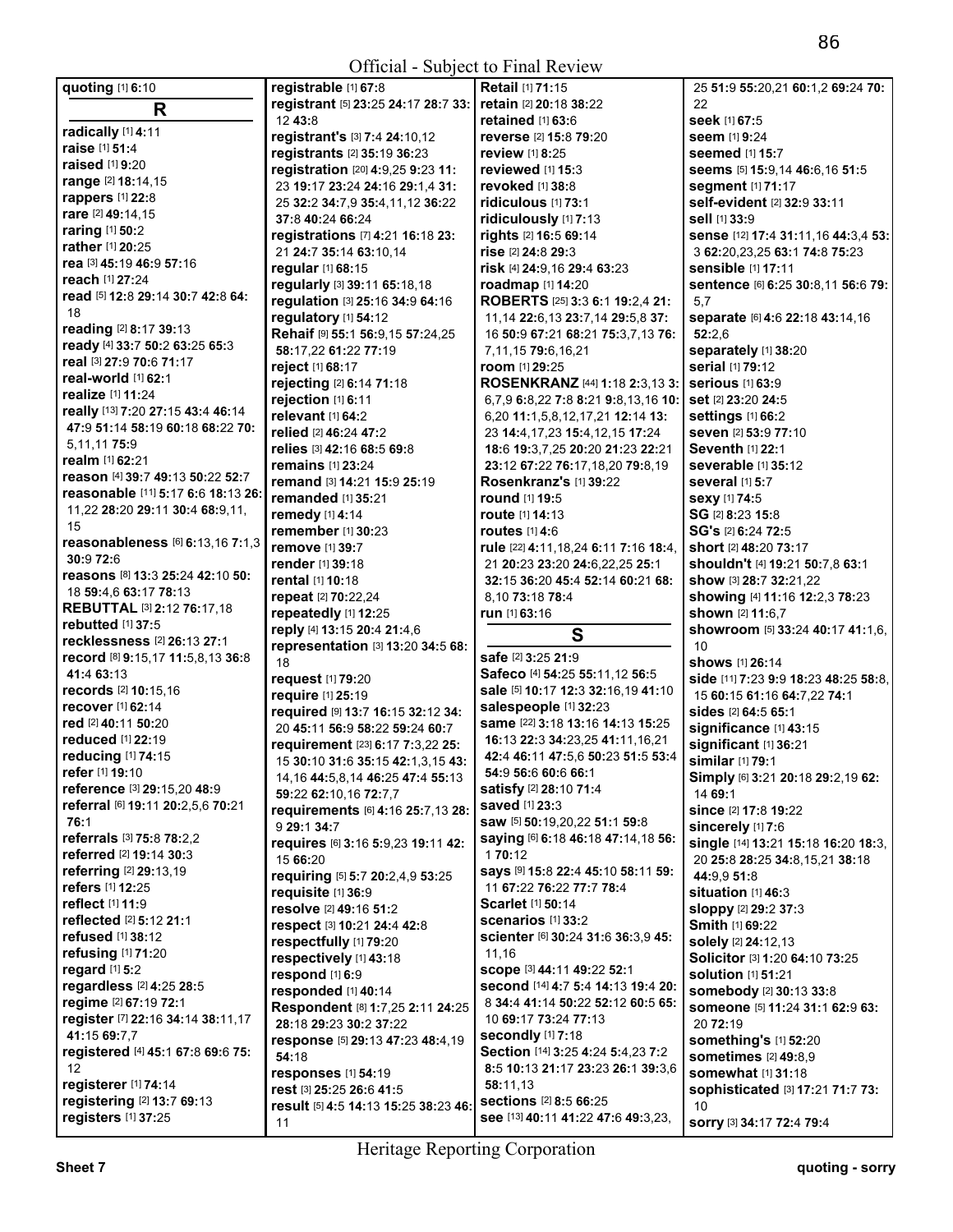quoting [1] **6:**10

## R

radically [1] **4:**11
raise [1] **51:**4
raised [1] **9:**20
range [2] **18:**14,15
rappers [1] **22:**8
rare [2] **49:**14,15
raring [1] **50:**2
rather [1] **20:**25
rea [3] **45:**19 **46:**9 **57:**16
reach [1] **27:**24
read [5] **12:**8 **29:**14 **30:**7 **42:**8 **64:**18
reading [2] **8:**17 **39:**13
ready [4] **33:**7 **50:**2 **63:**25 **65:**3
real [3] **27:**9 **70:**6 **71:**17
real-world [1] **62:**1
realize [1] **11:**24
really [13] **7:**20 **27:**15 **43:**4 **46:**14 **47:**9 **51:**14 **58:**19 **60:**18 **68:**22 **70:**5,11,11 **75:**9
realm [1] **62:**21
reason [4] **39:**7 **49:**13 **50:**22 **52:**7
reasonable [11] **5:**17 **6:**6 **18:**13 **26:**11,22 **28:**20 **29:**11 **30:**4 **68:**9,11,15
reasonableness [6] **6:**13,16 **7:**1,3 **30:**9 **72:**6
reasons [8] **13:**3 **25:**24 **42:**10 **50:**18 **59:**4,6 **63:**17 **78:**13
REBUTTAL [3] **2:**12 **76:**17,18
rebutted [1] **37:**5
recklessness [2] **26:**13 **27:**1
record [8] **9:**15,17 **11:**5,8,13 **36:**8 **41:**4 **63:**13
records [2] **10:**15,16
recover [1] **62:**14
red [2] **40:**11 **50:**20
reduced [1] **22:**19
reducing [1] **74:**15
refer [1] **19:**10
reference [3] **29:**15,20 **48:**9
referral [6] **19:**11 **20:**2,5,6 **70:**21 **76:**1
referrals [3] **75:**8 **78:**2,2
referred [2] **19:**14 **30:**3
referring [2] **29:**13,19
refers [1] **12:**25
reflect [1] **11:**9
reflected [2] **5:**12 **21:**1
refused [1] **38:**12
refusing [1] **71:**20
regard [1] **5:**2
regardless [2] **4:**25 **28:**5
regime [2] **67:**19 **72:**1
register [7] **22:**16 **34:**14 **38:**11,17 **41:**15 **69:**7,7
registered [4] **45:**1 **67:**8 **69:**6 **75:**12
registerer [1] **74:**14
registering [2] **13:**7 **69:**13
registers [1] **37:**25
registrable [1] **67:**8
registrant [5] **23:**25 **24:**17 **28:**7 **33:**12 **43:**8
registrant's [3] **7:**4 **24:**10,12
registrants [2] **35:**19 **36:**23
registration [20] **4:**9,25 **9:**23 **11:**23 **19:**17 **23:**24 **24:**16 **29:**1,4 **31:**25 **32:**2 **34:**7,9 **35:**4,11,12 **36:**22 **37:**8 **40:**24 **66:**24
registrations [7] **4:**21 **16:**18 **23:**21 **24:**7 **35:**14 **63:**10,14
regular [1] **68:**15
regularly [3] **39:**11 **65:**18,18
regulation [3] **25:**16 **34:**9 **64:**16
regulatory [1] **54:**12
Rehaif [9] **55:**1 **56:**9,15 **57:**24,25 **58:**17,22 **61:**22 **77:**19
reject [1] **68:**17
rejecting [2] **6:**14 **71:**18
rejection [1] **6:**11
relevant [1] **64:**2
relied [2] **46:**24 **47:**2
relies [3] **42:**16 **68:**5 **69:**8
remains [1] **23:**24
remand [3] **14:**21 **15:**9 **25:**19
remanded [1] **35:**21
remedy [1] **4:**14
remember [1] **30:**23
remove [1] **39:**7
render [1] **39:**18
rental [1] **10:**18
repeat [2] **70:**22,24
repeatedly [1] **12:**25
reply [4] **13:**15 **20:**4 **21:**4,6
representation [3] **13:**20 **34:**5 **68:**18
request [1] **79:**20
require [1] **25:**19
required [9] **13:**7 **16:**15 **32:**12 **34:**20 **45:**11 **56:**9 **58:**22 **59:**24 **60:**7
requirement [23] **6:**17 **7:**3,22 **25:**15 **30:**10 **31:**6 **35:**16 **42:**1,3,15 **43:**14,16 **44:**5,8,14 **46:**25 **47:**4 **55:**13 **59:**22 **62:**10,16 **72:**7,7
requirements [6] **4:**16 **25:**7,13 **28:**9 **29:**1 **34:**7
requires [6] **3:**16 **5:**9,23 **19:**11 **42:**15 **66:**20
requiring [5] **5:**7 **20:**2,4,9 **53:**25
requisite [1] **36:**9
resolve [2] **49:**16 **51:**2
respect [3] **10:**21 **24:**4 **42:**8
respectfully [1] **79:**20
respectively [1] **43:**18
respond [1] **6:**9
responded [1] **40:**14
Respondent [8] **1:**7,25 **2:**11 **24:**25 **28:**18 **29:**23 **30:**2 **37:**22
response [5] **29:**13 **47:**23 **48:**4,19 **54:**18
responses [1] **54:**19
rest [3] **25:**25 **26:**6 **41:**5
result [5] **4:**5 **14:**13 **15:**25 **38:**23 **46:**11
Retail [1] **71:**15
retain [2] **20:**18 **38:**22
retained [1] **63:**6
reverse [2] **15:**8 **79:**20
review [1] **8:**25
reviewed [1] **15:**3
revoked [1] **38:**8
ridiculous [1] **73:**1
ridiculously [1] **7:**13
rights [2] **16:**5 **69:**14
rise [2] **24:**8 **29:**3
risk [4] **24:**9,16 **29:**4 **63:**23
roadmap [1] **14:**20
ROBERTS [25] **3:**3 **6:**1 **19:**2,4 **21:**11,14 **22:**6,13 **23:**7,14 **29:**5,8 **37:**16 **50:**9 **67:**21 **68:**21 **75:**3,7,13 **76:**7,11,15 **79:**6,16,21
room [1] **29:**25
ROSENKRANZ [44] **1:**18 **2:**3,13 **3:**6,7,9 **6:**8,22 **7:**8 **8:**21 **9:**8,13,16 **10:**6,20 **11:**1,5,8,12,17,21 **12:**14 **13:**23 **14:**4,17,23 **15:**4,12,15 **17:**24 **18:**6 **19:**3,7,25 **20:**20 **21:**23 **22:**21 **23:**12 **67:**22 **76:**17,18,20 **79:**8,19
Rosenkranz's [1] **39:**22
round [1] **19:**5
route [1] **14:**13
routes [1] **4:**6
rule [22] **4:**11,18,24 **6:**11 **7:**16 **18:**4,21 **20:**23 **23:**20 **24:**6,22,25 **25:**1 **32:**15 **36:**20 **45:**4 **52:**14 **60:**21 **68:**8,10 **73:**18 **78:**4
run [1] **63:**16

## S

safe [2] **3:**25 **21:**9
Safeco [4] **54:**25 **55:**11,12 **56:**5
sale [5] **10:**17 **12:**3 **32:**16,19 **41:**10
salespeople [1] **32:**23
same [22] **3:**18 **13:**16 **14:**13 **15:**25 **16:**13 **22:**3 **34:**23,25 **41:**11,16,21 **42:**4 **46:**11 **47:**5,6 **50:**23 **51:**5 **53:**4 **54:**9 **56:**6 **60:**6 **66:**1
satisfy [2] **28:**10 **71:**4
saved [1] **23:**3
saw [5] **50:**19,20,22 **51:**1 **59:**8
saying [6] **6:**18 **46:**18 **47:**14,18 **56:**1 **70:**12
says [9] **15:**8 **22:**4 **45:**10 **58:**11 **59:**11 **67:**22 **76:**22 **77:**7 **78:**4
Scarlet [1] **50:**14
scenarios [1] **33:**2
scienter [6] **30:**24 **31:**6 **36:**3,9 **45:**11,16
scope [3] **44:**11 **49:**22 **52:**1
second [14] **4:**7 **5:**4 **14:**13 **19:**4 **20:**8 **34:**4 **41:**14 **50:**22 **52:**12 **60:**5 **65:**10 **69:**17 **73:**24 **77:**13
secondly [1] **7:**18
Section [14] **3:**25 **4:**24 **5:**4,23 **7:**2 **8:**5 **10:**13 **21:**17 **23:**23 **26:**1 **39:**3,6 **58:**11,13
sections [2] **8:**5 **66:**25
see [13] **40:**11 **41:**22 **47:**6 **49:**3,23,25 **51:**9 **55:**20,21 **60:**1,2 **69:**24 **70:**22
seek [1] **67:**5
seem [1] **9:**24
seemed [1] **15:**7
seems [5] **15:**9,14 **46:**6,16 **51:**5
segment [1] **71:**17
self-evident [2] **32:**9 **33:**11
sell [1] **33:**9
sense [12] **17:**4 **31:**11,16 **44:**3,4 **53:**3 **62:**20,23,25 **63:**1 **74:**8 **75:**23
sensible [1] **17:**11
sentence [6] **6:**25 **30:**8,11 **56:**6 **79:**5,7
separate [6] **4:**6 **22:**18 **43:**14,16 **52:**2,6
separately [1] **38:**20
serial [1] **79:**12
serious [1] **63:**9
set [2] **23:**20 **24:**5
settings [1] **66:**2
seven [2] **53:**9 **77:**10
Seventh [1] **22:**1
severable [1] **35:**12
several [1] **5:**7
sexy [1] **74:**5
SG [2] **8:**23 **15:**8
SG's [2] **6:**24 **72:**5
short [2] **48:**20 **73:**17
shouldn't [4] **19:**21 **50:**7,8 **63:**1
show [3] **28:**7 **32:**21,22
showing [4] **11:**16 **12:**2,3 **78:**23
shown [2] **11:**6,7
showroom [5] **33:**24 **40:**17 **41:**1,6,10
shows [1] **26:**14
side [11] **7:**23 **9:**9 **18:**23 **48:**25 **58:**8,15 **60:**15 **61:**16 **64:**7,22 **74:**1
sides [2] **64:**5 **65:**1
significance [1] **43:**15
significant [1] **36:**21
similar [1] **79:**1
Simply [6] **3:**21 **20:**18 **29:**2,19 **62:**14 **69:**1
since [2] **17:**8 **19:**22
sincerely [1] **7:**6
single [14] **13:**21 **15:**18 **16:**20 **18:**3,20 **25:**8 **28:**25 **34:**8,15,21 **38:**18 **44:**9,9 **51:**8
situation [1] **46:**3
sloppy [2] **29:**2 **37:**3
Smith [1] **69:**22
solely [2] **24:**12,13
Solicitor [3] **1:**20 **64:**10 **73:**25
solution [1] **51:**21
somebody [2] **30:**13 **33:**8
someone [5] **11:**24 **31:**1 **62:**9 **63:**20 **72:**19
something's [1] **52:**20
sometimes [2] **49:**8,9
somewhat [1] **31:**18
sophisticated [3] **17:**21 **71:**7 **73:**10
sorry [3] **34:**17 **72:**4 **79:**4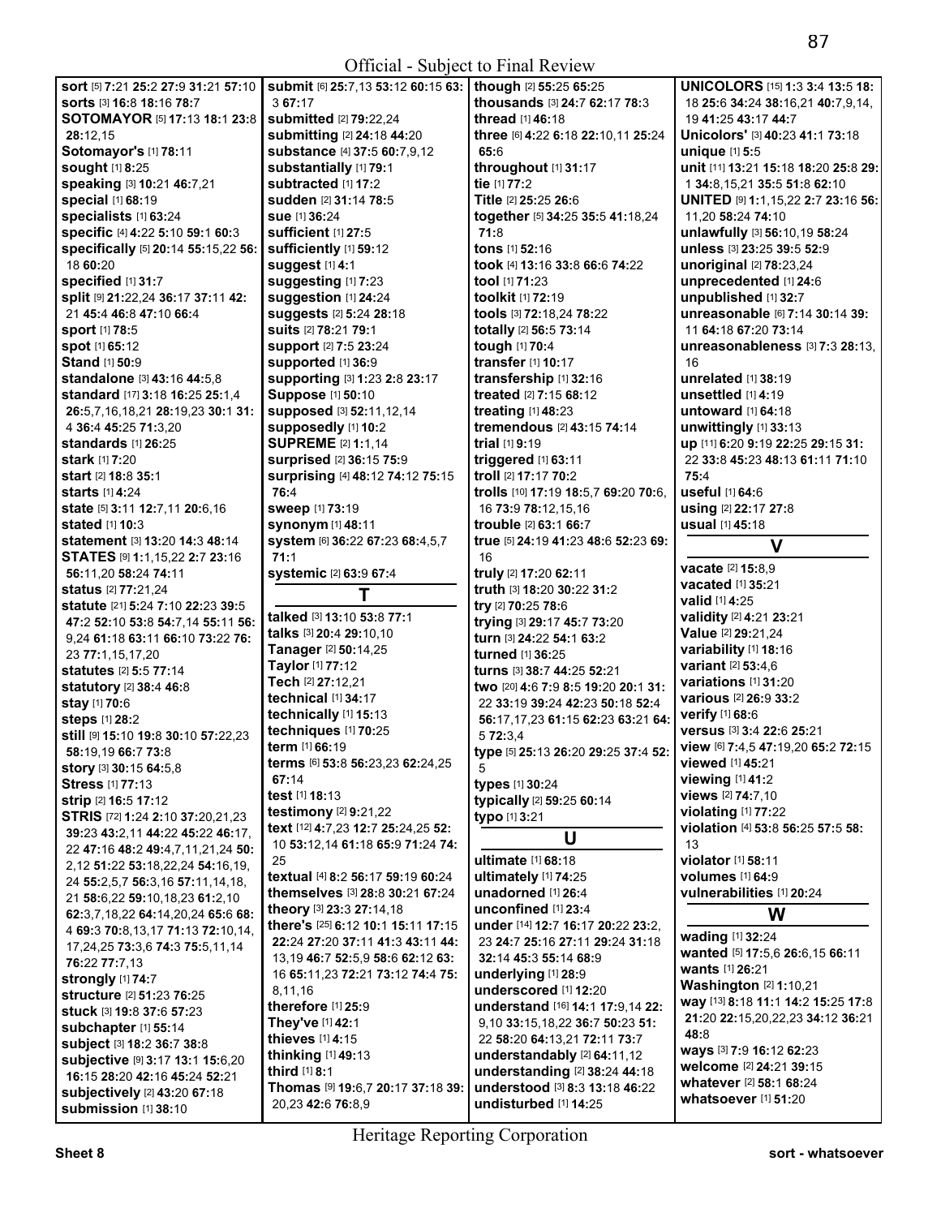**sort** [5] **7:**21 **25:**2 **27:**9 **31:**21 **57:**10
**sorts** [3] **16:**8 **18:**16 **78:**7
**SOTOMAYOR** [5] **17:**13 **18:**1 **23:**8 **28:**12,15
**Sotomayor's** [1] **78:**11
**sought** [1] **8:**25
**speaking** [3] **10:**21 **46:**7,21
**special** [1] **68:**19
**specialists** [1] **63:**24
**specific** [4] **4:**22 **5:**10 **59:**1 **60:**3
**specifically** [5] **20:**14 **55:**15,22 **56:**18 **60:**20
**specified** [1] **31:**7
**split** [9] **21:**22,24 **36:**17 **37:**11 **42:**21 **45:**4 **46:**8 **47:**10 **66:**4
**sport** [1] **78:**5
**spot** [1] **65:**12
**Stand** [1] **50:**9
**standalone** [3] **43:**16 **44:**5,8
**standard** [17] **3:**18 **16:**25 **25:**1,4 **26:**5,7,16,18,21 **28:**19,23 **30:**1 **31:**4 **36:**4 **45:**25 **71:**3,20
**standards** [1] **26:**25
**stark** [1] **7:**20
**start** [2] **18:**8 **35:**1
**starts** [1] **4:**24
**state** [5] **3:**11 **12:**7,11 **20:**6,16
**stated** [1] **10:**3
**statement** [3] **13:**20 **14:**3 **48:**14
**STATES** [9] **1:**1,15,22 **2:**7 **23:**16 **56:**11,20 **58:**24 **74:**11
**status** [2] **77:**21,24
**statute** [21] **5:**24 **7:**10 **22:**23 **39:**5 **47:**2 **52:**10 **53:**8 **54:**7,14 **55:**11 **56:**9,24 **61:**18 **63:**11 **66:**10 **73:**22 **76:**23 **77:**1,15,17,20
**statutes** [2] **5:**5 **77:**14
**statutory** [2] **38:**4 **46:**8
**stay** [1] **70:**6
**steps** [1] **28:**2
**still** [9] **15:**10 **19:**8 **30:**10 **57:**22,23 **58:**19,19 **66:**7 **73:**8
**story** [3] **30:**15 **64:**5,8
**Stress** [1] **77:**13
**strip** [2] **16:**5 **17:**12
**STRIS** [72] **1:**24 **2:**10 **37:**20,21,23 **39:**23 **43:**2,11 **44:**22 **45:**22 **46:**17,22 **47:**16 **48:**2 **49:**4,7,11,21,24 **50:**2,12 **51:**22 **53:**18,22,24 **54:**16,19,24 **55:**2,5,7 **56:**3,16 **57:**11,14,18,21 **58:**6,22 **59:**10,18,23 **61:**2,10 **62:**3,7,18,22 **64:**14,20,24 **65:**6 **68:**4 **69:**3 **70:**8,13,17 **71:**13 **72:**10,14,17,24,25 **73:**3,6 **74:**3 **75:**5,11,14 **76:**22 **77:**7,13
**strongly** [1] **74:**7
**structure** [2] **51:**23 **76:**25
**stuck** [3] **19:**8 **37:**6 **57:**23
**subchapter** [1] **55:**14
**subject** [3] **18:**2 **36:**7 **38:**8
**subjective** [9] **3:**17 **13:**1 **15:**6,20 **16:**15 **28:**20 **42:**16 **45:**24 **52:**21
**subjectively** [2] **43:**20 **67:**18
**submission** [1] **38:**10
**submit** [6] **25:**7,13 **53:**12 **60:**15 **63:**3 **67:**17
**submitted** [2] **79:**22,24
**submitting** [2] **24:**18 **44:**20
**substance** [4] **37:**5 **60:**7,9,12
**substantially** [1] **79:**1
**subtracted** [1] **17:**2
**sudden** [2] **31:**14 **78:**5
**sue** [1] **36:**24
**sufficient** [1] **27:**5
**sufficiently** [1] **59:**12
**suggest** [1] **4:**1
**suggesting** [1] **7:**23
**suggestion** [1] **24:**24
**suggests** [2] **5:**24 **28:**18
**suits** [2] **78:**21 **79:**1
**support** [2] **7:**5 **23:**24
**supported** [1] **36:**9
**supporting** [3] **1:**23 **2:**8 **23:**17
**Suppose** [1] **50:**10
**supposed** [3] **52:**11,12,14
**supposedly** [1] **10:**2
**SUPREME** [2] **1:**1,14
**surprised** [2] **36:**15 **75:**9
**surprising** [4] **48:**12 **74:**12 **75:**15 **76:**4
**sweep** [1] **73:**19
**synonym** [1] **48:**11
**system** [6] **36:**22 **67:**23 **68:**4,5,7 **71:**1
**systemic** [2] **63:**9 **67:**4

## T

**talked** [3] **13:**10 **53:**8 **77:**1
**talks** [3] **20:**4 **29:**10,10
**Tanager** [2] **50:**14,25
**Taylor** [1] **77:**12
**Tech** [2] **27:**12,21
**technical** [1] **34:**17
**technically** [1] **15:**13
**techniques** [1] **70:**25
**term** [1] **66:**19
**terms** [6] **53:**8 **56:**23,23 **62:**24,25 **67:**14
**test** [1] **18:**13
**testimony** [2] **9:**21,22
**text** [12] **4:**7,23 **12:**7 **25:**24,25 **52:**10 **53:**12,14 **61:**18 **65:**9 **71:**24 **74:**25
**textual** [4] **8:**2 **56:**17 **59:**19 **60:**24
**themselves** [3] **28:**8 **30:**21 **67:**24
**theory** [3] **23:**3 **27:**14,18
**there's** [25] **6:**12 **10:**1 **15:**11 **17:**15 **22:**24 **27:**20 **37:**11 **41:**3 **43:**11 **44:**13,19 **46:**7 **52:**5,9 **58:**6 **62:**12 **63:**16 **65:**11,23 **72:**21 **73:**12 **74:**4 **75:**8,11,16
**therefore** [1] **25:**9
**They've** [1] **42:**1
**thieves** [1] **4:**15
**thinking** [1] **49:**13
**third** [1] **8:**1
**Thomas** [9] **19:**6,7 **20:**17 **37:**18 **39:**20,23 **42:**6 **76:**8,9
**though** [2] **55:**25 **65:**25
**thousands** [3] **24:**7 **62:**17 **78:**3
**thread** [1] **46:**18
**three** [6] **4:**22 **6:**18 **22:**10,11 **25:**24 **65:**6
**throughout** [1] **31:**17
**tie** [1] **77:**2
**Title** [2] **25:**25 **26:**6
**together** [5] **34:**25 **35:**5 **41:**18,24 **71:**8
**tons** [1] **52:**16
**took** [4] **13:**16 **33:**8 **66:**6 **74:**22
**tool** [1] **71:**23
**toolkit** [1] **72:**19
**tools** [3] **72:**18,24 **78:**22
**totally** [2] **56:**5 **73:**14
**tough** [1] **70:**4
**transfer** [1] **10:**17
**transfership** [1] **32:**16
**treated** [2] **7:**15 **68:**12
**treating** [1] **48:**23
**tremendous** [2] **43:**15 **74:**14
**trial** [1] **9:**19
**triggered** [1] **63:**11
**troll** [2] **17:**17 **70:**2
**trolls** [10] **17:**19 **18:**5,7 **69:**20 **70:**6,16 **73:**9 **78:**12,15,16
**trouble** [2] **63:**1 **66:**7
**true** [5] **24:**19 **41:**23 **48:**6 **52:**23 **69:**16
**truly** [2] **17:**20 **62:**11
**truth** [3] **18:**20 **30:**22 **31:**2
**try** [2] **70:**25 **78:**6
**trying** [3] **29:**17 **45:**7 **73:**20
**turn** [3] **24:**22 **54:**1 **63:**2
**turned** [1] **36:**25
**turns** [3] **38:**7 **44:**25 **52:**21
**two** [20] **4:**6 **7:**9 **8:**5 **19:**20 **20:**1 **31:**22 **33:**19 **39:**24 **42:**23 **50:**18 **52:**4 **56:**17,17,23 **61:**15 **62:**23 **63:**21 **64:**5 **72:**3,4
**type** [5] **25:**13 **26:**20 **29:**25 **37:**4 **52:**5
**types** [1] **30:**24
**typically** [2] **59:**25 **60:**14
**typo** [1] **3:**21

## U

**ultimate** [1] **68:**18
**ultimately** [1] **74:**25
**unadorned** [1] **26:**4
**unconfined** [1] **23:**4
**under** [14] **12:**7 **16:**17 **20:**22 **23:**2,23 **24:**7 **25:**16 **27:**11 **29:**24 **31:**18 **32:**14 **45:**3 **55:**14 **68:**9
**underlying** [1] **28:**9
**underscored** [1] **12:**20
**understand** [16] **14:**1 **17:**9,14 **22:**9,10 **33:**15,18,22 **36:**7 **50:**23 **51:**22 **58:**20 **64:**13,21 **72:**11 **73:**7
**understandably** [2] **64:**11,12
**understanding** [2] **38:**24 **44:**18
**understood** [3] **8:**3 **13:**18 **46:**22
**undisturbed** [1] **14:**25
**UNICOLORS** [15] **1:**3 **3:**4 **13:**5 **18:**18 **25:**6 **34:**24 **38:**16,21 **40:**7,9,14,19 **41:**25 **43:**17 **44:**7
**Unicolors'** [3] **40:**23 **41:**1 **73:**18
**unique** [1] **5:**5
**unit** [11] **13:**21 **15:**18 **18:**20 **25:**8 **29:**1 **34:**8,15,21 **35:**5 **51:**8 **62:**10
**UNITED** [9] **1:**1,15,22 **2:**7 **23:**16 **56:**11,20 **58:**24 **74:**10
**unlawfully** [3] **56:**10,19 **58:**24
**unless** [3] **23:**25 **39:**5 **52:**9
**unoriginal** [2] **78:**23,24
**unprecedented** [1] **24:**6
**unpublished** [1] **32:**7
**unreasonable** [6] **7:**14 **30:**14 **39:**11 **64:**18 **67:**20 **73:**14
**unreasonableness** [3] **7:**3 **28:**13,16
**unrelated** [1] **38:**19
**unsettled** [1] **4:**19
**untoward** [1] **64:**18
**unwittingly** [1] **33:**13
**up** [11] **6:**20 **9:**19 **22:**25 **29:**15 **31:**22 **33:**8 **45:**23 **48:**13 **61:**11 **71:**10 **75:**4
**useful** [1] **64:**6
**using** [2] **22:**17 **27:**8
**usual** [1] **45:**18

## V

**vacate** [2] **15:**8,9
**vacated** [1] **35:**21
**valid** [1] **4:**25
**validity** [2] **4:**21 **23:**21
**Value** [2] **29:**21,24
**variability** [1] **18:**16
**variant** [2] **53:**4,6
**variations** [1] **31:**20
**various** [2] **26:**9 **33:**2
**verify** [1] **68:**6
**versus** [3] **3:**4 **22:**6 **25:**21
**view** [6] **7:**4,5 **47:**19,20 **65:**2 **72:**15
**viewed** [1] **45:**21
**viewing** [1] **41:**2
**views** [2] **74:**7,10
**violating** [1] **77:**22
**violation** [4] **53:**8 **56:**25 **57:**5 **58:**13
**violator** [1] **58:**11
**volumes** [1] **64:**9
**vulnerabilities** [1] **20:**24

## W

**wading** [1] **32:**24
**wanted** [5] **17:**5,6 **26:**6,15 **66:**11
**wants** [1] **26:**21
**Washington** [2] **1:**10,21
**way** [13] **8:**18 **11:**1 **14:**2 **15:**25 **17:**8 **21:**20 **22:**15,20,22,23 **34:**12 **36:**21 **48:**8
**ways** [3] **7:**9 **16:**12 **62:**23
**welcome** [2] **24:**21 **39:**15
**whatever** [2] **58:**1 **68:**24
**whatsoever** [1] **51:**20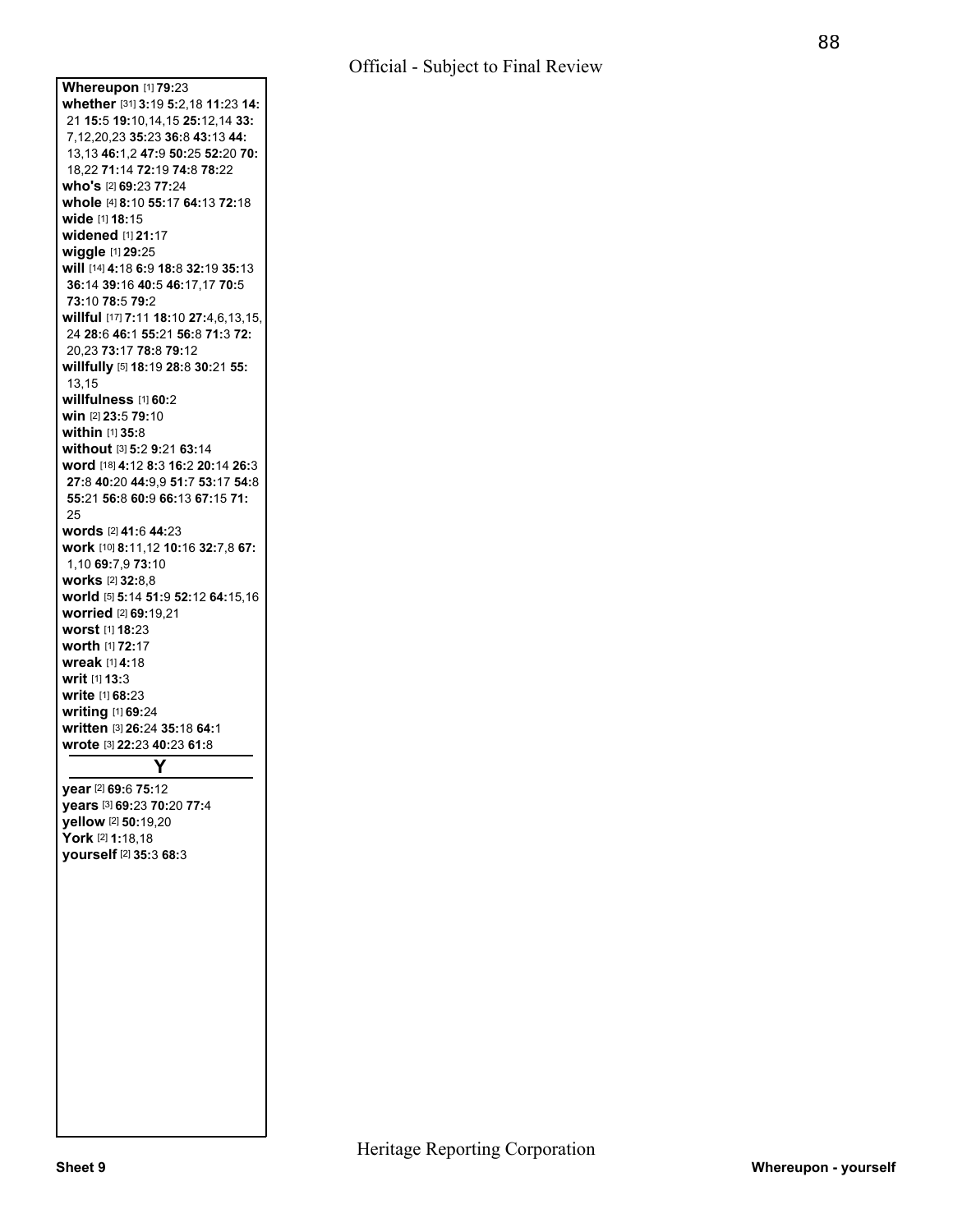**Whereupon** [1] **79:**23
**whether** [31] **3:**19 **5:**2,18 **11:**23 **14:**21 **15:**5 **19:**10,14,15 **25:**12,14 **33:**7,12,20,23 **35:**23 **36:**8 **43:**13 **44:**13,13 **46:**1,2 **47:**9 **50:**25 **52:**20 **70:**18,22 **71:**14 **72:**19 **74:**8 **78:**22
**who's** [2] **69:**23 **77:**24
**whole** [4] **8:**10 **55:**17 **64:**13 **72:**18
**wide** [1] **18:**15
**widened** [1] **21:**17
**wiggle** [1] **29:**25
**will** [14] **4:**18 **6:**9 **18:**8 **32:**19 **35:**13 **36:**14 **39:**16 **40:**5 **46:**17,17 **70:**5 **73:**10 **78:**5 **79:**2
**willful** [17] **7:**11 **18:**10 **27:**4,6,13,15,24 **28:**6 **46:**1 **55:**21 **56:**8 **71:**3 **72:**20,23 **73:**17 **78:**8 **79:**12
**willfully** [5] **18:**19 **28:**8 **30:**21 **55:**13,15
**willfulness** [1] **60:**2
**win** [2] **23:**5 **79:**10
**within** [1] **35:**8
**without** [3] **5:**2 **9:**21 **63:**14
**word** [18] **4:**12 **8:**3 **16:**2 **20:**14 **26:**3 **27:**8 **40:**20 **44:**9,9 **51:**7 **53:**17 **54:**8 **55:**21 **56:**8 **60:**9 **66:**13 **67:**15 **71:**25
**words** [2] **41:**6 **44:**23
**work** [10] **8:**11,12 **10:**16 **32:**7,8 **67:**1,10 **69:**7,9 **73:**10
**works** [2] **32:**8,8
**world** [5] **5:**14 **51:**9 **52:**12 **64:**15,16
**worried** [2] **69:**19,21
**worst** [1] **18:**23
**worth** [1] **72:**17
**wreak** [1] **4:**18
**writ** [1] **13:**3
**write** [1] **68:**23
**writing** [1] **69:**24
**written** [3] **26:**24 **35:**18 **64:**1
**wrote** [3] **22:**23 **40:**23 **61:**8

## Y

**year** [2] **69:**6 **75:**12
**years** [3] **69:**23 **70:**20 **77:**4
**yellow** [2] **50:**19,20
**York** [2] **1:**18,18
**yourself** [2] **35:**3 **68:**3